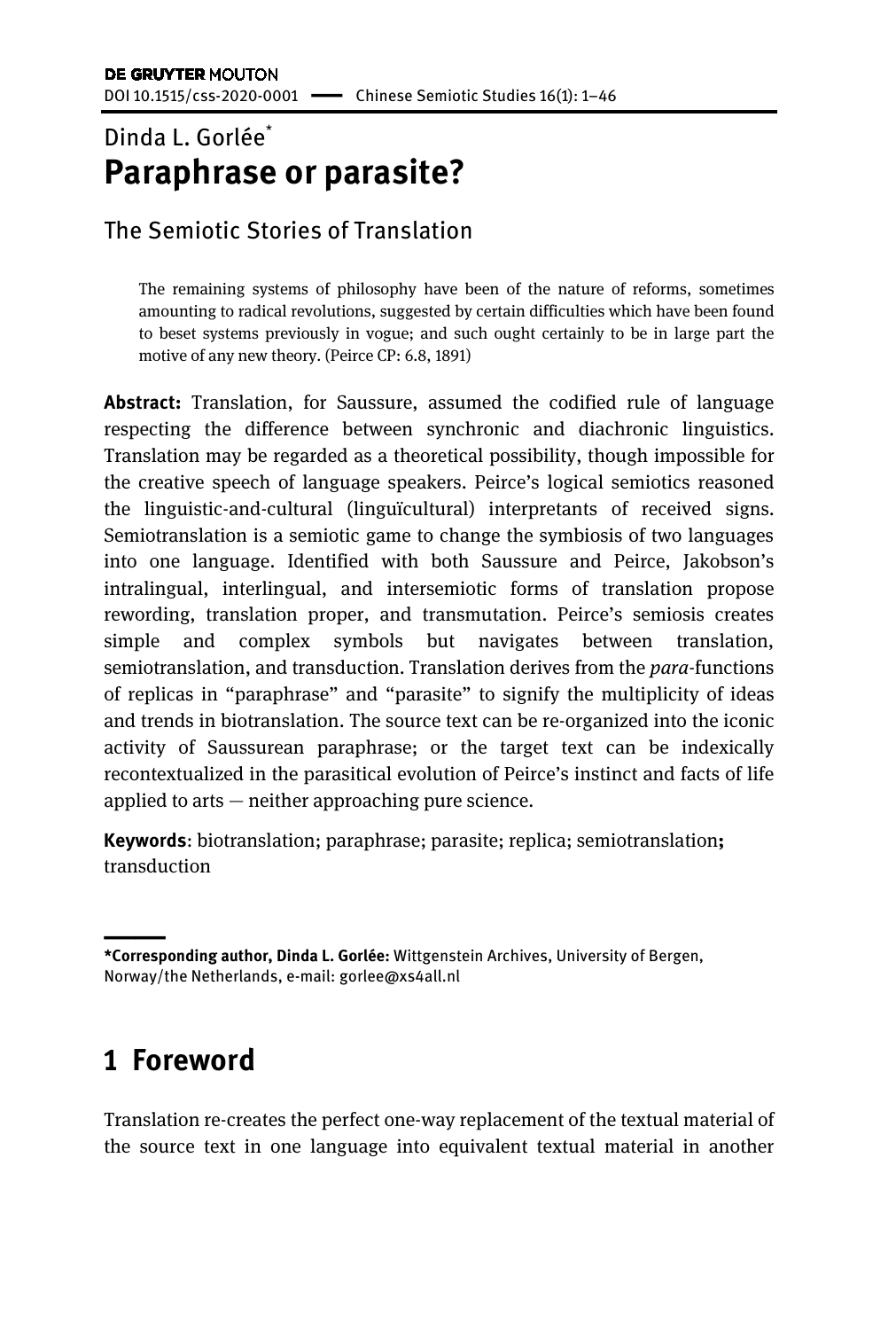Dinda L. Gorlée*

# Paraphrase or parasite?

## The Semiotic Stories of Translation

> The remaining systems of philosophy have been of the nature of reforms, sometimes amounting to radical revolutions, suggested by certain difficulties which have been found to beset systems previously in vogue; and such ought certainly to be in large part the motive of any new theory. (Peirce CP: 6.8, 1891)

**Abstract:** Translation, for Saussure, assumed the codified rule of language respecting the difference between synchronic and diachronic linguistics. Translation may be regarded as a theoretical possibility, though impossible for the creative speech of language speakers. Peirce's logical semiotics reasoned the linguistic-and-cultural (linguïcultural) interpretants of received signs. Semiotranslation is a semiotic game to change the symbiosis of two languages into one language. Identified with both Saussure and Peirce, Jakobson's intralingual, interlingual, and intersemiotic forms of translation propose rewording, translation proper, and transmutation. Peirce's semiosis creates simple and complex symbols but navigates between translation, semiotranslation, and transduction. Translation derives from the *para*-functions of replicas in "paraphrase" and "parasite" to signify the multiplicity of ideas and trends in biotranslation. The source text can be re-organized into the iconic activity of Saussurean paraphrase; or the target text can be indexically recontextualized in the parasitical evolution of Peirce's instinct and facts of life applied to arts — neither approaching pure science.

**Keywords**: biotranslation; paraphrase; parasite; replica; semiotranslation**;** transduction

---

***Corresponding author, Dinda L. Gorlée:** Wittgenstein Archives, University of Bergen, Norway/the Netherlands, e-mail: gorlee@xs4all.nl

# 1 Foreword

Translation re-creates the perfect one-way replacement of the textual material of the source text in one language into equivalent textual material in another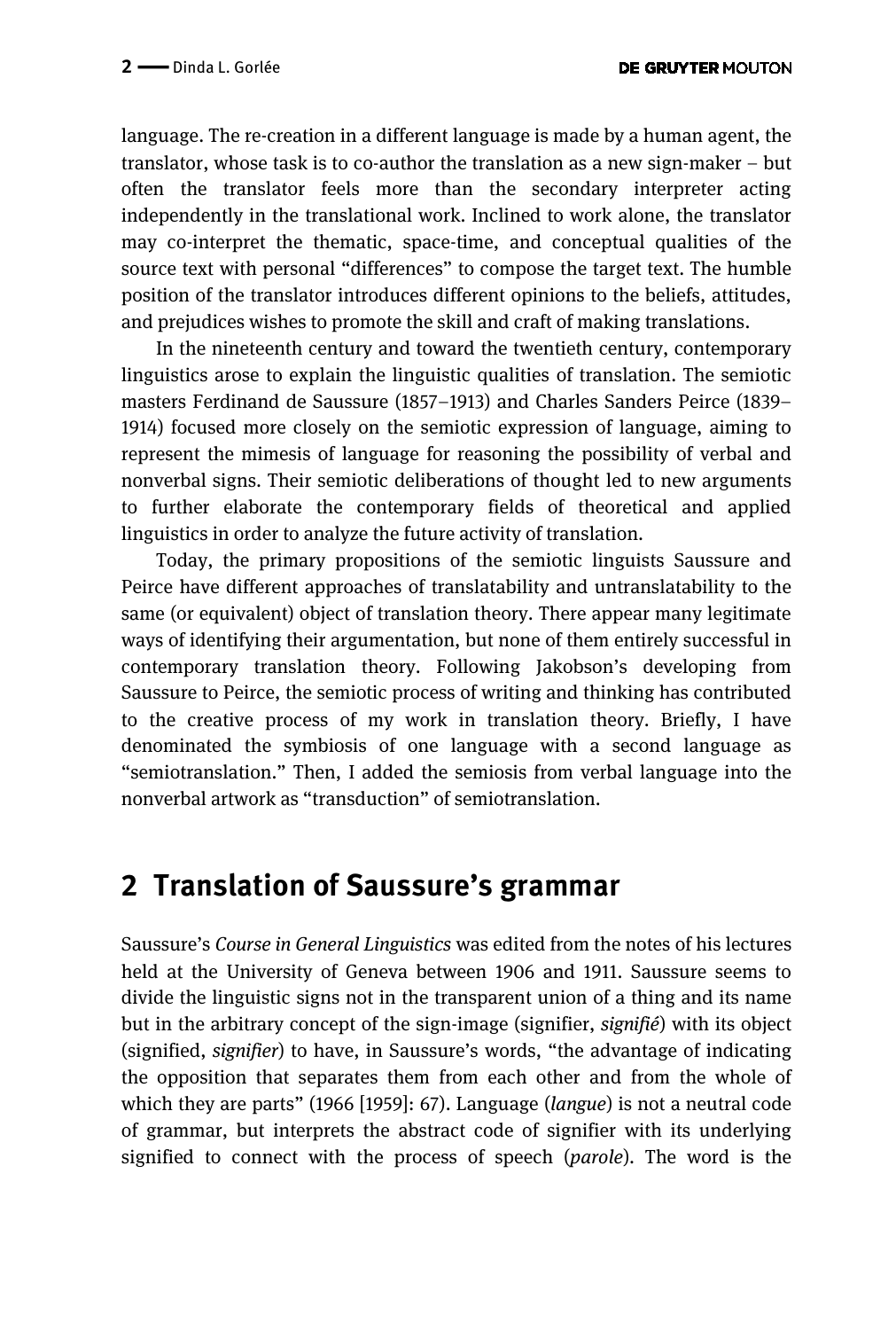language. The re-creation in a different language is made by a human agent, the translator, whose task is to co-author the translation as a new sign-maker – but often the translator feels more than the secondary interpreter acting independently in the translational work. Inclined to work alone, the translator may co-interpret the thematic, space-time, and conceptual qualities of the source text with personal "differences" to compose the target text. The humble position of the translator introduces different opinions to the beliefs, attitudes, and prejudices wishes to promote the skill and craft of making translations.

In the nineteenth century and toward the twentieth century, contemporary linguistics arose to explain the linguistic qualities of translation. The semiotic masters Ferdinand de Saussure (1857–1913) and Charles Sanders Peirce (1839–1914) focused more closely on the semiotic expression of language, aiming to represent the mimesis of language for reasoning the possibility of verbal and nonverbal signs. Their semiotic deliberations of thought led to new arguments to further elaborate the contemporary fields of theoretical and applied linguistics in order to analyze the future activity of translation.

Today, the primary propositions of the semiotic linguists Saussure and Peirce have different approaches of translatability and untranslatability to the same (or equivalent) object of translation theory. There appear many legitimate ways of identifying their argumentation, but none of them entirely successful in contemporary translation theory. Following Jakobson's developing from Saussure to Peirce, the semiotic process of writing and thinking has contributed to the creative process of my work in translation theory. Briefly, I have denominated the symbiosis of one language with a second language as "semiotranslation." Then, I added the semiosis from verbal language into the nonverbal artwork as "transduction" of semiotranslation.

## 2 Translation of Saussure's grammar

Saussure's *Course in General Linguistics* was edited from the notes of his lectures held at the University of Geneva between 1906 and 1911. Saussure seems to divide the linguistic signs not in the transparent union of a thing and its name but in the arbitrary concept of the sign-image (signifier, *signifié*) with its object (signified, *signifier*) to have, in Saussure's words, "the advantage of indicating the opposition that separates them from each other and from the whole of which they are parts" (1966 [1959]: 67). Language (*langue*) is not a neutral code of grammar, but interprets the abstract code of signifier with its underlying signified to connect with the process of speech (*parole*). The word is the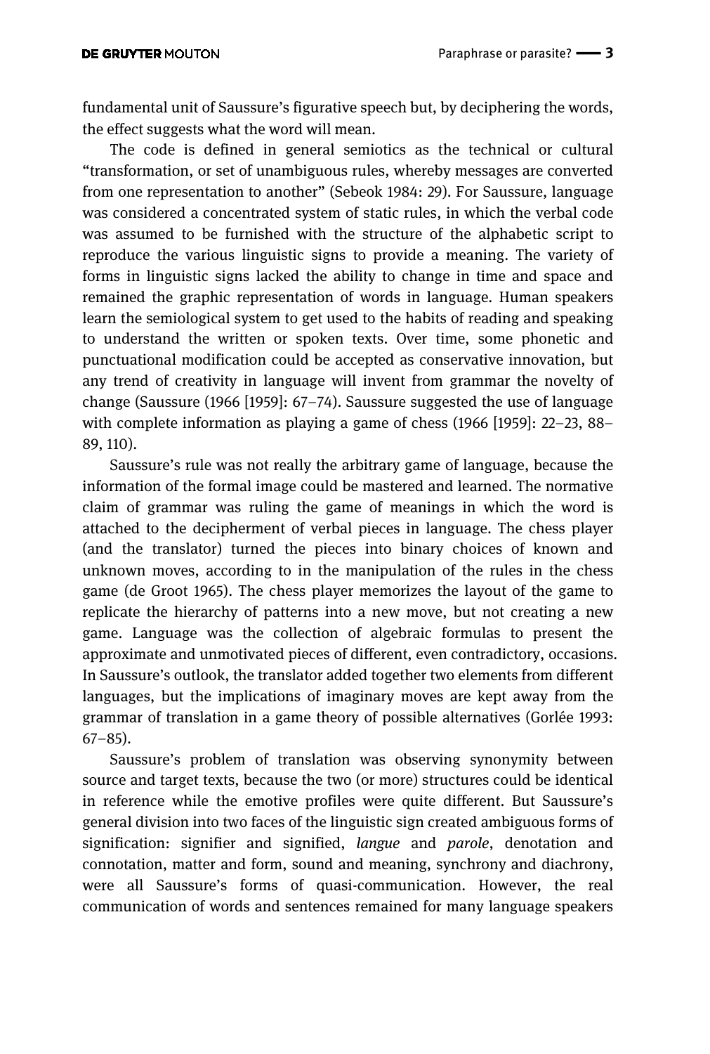fundamental unit of Saussure's figurative speech but, by deciphering the words, the effect suggests what the word will mean.

The code is defined in general semiotics as the technical or cultural "transformation, or set of unambiguous rules, whereby messages are converted from one representation to another" (Sebeok 1984: 29). For Saussure, language was considered a concentrated system of static rules, in which the verbal code was assumed to be furnished with the structure of the alphabetic script to reproduce the various linguistic signs to provide a meaning. The variety of forms in linguistic signs lacked the ability to change in time and space and remained the graphic representation of words in language. Human speakers learn the semiological system to get used to the habits of reading and speaking to understand the written or spoken texts. Over time, some phonetic and punctuational modification could be accepted as conservative innovation, but any trend of creativity in language will invent from grammar the novelty of change (Saussure (1966 [1959]: 67–74). Saussure suggested the use of language with complete information as playing a game of chess (1966 [1959]: 22–23, 88–89, 110).

Saussure's rule was not really the arbitrary game of language, because the information of the formal image could be mastered and learned. The normative claim of grammar was ruling the game of meanings in which the word is attached to the decipherment of verbal pieces in language. The chess player (and the translator) turned the pieces into binary choices of known and unknown moves, according to in the manipulation of the rules in the chess game (de Groot 1965). The chess player memorizes the layout of the game to replicate the hierarchy of patterns into a new move, but not creating a new game. Language was the collection of algebraic formulas to present the approximate and unmotivated pieces of different, even contradictory, occasions. In Saussure's outlook, the translator added together two elements from different languages, but the implications of imaginary moves are kept away from the grammar of translation in a game theory of possible alternatives (Gorlée 1993: 67–85).

Saussure's problem of translation was observing synonymity between source and target texts, because the two (or more) structures could be identical in reference while the emotive profiles were quite different. But Saussure's general division into two faces of the linguistic sign created ambiguous forms of signification: signifier and signified, *langue* and *parole*, denotation and connotation, matter and form, sound and meaning, synchrony and diachrony, were all Saussure's forms of quasi-communication. However, the real communication of words and sentences remained for many language speakers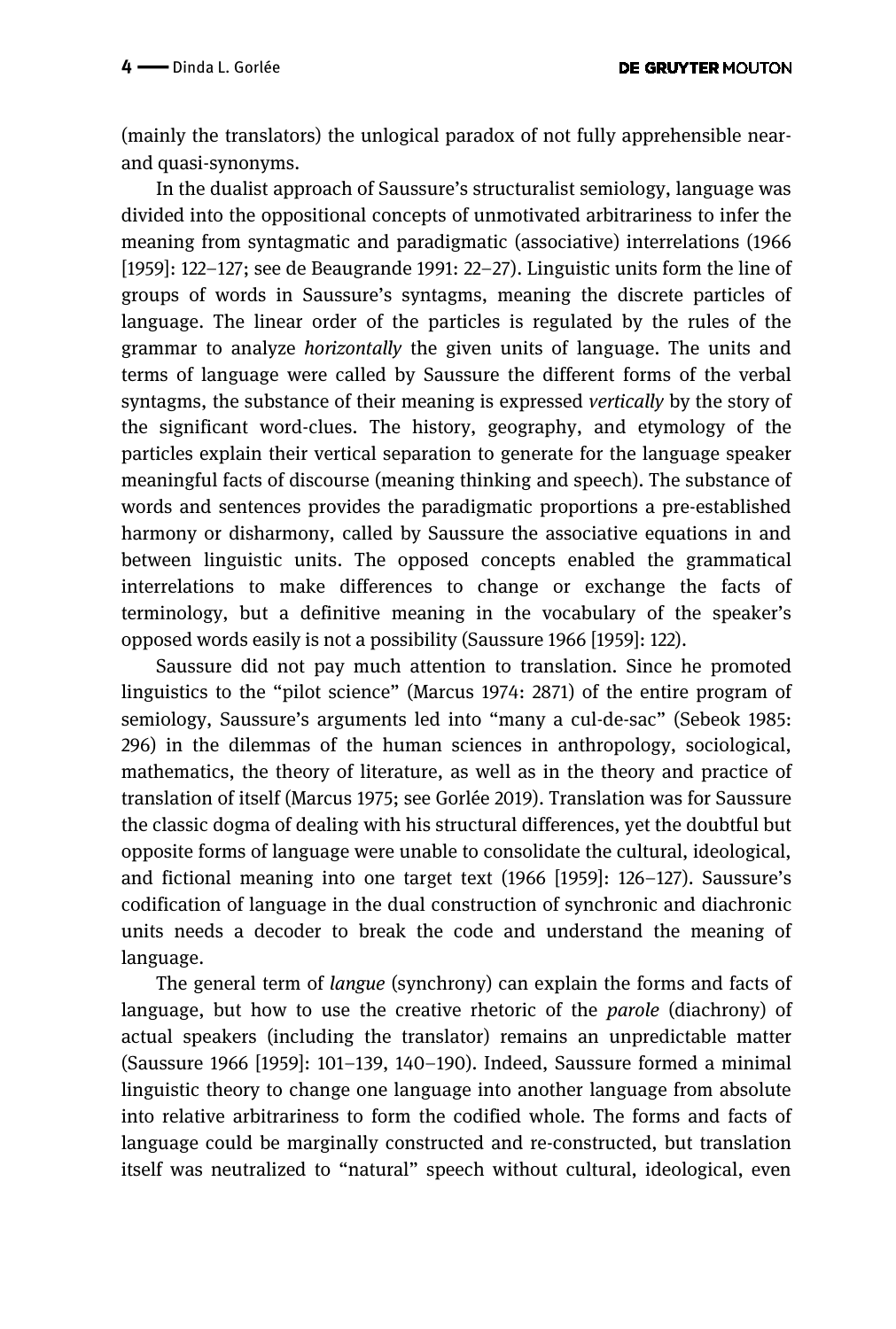(mainly the translators) the unlogical paradox of not fully apprehensible near- and quasi-synonyms.

In the dualist approach of Saussure's structuralist semiology, language was divided into the oppositional concepts of unmotivated arbitrariness to infer the meaning from syntagmatic and paradigmatic (associative) interrelations (1966 [1959]: 122–127; see de Beaugrande 1991: 22–27). Linguistic units form the line of groups of words in Saussure's syntagms, meaning the discrete particles of language. The linear order of the particles is regulated by the rules of the grammar to analyze *horizontally* the given units of language. The units and terms of language were called by Saussure the different forms of the verbal syntagms, the substance of their meaning is expressed *vertically* by the story of the significant word-clues. The history, geography, and etymology of the particles explain their vertical separation to generate for the language speaker meaningful facts of discourse (meaning thinking and speech). The substance of words and sentences provides the paradigmatic proportions a pre-established harmony or disharmony, called by Saussure the associative equations in and between linguistic units. The opposed concepts enabled the grammatical interrelations to make differences to change or exchange the facts of terminology, but a definitive meaning in the vocabulary of the speaker's opposed words easily is not a possibility (Saussure 1966 [1959]: 122).

Saussure did not pay much attention to translation. Since he promoted linguistics to the "pilot science" (Marcus 1974: 2871) of the entire program of semiology, Saussure's arguments led into "many a cul-de-sac" (Sebeok 1985: 296) in the dilemmas of the human sciences in anthropology, sociological, mathematics, the theory of literature, as well as in the theory and practice of translation of itself (Marcus 1975; see Gorlée 2019). Translation was for Saussure the classic dogma of dealing with his structural differences, yet the doubtful but opposite forms of language were unable to consolidate the cultural, ideological, and fictional meaning into one target text (1966 [1959]: 126–127). Saussure's codification of language in the dual construction of synchronic and diachronic units needs a decoder to break the code and understand the meaning of language.

The general term of *langue* (synchrony) can explain the forms and facts of language, but how to use the creative rhetoric of the *parole* (diachrony) of actual speakers (including the translator) remains an unpredictable matter (Saussure 1966 [1959]: 101–139, 140–190). Indeed, Saussure formed a minimal linguistic theory to change one language into another language from absolute into relative arbitrariness to form the codified whole. The forms and facts of language could be marginally constructed and re-constructed, but translation itself was neutralized to "natural" speech without cultural, ideological, even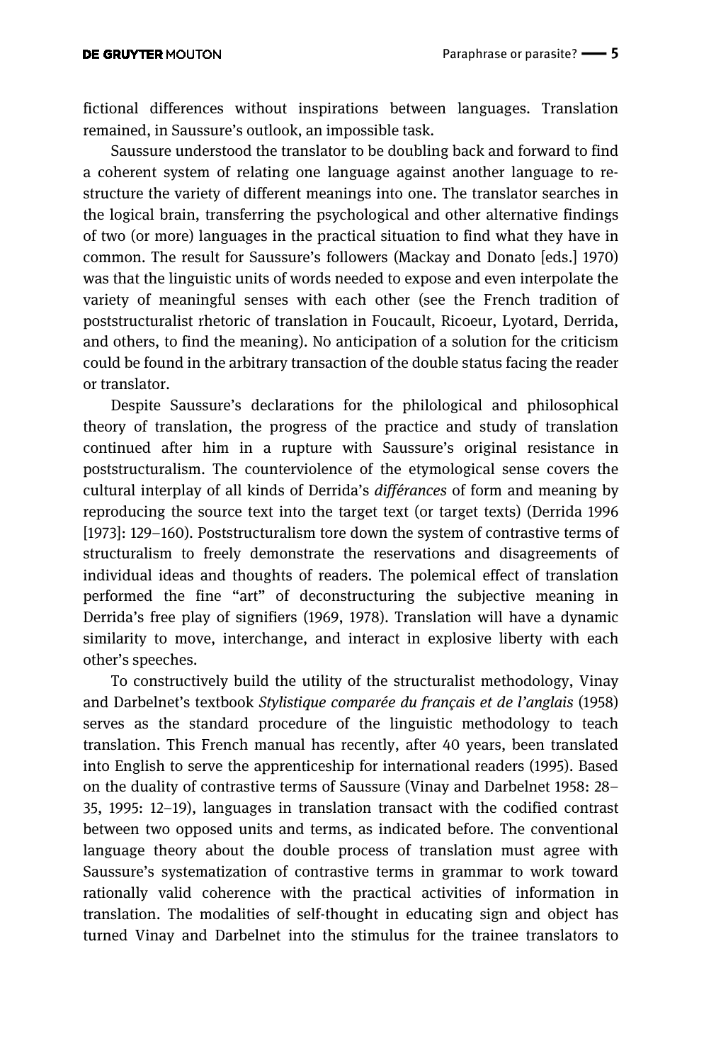fictional differences without inspirations between languages. Translation remained, in Saussure's outlook, an impossible task.

Saussure understood the translator to be doubling back and forward to find a coherent system of relating one language against another language to re-structure the variety of different meanings into one. The translator searches in the logical brain, transferring the psychological and other alternative findings of two (or more) languages in the practical situation to find what they have in common. The result for Saussure's followers (Mackay and Donato [eds.] 1970) was that the linguistic units of words needed to expose and even interpolate the variety of meaningful senses with each other (see the French tradition of poststructuralist rhetoric of translation in Foucault, Ricoeur, Lyotard, Derrida, and others, to find the meaning). No anticipation of a solution for the criticism could be found in the arbitrary transaction of the double status facing the reader or translator.

Despite Saussure's declarations for the philological and philosophical theory of translation, the progress of the practice and study of translation continued after him in a rupture with Saussure's original resistance in poststructuralism. The counterviolence of the etymological sense covers the cultural interplay of all kinds of Derrida's *différances* of form and meaning by reproducing the source text into the target text (or target texts) (Derrida 1996 [1973]: 129–160). Poststructuralism tore down the system of contrastive terms of structuralism to freely demonstrate the reservations and disagreements of individual ideas and thoughts of readers. The polemical effect of translation performed the fine "art" of deconstructuring the subjective meaning in Derrida's free play of signifiers (1969, 1978). Translation will have a dynamic similarity to move, interchange, and interact in explosive liberty with each other's speeches.

To constructively build the utility of the structuralist methodology, Vinay and Darbelnet's textbook *Stylistique comparée du français et de l'anglais* (1958) serves as the standard procedure of the linguistic methodology to teach translation. This French manual has recently, after 40 years, been translated into English to serve the apprenticeship for international readers (1995). Based on the duality of contrastive terms of Saussure (Vinay and Darbelnet 1958: 28–35, 1995: 12–19), languages in translation transact with the codified contrast between two opposed units and terms, as indicated before. The conventional language theory about the double process of translation must agree with Saussure's systematization of contrastive terms in grammar to work toward rationally valid coherence with the practical activities of information in translation. The modalities of self-thought in educating sign and object has turned Vinay and Darbelnet into the stimulus for the trainee translators to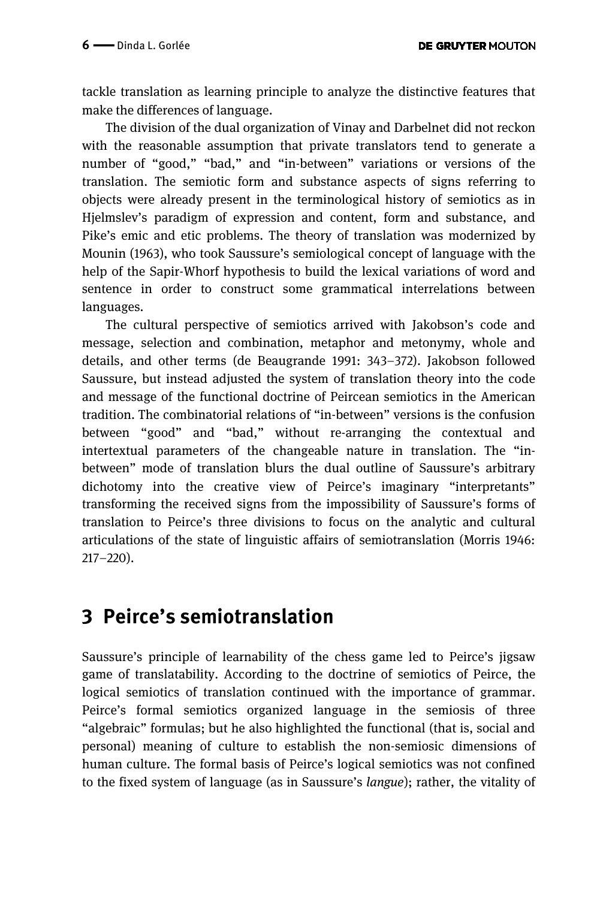tackle translation as learning principle to analyze the distinctive features that make the differences of language.

The division of the dual organization of Vinay and Darbelnet did not reckon with the reasonable assumption that private translators tend to generate a number of "good," "bad," and "in-between" variations or versions of the translation. The semiotic form and substance aspects of signs referring to objects were already present in the terminological history of semiotics as in Hjelmslev's paradigm of expression and content, form and substance, and Pike's emic and etic problems. The theory of translation was modernized by Mounin (1963), who took Saussure's semiological concept of language with the help of the Sapir-Whorf hypothesis to build the lexical variations of word and sentence in order to construct some grammatical interrelations between languages.

The cultural perspective of semiotics arrived with Jakobson's code and message, selection and combination, metaphor and metonymy, whole and details, and other terms (de Beaugrande 1991: 343–372). Jakobson followed Saussure, but instead adjusted the system of translation theory into the code and message of the functional doctrine of Peircean semiotics in the American tradition. The combinatorial relations of "in-between" versions is the confusion between "good" and "bad," without re-arranging the contextual and intertextual parameters of the changeable nature in translation. The "in-between" mode of translation blurs the dual outline of Saussure's arbitrary dichotomy into the creative view of Peirce's imaginary "interpretants" transforming the received signs from the impossibility of Saussure's forms of translation to Peirce's three divisions to focus on the analytic and cultural articulations of the state of linguistic affairs of semiotranslation (Morris 1946: 217–220).

## 3 Peirce's semiotranslation

Saussure's principle of learnability of the chess game led to Peirce's jigsaw game of translatability. According to the doctrine of semiotics of Peirce, the logical semiotics of translation continued with the importance of grammar. Peirce's formal semiotics organized language in the semiosis of three "algebraic" formulas; but he also highlighted the functional (that is, social and personal) meaning of culture to establish the non-semiosic dimensions of human culture. The formal basis of Peirce's logical semiotics was not confined to the fixed system of language (as in Saussure's *langue*); rather, the vitality of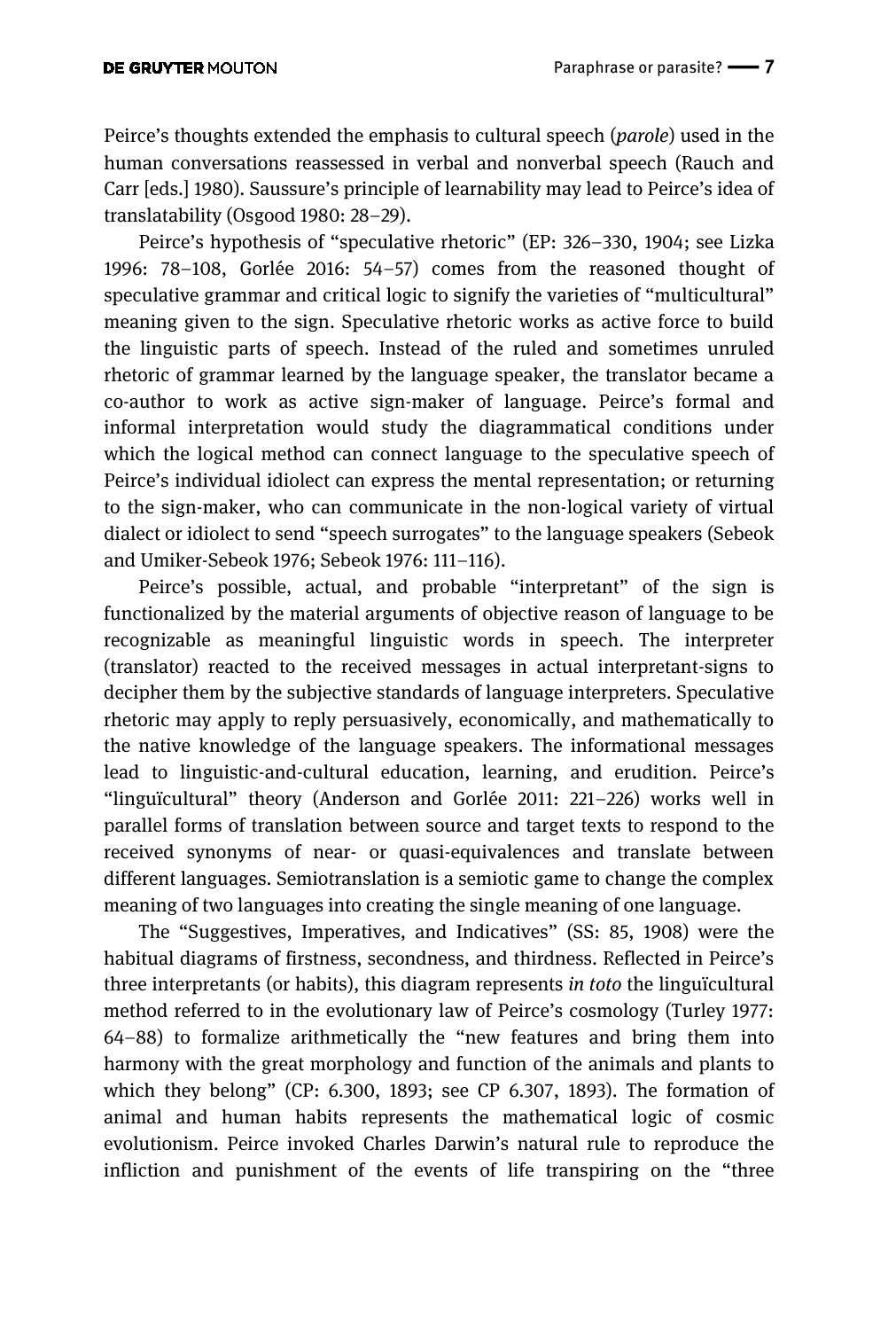Peirce's thoughts extended the emphasis to cultural speech (*parole*) used in the human conversations reassessed in verbal and nonverbal speech (Rauch and Carr [eds.] 1980). Saussure's principle of learnability may lead to Peirce's idea of translatability (Osgood 1980: 28–29).

Peirce's hypothesis of "speculative rhetoric" (EP: 326–330, 1904; see Lizka 1996: 78–108, Gorlée 2016: 54–57) comes from the reasoned thought of speculative grammar and critical logic to signify the varieties of "multicultural" meaning given to the sign. Speculative rhetoric works as active force to build the linguistic parts of speech. Instead of the ruled and sometimes unruled rhetoric of grammar learned by the language speaker, the translator became a co-author to work as active sign-maker of language. Peirce's formal and informal interpretation would study the diagrammatical conditions under which the logical method can connect language to the speculative speech of Peirce's individual idiolect can express the mental representation; or returning to the sign-maker, who can communicate in the non-logical variety of virtual dialect or idiolect to send "speech surrogates" to the language speakers (Sebeok and Umiker-Sebeok 1976; Sebeok 1976: 111–116).

Peirce's possible, actual, and probable "interpretant" of the sign is functionalized by the material arguments of objective reason of language to be recognizable as meaningful linguistic words in speech. The interpreter (translator) reacted to the received messages in actual interpretant-signs to decipher them by the subjective standards of language interpreters. Speculative rhetoric may apply to reply persuasively, economically, and mathematically to the native knowledge of the language speakers. The informational messages lead to linguistic-and-cultural education, learning, and erudition. Peirce's "linguïcultural" theory (Anderson and Gorlée 2011: 221–226) works well in parallel forms of translation between source and target texts to respond to the received synonyms of near- or quasi-equivalences and translate between different languages. Semiotranslation is a semiotic game to change the complex meaning of two languages into creating the single meaning of one language.

The "Suggestives, Imperatives, and Indicatives" (SS: 85, 1908) were the habitual diagrams of firstness, secondness, and thirdness. Reflected in Peirce's three interpretants (or habits), this diagram represents *in toto* the linguïcultural method referred to in the evolutionary law of Peirce's cosmology (Turley 1977: 64–88) to formalize arithmetically the "new features and bring them into harmony with the great morphology and function of the animals and plants to which they belong" (CP: 6.300, 1893; see CP 6.307, 1893). The formation of animal and human habits represents the mathematical logic of cosmic evolutionism. Peirce invoked Charles Darwin's natural rule to reproduce the infliction and punishment of the events of life transpiring on the "three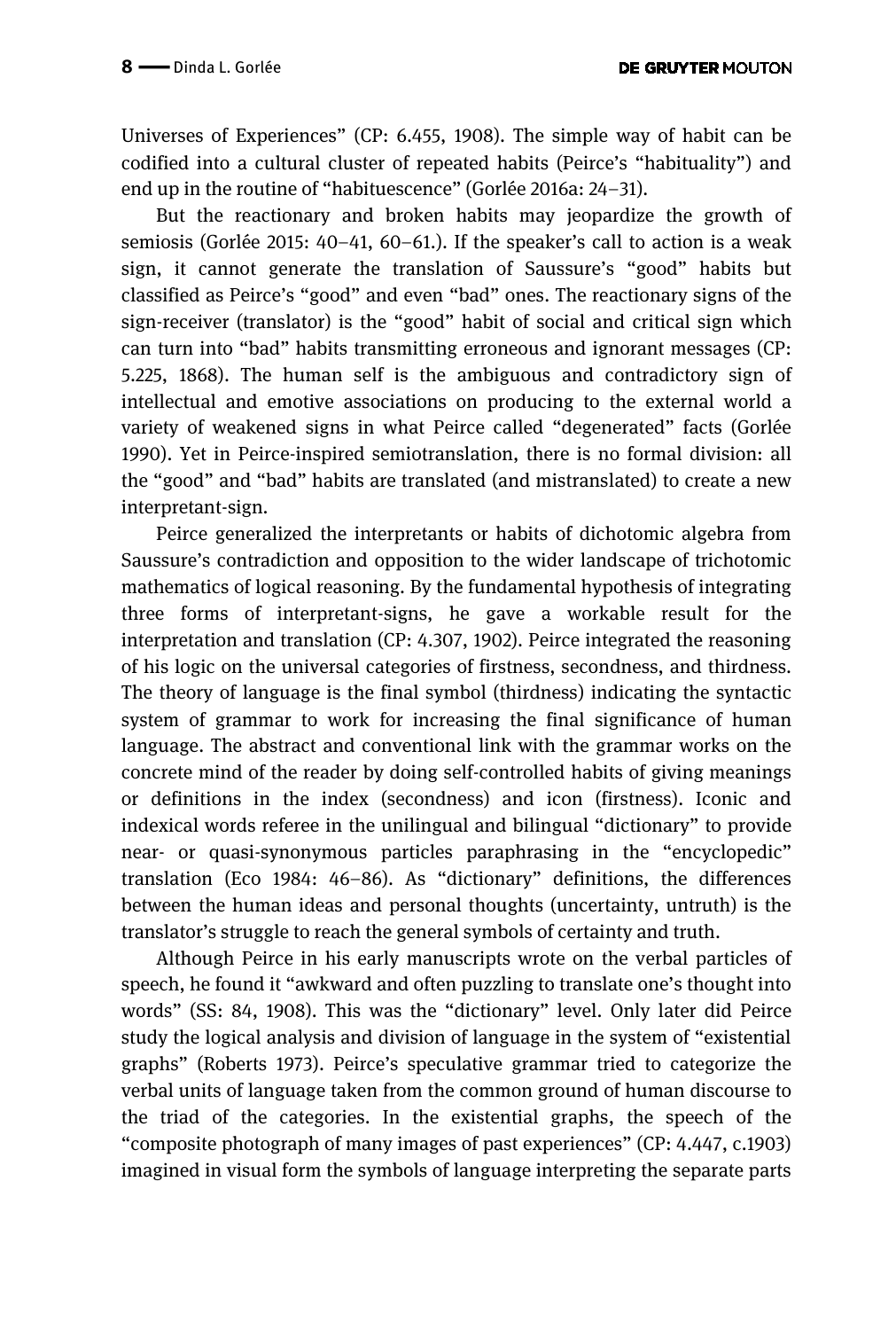Universes of Experiences" (CP: 6.455, 1908). The simple way of habit can be codified into a cultural cluster of repeated habits (Peirce's "habituality") and end up in the routine of "habituescence" (Gorlée 2016a: 24–31).

But the reactionary and broken habits may jeopardize the growth of semiosis (Gorlée 2015: 40–41, 60–61.). If the speaker's call to action is a weak sign, it cannot generate the translation of Saussure's "good" habits but classified as Peirce's "good" and even "bad" ones. The reactionary signs of the sign-receiver (translator) is the "good" habit of social and critical sign which can turn into "bad" habits transmitting erroneous and ignorant messages (CP: 5.225, 1868). The human self is the ambiguous and contradictory sign of intellectual and emotive associations on producing to the external world a variety of weakened signs in what Peirce called "degenerated" facts (Gorlée 1990). Yet in Peirce-inspired semiotranslation, there is no formal division: all the "good" and "bad" habits are translated (and mistranslated) to create a new interpretant-sign.

Peirce generalized the interpretants or habits of dichotomic algebra from Saussure's contradiction and opposition to the wider landscape of trichotomic mathematics of logical reasoning. By the fundamental hypothesis of integrating three forms of interpretant-signs, he gave a workable result for the interpretation and translation (CP: 4.307, 1902). Peirce integrated the reasoning of his logic on the universal categories of firstness, secondness, and thirdness. The theory of language is the final symbol (thirdness) indicating the syntactic system of grammar to work for increasing the final significance of human language. The abstract and conventional link with the grammar works on the concrete mind of the reader by doing self-controlled habits of giving meanings or definitions in the index (secondness) and icon (firstness). Iconic and indexical words referee in the unilingual and bilingual "dictionary" to provide near- or quasi-synonymous particles paraphrasing in the "encyclopedic" translation (Eco 1984: 46–86). As "dictionary" definitions, the differences between the human ideas and personal thoughts (uncertainty, untruth) is the translator's struggle to reach the general symbols of certainty and truth.

Although Peirce in his early manuscripts wrote on the verbal particles of speech, he found it "awkward and often puzzling to translate one's thought into words" (SS: 84, 1908). This was the "dictionary" level. Only later did Peirce study the logical analysis and division of language in the system of "existential graphs" (Roberts 1973). Peirce's speculative grammar tried to categorize the verbal units of language taken from the common ground of human discourse to the triad of the categories. In the existential graphs, the speech of the "composite photograph of many images of past experiences" (CP: 4.447, c.1903) imagined in visual form the symbols of language interpreting the separate parts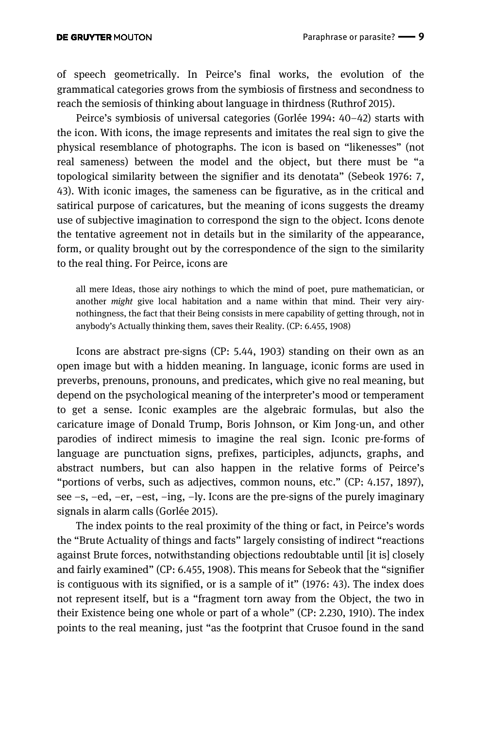of speech geometrically. In Peirce's final works, the evolution of the grammatical categories grows from the symbiosis of firstness and secondness to reach the semiosis of thinking about language in thirdness (Ruthrof 2015).

Peirce's symbiosis of universal categories (Gorlée 1994: 40–42) starts with the icon. With icons, the image represents and imitates the real sign to give the physical resemblance of photographs. The icon is based on "likenesses" (not real sameness) between the model and the object, but there must be "a topological similarity between the signifier and its denotata" (Sebeok 1976: 7, 43). With iconic images, the sameness can be figurative, as in the critical and satirical purpose of caricatures, but the meaning of icons suggests the dreamy use of subjective imagination to correspond the sign to the object. Icons denote the tentative agreement not in details but in the similarity of the appearance, form, or quality brought out by the correspondence of the sign to the similarity to the real thing. For Peirce, icons are

> all mere Ideas, those airy nothings to which the mind of poet, pure mathematician, or another *might* give local habitation and a name within that mind. Their very airy-nothingness, the fact that their Being consists in mere capability of getting through, not in anybody's Actually thinking them, saves their Reality. (CP: 6.455, 1908)

Icons are abstract pre-signs (CP: 5.44, 1903) standing on their own as an open image but with a hidden meaning. In language, iconic forms are used in preverbs, prenouns, pronouns, and predicates, which give no real meaning, but depend on the psychological meaning of the interpreter's mood or temperament to get a sense. Iconic examples are the algebraic formulas, but also the caricature image of Donald Trump, Boris Johnson, or Kim Jong-un, and other parodies of indirect mimesis to imagine the real sign. Iconic pre-forms of language are punctuation signs, prefixes, participles, adjuncts, graphs, and abstract numbers, but can also happen in the relative forms of Peirce's "portions of verbs, such as adjectives, common nouns, etc." (CP: 4.157, 1897), see –s, –ed, –er, –est, –ing, –ly. Icons are the pre-signs of the purely imaginary signals in alarm calls (Gorlée 2015).

The index points to the real proximity of the thing or fact, in Peirce's words the "Brute Actuality of things and facts" largely consisting of indirect "reactions against Brute forces, notwithstanding objections redoubtable until [it is] closely and fairly examined" (CP: 6.455, 1908). This means for Sebeok that the "signifier is contiguous with its signified, or is a sample of it" (1976: 43). The index does not represent itself, but is a "fragment torn away from the Object, the two in their Existence being one whole or part of a whole" (CP: 2.230, 1910). The index points to the real meaning, just "as the footprint that Crusoe found in the sand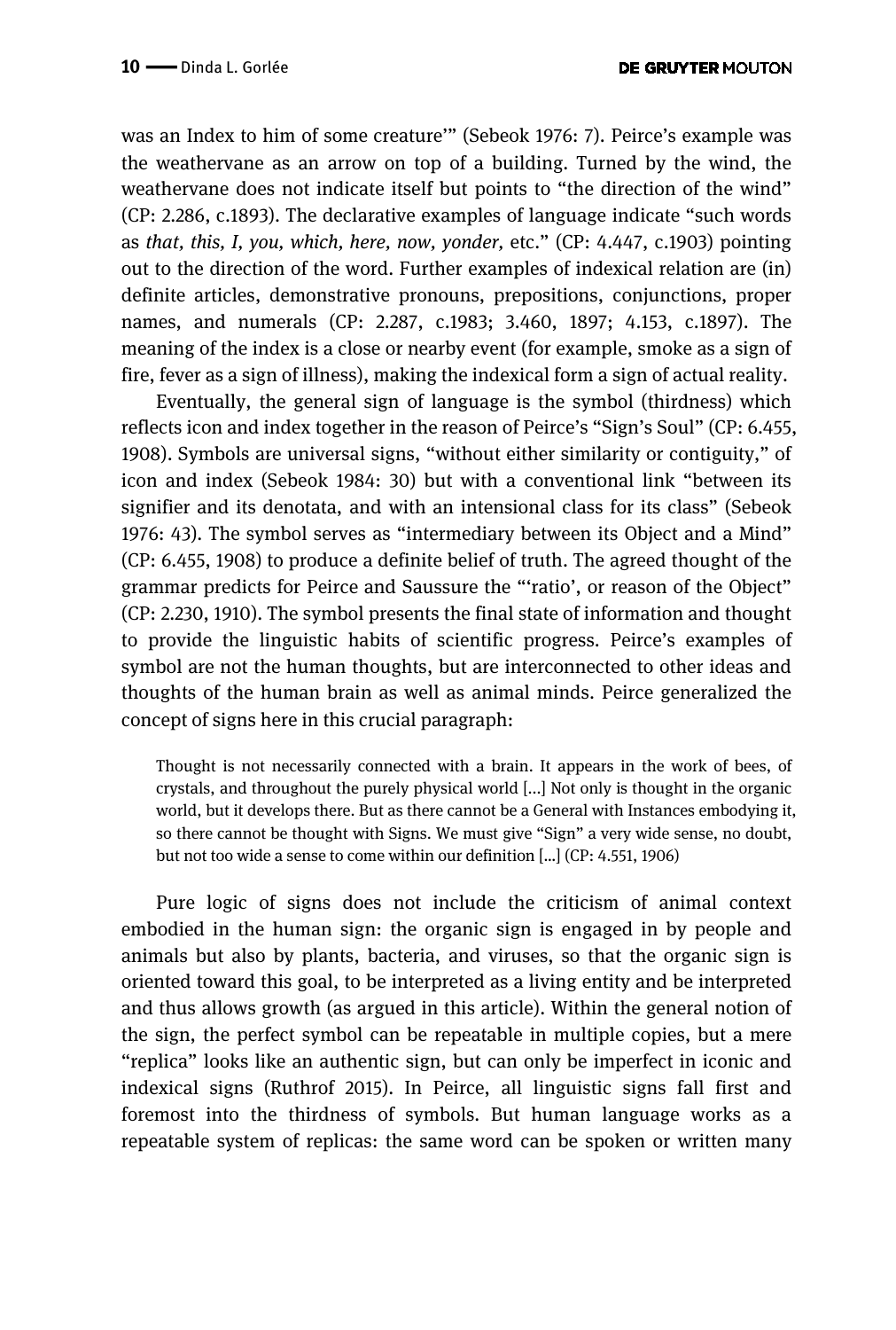was an Index to him of some creature'" (Sebeok 1976: 7). Peirce's example was the weathervane as an arrow on top of a building. Turned by the wind, the weathervane does not indicate itself but points to "the direction of the wind" (CP: 2.286, c.1893). The declarative examples of language indicate "such words as *that, this, I, you, which, here, now, yonder,* etc." (CP: 4.447, c.1903) pointing out to the direction of the word. Further examples of indexical relation are (in) definite articles, demonstrative pronouns, prepositions, conjunctions, proper names, and numerals (CP: 2.287, c.1983; 3.460, 1897; 4.153, c.1897). The meaning of the index is a close or nearby event (for example, smoke as a sign of fire, fever as a sign of illness), making the indexical form a sign of actual reality.

Eventually, the general sign of language is the symbol (thirdness) which reflects icon and index together in the reason of Peirce's "Sign's Soul" (CP: 6.455, 1908). Symbols are universal signs, "without either similarity or contiguity," of icon and index (Sebeok 1984: 30) but with a conventional link "between its signifier and its denotata, and with an intensional class for its class" (Sebeok 1976: 43). The symbol serves as "intermediary between its Object and a Mind" (CP: 6.455, 1908) to produce a definite belief of truth. The agreed thought of the grammar predicts for Peirce and Saussure the "'ratio', or reason of the Object" (CP: 2.230, 1910). The symbol presents the final state of information and thought to provide the linguistic habits of scientific progress. Peirce's examples of symbol are not the human thoughts, but are interconnected to other ideas and thoughts of the human brain as well as animal minds. Peirce generalized the concept of signs here in this crucial paragraph:

> Thought is not necessarily connected with a brain. It appears in the work of bees, of crystals, and throughout the purely physical world […] Not only is thought in the organic world, but it develops there. But as there cannot be a General with Instances embodying it, so there cannot be thought with Signs. We must give "Sign" a very wide sense, no doubt, but not too wide a sense to come within our definition […] (CP: 4.551, 1906)

Pure logic of signs does not include the criticism of animal context embodied in the human sign: the organic sign is engaged in by people and animals but also by plants, bacteria, and viruses, so that the organic sign is oriented toward this goal, to be interpreted as a living entity and be interpreted and thus allows growth (as argued in this article). Within the general notion of the sign, the perfect symbol can be repeatable in multiple copies, but a mere "replica" looks like an authentic sign, but can only be imperfect in iconic and indexical signs (Ruthrof 2015). In Peirce, all linguistic signs fall first and foremost into the thirdness of symbols. But human language works as a repeatable system of replicas: the same word can be spoken or written many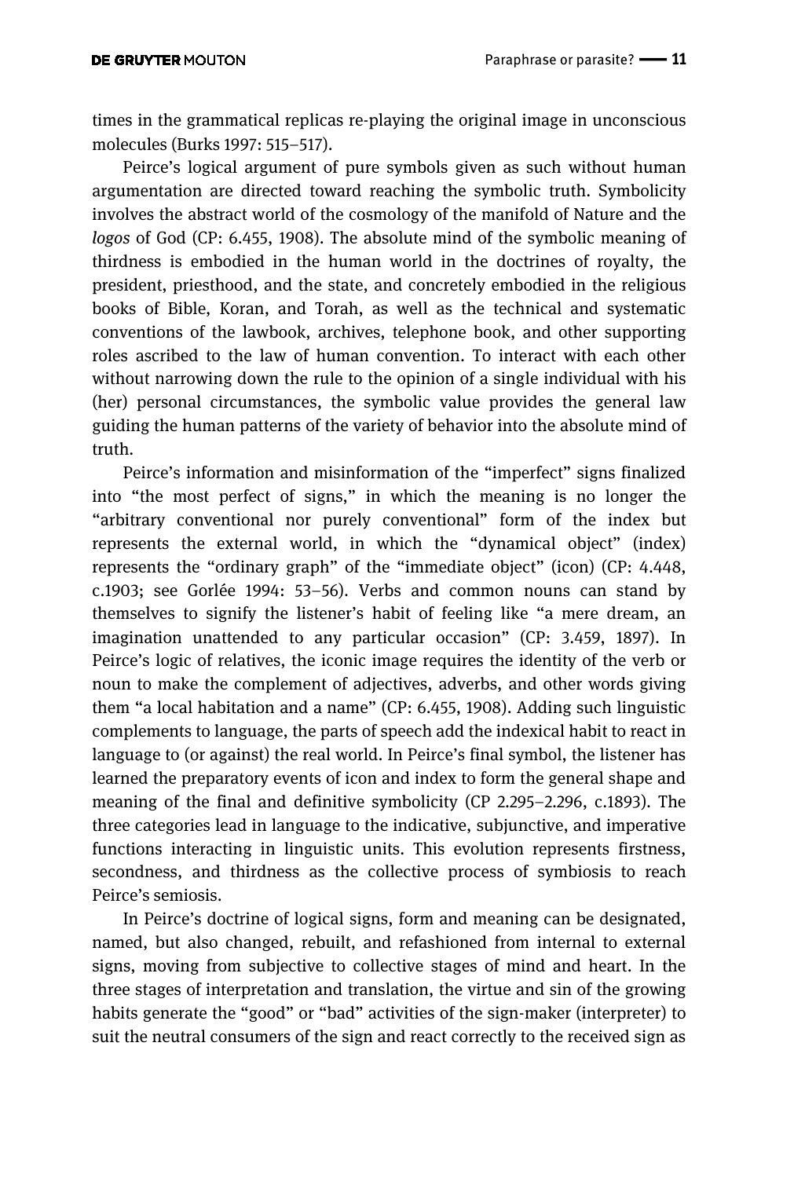times in the grammatical replicas re-playing the original image in unconscious molecules (Burks 1997: 515–517).

Peirce's logical argument of pure symbols given as such without human argumentation are directed toward reaching the symbolic truth. Symbolicity involves the abstract world of the cosmology of the manifold of Nature and the *logos* of God (CP: 6.455, 1908). The absolute mind of the symbolic meaning of thirdness is embodied in the human world in the doctrines of royalty, the president, priesthood, and the state, and concretely embodied in the religious books of Bible, Koran, and Torah, as well as the technical and systematic conventions of the lawbook, archives, telephone book, and other supporting roles ascribed to the law of human convention. To interact with each other without narrowing down the rule to the opinion of a single individual with his (her) personal circumstances, the symbolic value provides the general law guiding the human patterns of the variety of behavior into the absolute mind of truth.

Peirce's information and misinformation of the "imperfect" signs finalized into "the most perfect of signs," in which the meaning is no longer the "arbitrary conventional nor purely conventional" form of the index but represents the external world, in which the "dynamical object" (index) represents the "ordinary graph" of the "immediate object" (icon) (CP: 4.448, c.1903; see Gorlée 1994: 53–56). Verbs and common nouns can stand by themselves to signify the listener's habit of feeling like "a mere dream, an imagination unattended to any particular occasion" (CP: 3.459, 1897). In Peirce's logic of relatives, the iconic image requires the identity of the verb or noun to make the complement of adjectives, adverbs, and other words giving them "a local habitation and a name" (CP: 6.455, 1908). Adding such linguistic complements to language, the parts of speech add the indexical habit to react in language to (or against) the real world. In Peirce's final symbol, the listener has learned the preparatory events of icon and index to form the general shape and meaning of the final and definitive symbolicity (CP 2.295–2.296, c.1893). The three categories lead in language to the indicative, subjunctive, and imperative functions interacting in linguistic units. This evolution represents firstness, secondness, and thirdness as the collective process of symbiosis to reach Peirce's semiosis.

In Peirce's doctrine of logical signs, form and meaning can be designated, named, but also changed, rebuilt, and refashioned from internal to external signs, moving from subjective to collective stages of mind and heart. In the three stages of interpretation and translation, the virtue and sin of the growing habits generate the "good" or "bad" activities of the sign-maker (interpreter) to suit the neutral consumers of the sign and react correctly to the received sign as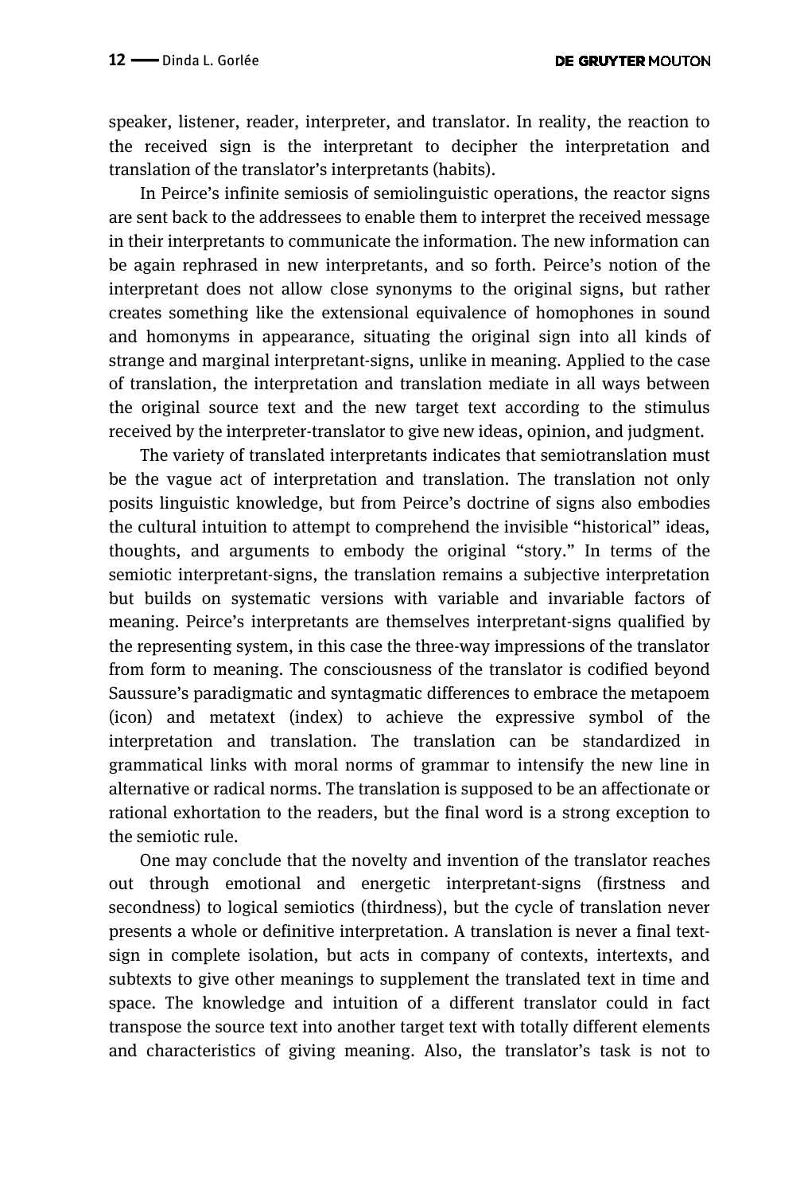speaker, listener, reader, interpreter, and translator. In reality, the reaction to the received sign is the interpretant to decipher the interpretation and translation of the translator's interpretants (habits).

In Peirce's infinite semiosis of semiolinguistic operations, the reactor signs are sent back to the addressees to enable them to interpret the received message in their interpretants to communicate the information. The new information can be again rephrased in new interpretants, and so forth. Peirce's notion of the interpretant does not allow close synonyms to the original signs, but rather creates something like the extensional equivalence of homophones in sound and homonyms in appearance, situating the original sign into all kinds of strange and marginal interpretant-signs, unlike in meaning. Applied to the case of translation, the interpretation and translation mediate in all ways between the original source text and the new target text according to the stimulus received by the interpreter-translator to give new ideas, opinion, and judgment.

The variety of translated interpretants indicates that semiotranslation must be the vague act of interpretation and translation. The translation not only posits linguistic knowledge, but from Peirce's doctrine of signs also embodies the cultural intuition to attempt to comprehend the invisible "historical" ideas, thoughts, and arguments to embody the original "story." In terms of the semiotic interpretant-signs, the translation remains a subjective interpretation but builds on systematic versions with variable and invariable factors of meaning. Peirce's interpretants are themselves interpretant-signs qualified by the representing system, in this case the three-way impressions of the translator from form to meaning. The consciousness of the translator is codified beyond Saussure's paradigmatic and syntagmatic differences to embrace the metapoem (icon) and metatext (index) to achieve the expressive symbol of the interpretation and translation. The translation can be standardized in grammatical links with moral norms of grammar to intensify the new line in alternative or radical norms. The translation is supposed to be an affectionate or rational exhortation to the readers, but the final word is a strong exception to the semiotic rule.

One may conclude that the novelty and invention of the translator reaches out through emotional and energetic interpretant-signs (firstness and secondness) to logical semiotics (thirdness), but the cycle of translation never presents a whole or definitive interpretation. A translation is never a final text-sign in complete isolation, but acts in company of contexts, intertexts, and subtexts to give other meanings to supplement the translated text in time and space. The knowledge and intuition of a different translator could in fact transpose the source text into another target text with totally different elements and characteristics of giving meaning. Also, the translator's task is not to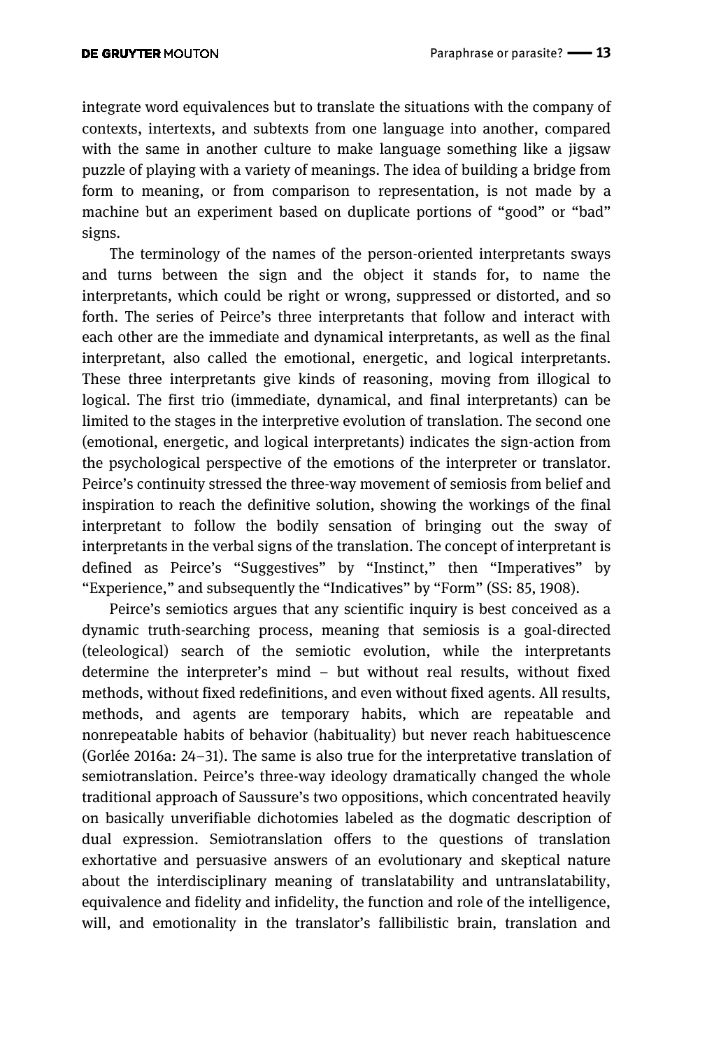integrate word equivalences but to translate the situations with the company of contexts, intertexts, and subtexts from one language into another, compared with the same in another culture to make language something like a jigsaw puzzle of playing with a variety of meanings. The idea of building a bridge from form to meaning, or from comparison to representation, is not made by a machine but an experiment based on duplicate portions of "good" or "bad" signs.

The terminology of the names of the person-oriented interpretants sways and turns between the sign and the object it stands for, to name the interpretants, which could be right or wrong, suppressed or distorted, and so forth. The series of Peirce's three interpretants that follow and interact with each other are the immediate and dynamical interpretants, as well as the final interpretant, also called the emotional, energetic, and logical interpretants. These three interpretants give kinds of reasoning, moving from illogical to logical. The first trio (immediate, dynamical, and final interpretants) can be limited to the stages in the interpretive evolution of translation. The second one (emotional, energetic, and logical interpretants) indicates the sign-action from the psychological perspective of the emotions of the interpreter or translator. Peirce's continuity stressed the three-way movement of semiosis from belief and inspiration to reach the definitive solution, showing the workings of the final interpretant to follow the bodily sensation of bringing out the sway of interpretants in the verbal signs of the translation. The concept of interpretant is defined as Peirce's "Suggestives" by "Instinct," then "Imperatives" by "Experience," and subsequently the "Indicatives" by "Form" (SS: 85, 1908).

Peirce's semiotics argues that any scientific inquiry is best conceived as a dynamic truth-searching process, meaning that semiosis is a goal-directed (teleological) search of the semiotic evolution, while the interpretants determine the interpreter's mind – but without real results, without fixed methods, without fixed redefinitions, and even without fixed agents. All results, methods, and agents are temporary habits, which are repeatable and nonrepeatable habits of behavior (habituality) but never reach habituescence (Gorlée 2016a: 24–31). The same is also true for the interpretative translation of semiotranslation. Peirce's three-way ideology dramatically changed the whole traditional approach of Saussure's two oppositions, which concentrated heavily on basically unverifiable dichotomies labeled as the dogmatic description of dual expression. Semiotranslation offers to the questions of translation exhortative and persuasive answers of an evolutionary and skeptical nature about the interdisciplinary meaning of translatability and untranslatability, equivalence and fidelity and infidelity, the function and role of the intelligence, will, and emotionality in the translator's fallibilistic brain, translation and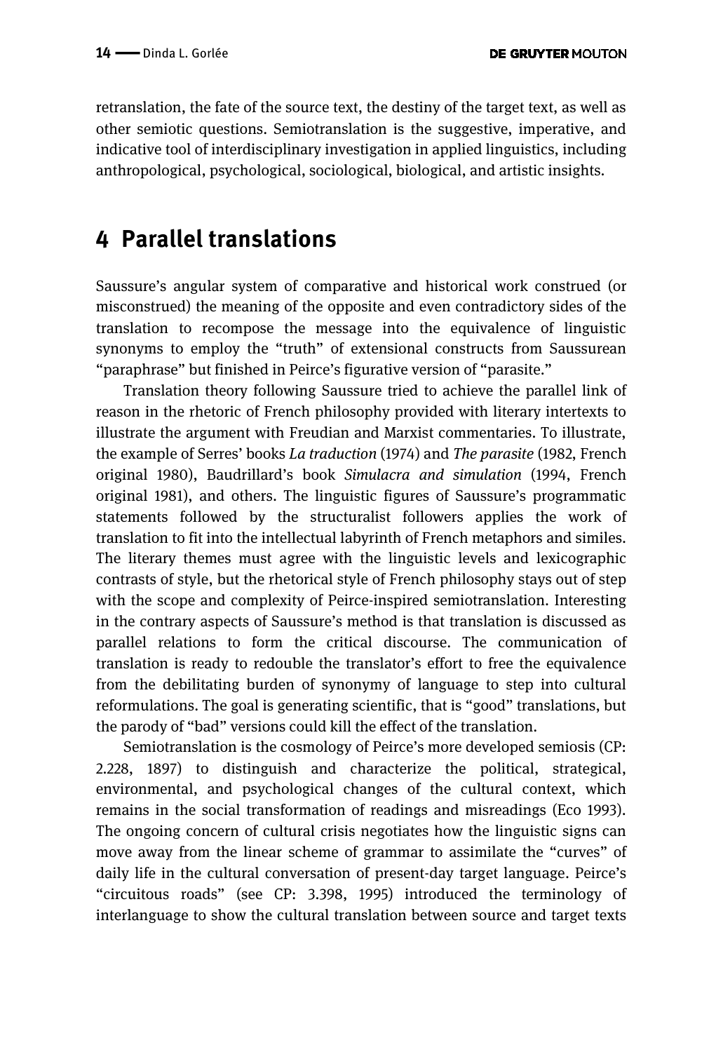retranslation, the fate of the source text, the destiny of the target text, as well as other semiotic questions. Semiotranslation is the suggestive, imperative, and indicative tool of interdisciplinary investigation in applied linguistics, including anthropological, psychological, sociological, biological, and artistic insights.

## 4 Parallel translations

Saussure's angular system of comparative and historical work construed (or misconstrued) the meaning of the opposite and even contradictory sides of the translation to recompose the message into the equivalence of linguistic synonyms to employ the "truth" of extensional constructs from Saussurean "paraphrase" but finished in Peirce's figurative version of "parasite."

Translation theory following Saussure tried to achieve the parallel link of reason in the rhetoric of French philosophy provided with literary intertexts to illustrate the argument with Freudian and Marxist commentaries. To illustrate, the example of Serres' books *La traduction* (1974) and *The parasite* (1982, French original 1980), Baudrillard's book *Simulacra and simulation* (1994, French original 1981), and others. The linguistic figures of Saussure's programmatic statements followed by the structuralist followers applies the work of translation to fit into the intellectual labyrinth of French metaphors and similes. The literary themes must agree with the linguistic levels and lexicographic contrasts of style, but the rhetorical style of French philosophy stays out of step with the scope and complexity of Peirce-inspired semiotranslation. Interesting in the contrary aspects of Saussure's method is that translation is discussed as parallel relations to form the critical discourse. The communication of translation is ready to redouble the translator's effort to free the equivalence from the debilitating burden of synonymy of language to step into cultural reformulations. The goal is generating scientific, that is "good" translations, but the parody of "bad" versions could kill the effect of the translation.

Semiotranslation is the cosmology of Peirce's more developed semiosis (CP: 2.228, 1897) to distinguish and characterize the political, strategical, environmental, and psychological changes of the cultural context, which remains in the social transformation of readings and misreadings (Eco 1993). The ongoing concern of cultural crisis negotiates how the linguistic signs can move away from the linear scheme of grammar to assimilate the "curves" of daily life in the cultural conversation of present-day target language. Peirce's "circuitous roads" (see CP: 3.398, 1995) introduced the terminology of interlanguage to show the cultural translation between source and target texts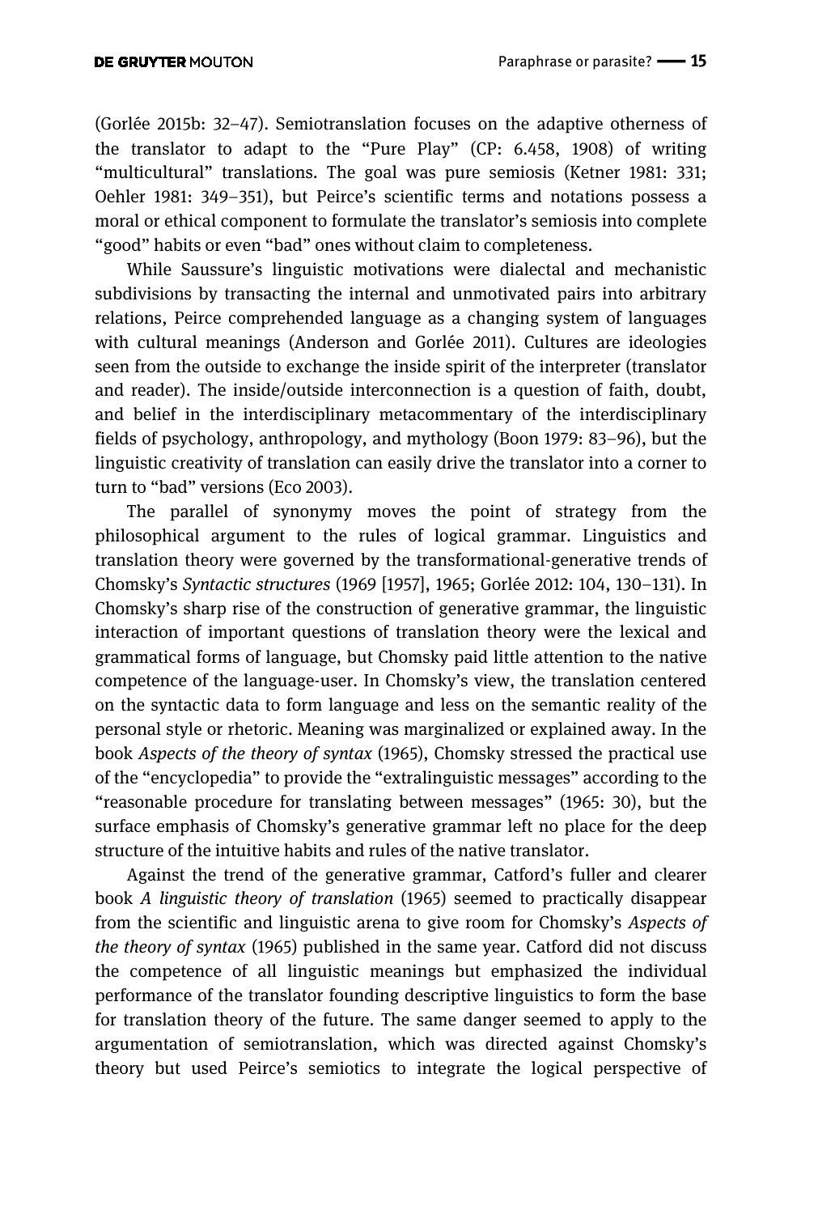(Gorlée 2015b: 32–47). Semiotranslation focuses on the adaptive otherness of the translator to adapt to the "Pure Play" (CP: 6.458, 1908) of writing "multicultural" translations. The goal was pure semiosis (Ketner 1981: 331; Oehler 1981: 349–351), but Peirce's scientific terms and notations possess a moral or ethical component to formulate the translator's semiosis into complete "good" habits or even "bad" ones without claim to completeness.

While Saussure's linguistic motivations were dialectal and mechanistic subdivisions by transacting the internal and unmotivated pairs into arbitrary relations, Peirce comprehended language as a changing system of languages with cultural meanings (Anderson and Gorlée 2011). Cultures are ideologies seen from the outside to exchange the inside spirit of the interpreter (translator and reader). The inside/outside interconnection is a question of faith, doubt, and belief in the interdisciplinary metacommentary of the interdisciplinary fields of psychology, anthropology, and mythology (Boon 1979: 83–96), but the linguistic creativity of translation can easily drive the translator into a corner to turn to "bad" versions (Eco 2003).

The parallel of synonymy moves the point of strategy from the philosophical argument to the rules of logical grammar. Linguistics and translation theory were governed by the transformational-generative trends of Chomsky's *Syntactic structures* (1969 [1957], 1965; Gorlée 2012: 104, 130–131). In Chomsky's sharp rise of the construction of generative grammar, the linguistic interaction of important questions of translation theory were the lexical and grammatical forms of language, but Chomsky paid little attention to the native competence of the language-user. In Chomsky's view, the translation centered on the syntactic data to form language and less on the semantic reality of the personal style or rhetoric. Meaning was marginalized or explained away. In the book *Aspects of the theory of syntax* (1965), Chomsky stressed the practical use of the "encyclopedia" to provide the "extralinguistic messages" according to the "reasonable procedure for translating between messages" (1965: 30), but the surface emphasis of Chomsky's generative grammar left no place for the deep structure of the intuitive habits and rules of the native translator.

Against the trend of the generative grammar, Catford's fuller and clearer book *A linguistic theory of translation* (1965) seemed to practically disappear from the scientific and linguistic arena to give room for Chomsky's *Aspects of the theory of syntax* (1965) published in the same year. Catford did not discuss the competence of all linguistic meanings but emphasized the individual performance of the translator founding descriptive linguistics to form the base for translation theory of the future. The same danger seemed to apply to the argumentation of semiotranslation, which was directed against Chomsky's theory but used Peirce's semiotics to integrate the logical perspective of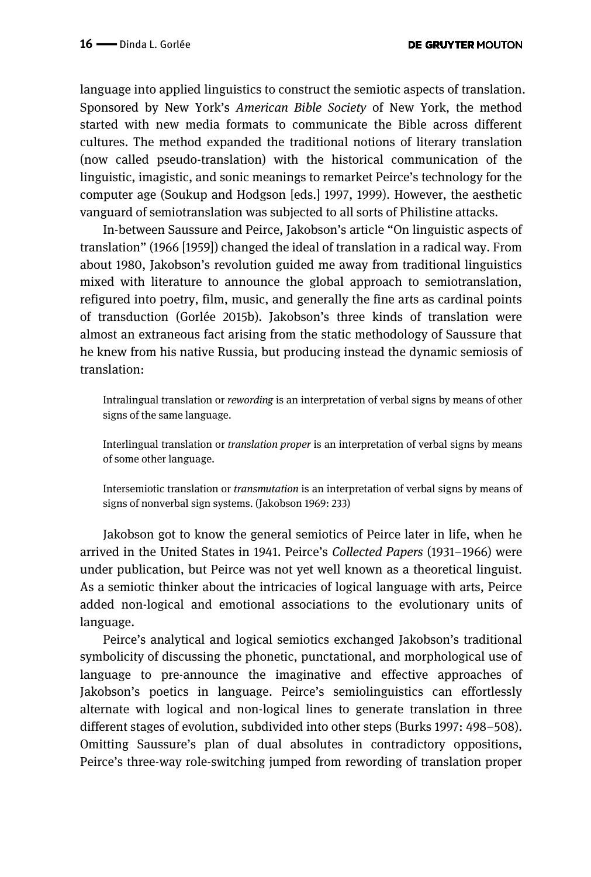language into applied linguistics to construct the semiotic aspects of translation. Sponsored by New York's *American Bible Society* of New York, the method started with new media formats to communicate the Bible across different cultures. The method expanded the traditional notions of literary translation (now called pseudo-translation) with the historical communication of the linguistic, imagistic, and sonic meanings to remarket Peirce's technology for the computer age (Soukup and Hodgson [eds.] 1997, 1999). However, the aesthetic vanguard of semiotranslation was subjected to all sorts of Philistine attacks.

In-between Saussure and Peirce, Jakobson's article "On linguistic aspects of translation" (1966 [1959]) changed the ideal of translation in a radical way. From about 1980, Jakobson's revolution guided me away from traditional linguistics mixed with literature to announce the global approach to semiotranslation, refigured into poetry, film, music, and generally the fine arts as cardinal points of transduction (Gorlée 2015b). Jakobson's three kinds of translation were almost an extraneous fact arising from the static methodology of Saussure that he knew from his native Russia, but producing instead the dynamic semiosis of translation:

> Intralingual translation or *rewording* is an interpretation of verbal signs by means of other signs of the same language.
>
> Interlingual translation or *translation proper* is an interpretation of verbal signs by means of some other language.
>
> Intersemiotic translation or *transmutation* is an interpretation of verbal signs by means of signs of nonverbal sign systems. (Jakobson 1969: 233)

Jakobson got to know the general semiotics of Peirce later in life, when he arrived in the United States in 1941. Peirce's *Collected Papers* (1931–1966) were under publication, but Peirce was not yet well known as a theoretical linguist. As a semiotic thinker about the intricacies of logical language with arts, Peirce added non-logical and emotional associations to the evolutionary units of language.

Peirce's analytical and logical semiotics exchanged Jakobson's traditional symbolicity of discussing the phonetic, punctational, and morphological use of language to pre-announce the imaginative and effective approaches of Jakobson's poetics in language. Peirce's semiolinguistics can effortlessly alternate with logical and non-logical lines to generate translation in three different stages of evolution, subdivided into other steps (Burks 1997: 498–508). Omitting Saussure's plan of dual absolutes in contradictory oppositions, Peirce's three-way role-switching jumped from rewording of translation proper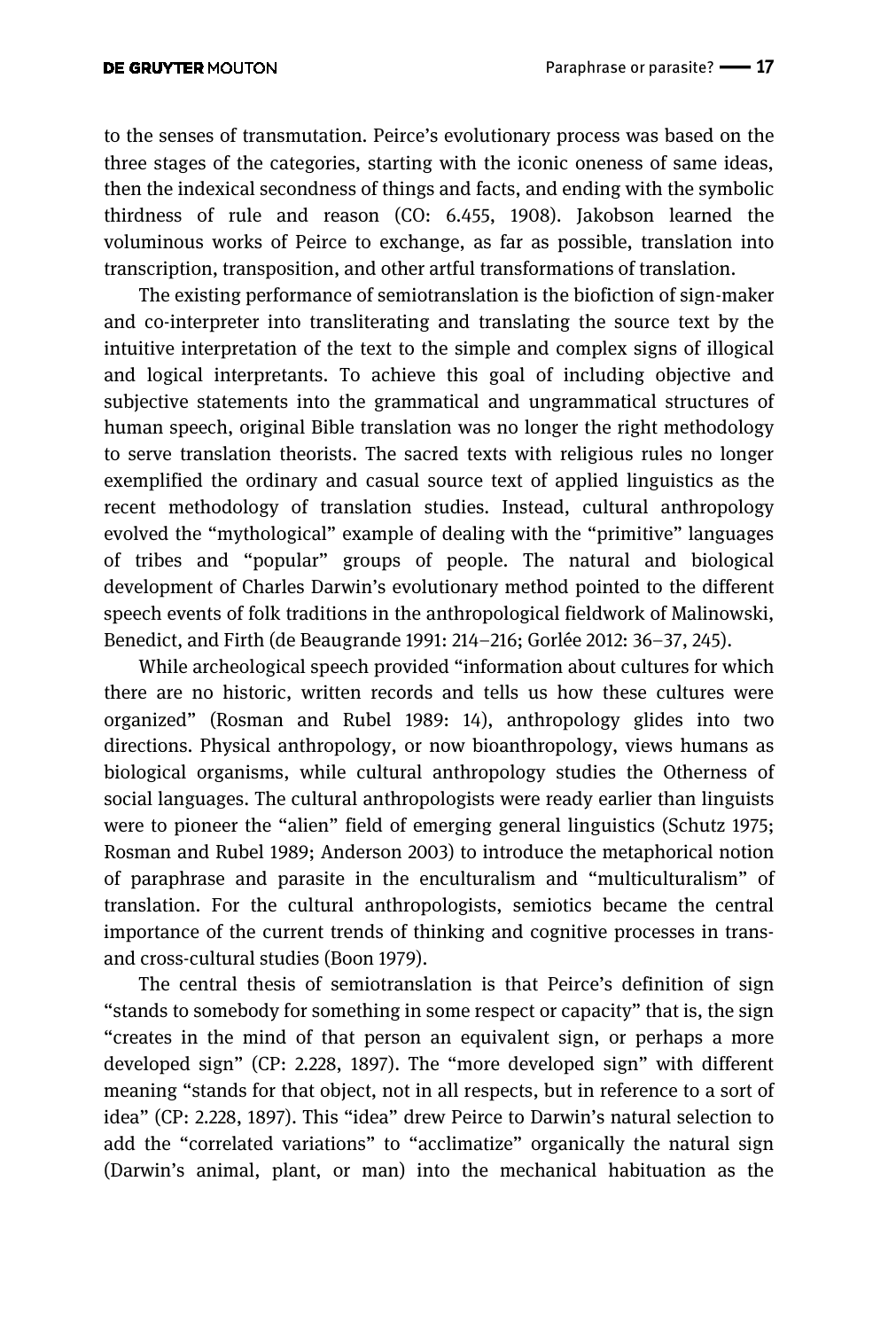to the senses of transmutation. Peirce's evolutionary process was based on the three stages of the categories, starting with the iconic oneness of same ideas, then the indexical secondness of things and facts, and ending with the symbolic thirdness of rule and reason (CO: 6.455, 1908). Jakobson learned the voluminous works of Peirce to exchange, as far as possible, translation into transcription, transposition, and other artful transformations of translation.

The existing performance of semiotranslation is the biofiction of sign-maker and co-interpreter into transliterating and translating the source text by the intuitive interpretation of the text to the simple and complex signs of illogical and logical interpretants. To achieve this goal of including objective and subjective statements into the grammatical and ungrammatical structures of human speech, original Bible translation was no longer the right methodology to serve translation theorists. The sacred texts with religious rules no longer exemplified the ordinary and casual source text of applied linguistics as the recent methodology of translation studies. Instead, cultural anthropology evolved the "mythological" example of dealing with the "primitive" languages of tribes and "popular" groups of people. The natural and biological development of Charles Darwin's evolutionary method pointed to the different speech events of folk traditions in the anthropological fieldwork of Malinowski, Benedict, and Firth (de Beaugrande 1991: 214–216; Gorlée 2012: 36–37, 245).

While archeological speech provided "information about cultures for which there are no historic, written records and tells us how these cultures were organized" (Rosman and Rubel 1989: 14), anthropology glides into two directions. Physical anthropology, or now bioanthropology, views humans as biological organisms, while cultural anthropology studies the Otherness of social languages. The cultural anthropologists were ready earlier than linguists were to pioneer the "alien" field of emerging general linguistics (Schutz 1975; Rosman and Rubel 1989; Anderson 2003) to introduce the metaphorical notion of paraphrase and parasite in the enculturalism and "multiculturalism" of translation. For the cultural anthropologists, semiotics became the central importance of the current trends of thinking and cognitive processes in trans- and cross-cultural studies (Boon 1979).

The central thesis of semiotranslation is that Peirce's definition of sign "stands to somebody for something in some respect or capacity" that is, the sign "creates in the mind of that person an equivalent sign, or perhaps a more developed sign" (CP: 2.228, 1897). The "more developed sign" with different meaning "stands for that object, not in all respects, but in reference to a sort of idea" (CP: 2.228, 1897). This "idea" drew Peirce to Darwin's natural selection to add the "correlated variations" to "acclimatize" organically the natural sign (Darwin's animal, plant, or man) into the mechanical habituation as the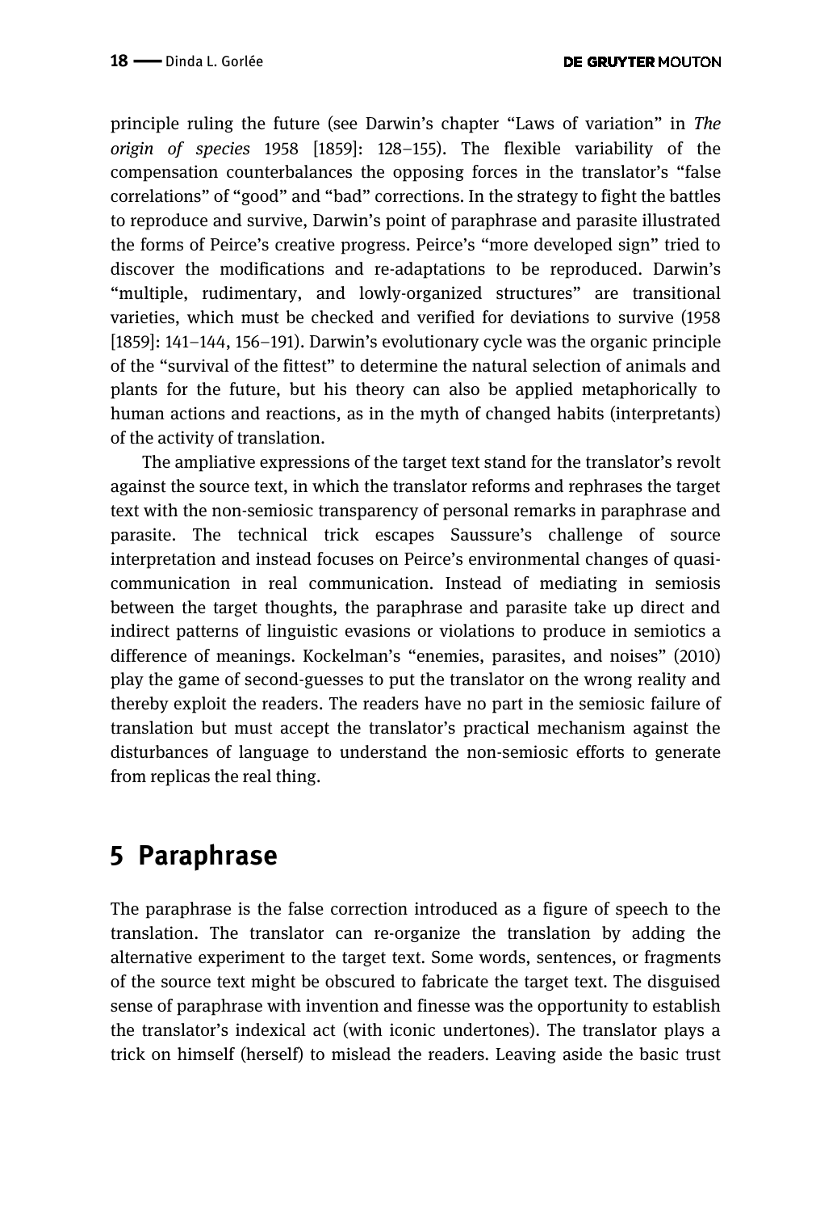principle ruling the future (see Darwin's chapter "Laws of variation" in *The origin of species* 1958 [1859]: 128–155). The flexible variability of the compensation counterbalances the opposing forces in the translator's "false correlations" of "good" and "bad" corrections. In the strategy to fight the battles to reproduce and survive, Darwin's point of paraphrase and parasite illustrated the forms of Peirce's creative progress. Peirce's "more developed sign" tried to discover the modifications and re-adaptations to be reproduced. Darwin's "multiple, rudimentary, and lowly-organized structures" are transitional varieties, which must be checked and verified for deviations to survive (1958 [1859]: 141–144, 156–191). Darwin's evolutionary cycle was the organic principle of the "survival of the fittest" to determine the natural selection of animals and plants for the future, but his theory can also be applied metaphorically to human actions and reactions, as in the myth of changed habits (interpretants) of the activity of translation.

The ampliative expressions of the target text stand for the translator's revolt against the source text, in which the translator reforms and rephrases the target text with the non-semiosic transparency of personal remarks in paraphrase and parasite. The technical trick escapes Saussure's challenge of source interpretation and instead focuses on Peirce's environmental changes of quasi-communication in real communication. Instead of mediating in semiosis between the target thoughts, the paraphrase and parasite take up direct and indirect patterns of linguistic evasions or violations to produce in semiotics a difference of meanings. Kockelman's "enemies, parasites, and noises" (2010) play the game of second-guesses to put the translator on the wrong reality and thereby exploit the readers. The readers have no part in the semiosic failure of translation but must accept the translator's practical mechanism against the disturbances of language to understand the non-semiosic efforts to generate from replicas the real thing.

## 5 Paraphrase

The paraphrase is the false correction introduced as a figure of speech to the translation. The translator can re-organize the translation by adding the alternative experiment to the target text. Some words, sentences, or fragments of the source text might be obscured to fabricate the target text. The disguised sense of paraphrase with invention and finesse was the opportunity to establish the translator's indexical act (with iconic undertones). The translator plays a trick on himself (herself) to mislead the readers. Leaving aside the basic trust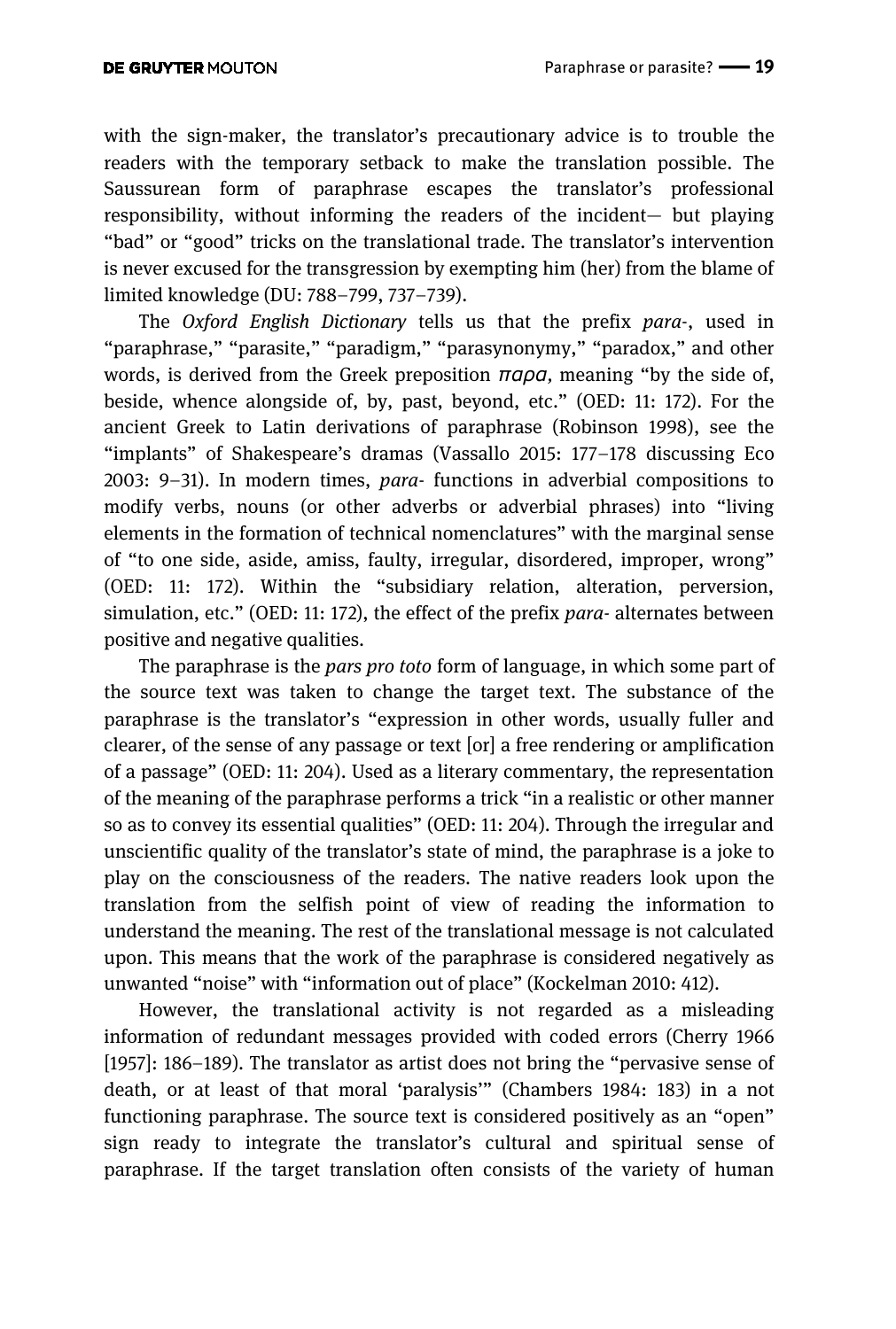with the sign-maker, the translator's precautionary advice is to trouble the readers with the temporary setback to make the translation possible. The Saussurean form of paraphrase escapes the translator's professional responsibility, without informing the readers of the incident— but playing "bad" or "good" tricks on the translational trade. The translator's intervention is never excused for the transgression by exempting him (her) from the blame of limited knowledge (DU: 788–799, 737–739).

The *Oxford English Dictionary* tells us that the prefix *para-*, used in "paraphrase," "parasite," "paradigm," "parasynonymy," "paradox," and other words, is derived from the Greek preposition *παρα,* meaning "by the side of, beside, whence alongside of, by, past, beyond, etc." (OED: 11: 172). For the ancient Greek to Latin derivations of paraphrase (Robinson 1998), see the "implants" of Shakespeare's dramas (Vassallo 2015: 177–178 discussing Eco 2003: 9–31). In modern times, *para-* functions in adverbial compositions to modify verbs, nouns (or other adverbs or adverbial phrases) into "living elements in the formation of technical nomenclatures" with the marginal sense of "to one side, aside, amiss, faulty, irregular, disordered, improper, wrong" (OED: 11: 172). Within the "subsidiary relation, alteration, perversion, simulation, etc." (OED: 11: 172), the effect of the prefix *para-* alternates between positive and negative qualities.

The paraphrase is the *pars pro toto* form of language, in which some part of the source text was taken to change the target text. The substance of the paraphrase is the translator's "expression in other words, usually fuller and clearer, of the sense of any passage or text [or] a free rendering or amplification of a passage" (OED: 11: 204). Used as a literary commentary, the representation of the meaning of the paraphrase performs a trick "in a realistic or other manner so as to convey its essential qualities" (OED: 11: 204). Through the irregular and unscientific quality of the translator's state of mind, the paraphrase is a joke to play on the consciousness of the readers. The native readers look upon the translation from the selfish point of view of reading the information to understand the meaning. The rest of the translational message is not calculated upon. This means that the work of the paraphrase is considered negatively as unwanted "noise" with "information out of place" (Kockelman 2010: 412).

However, the translational activity is not regarded as a misleading information of redundant messages provided with coded errors (Cherry 1966 [1957]: 186–189). The translator as artist does not bring the "pervasive sense of death, or at least of that moral 'paralysis'" (Chambers 1984: 183) in a not functioning paraphrase. The source text is considered positively as an "open" sign ready to integrate the translator's cultural and spiritual sense of paraphrase. If the target translation often consists of the variety of human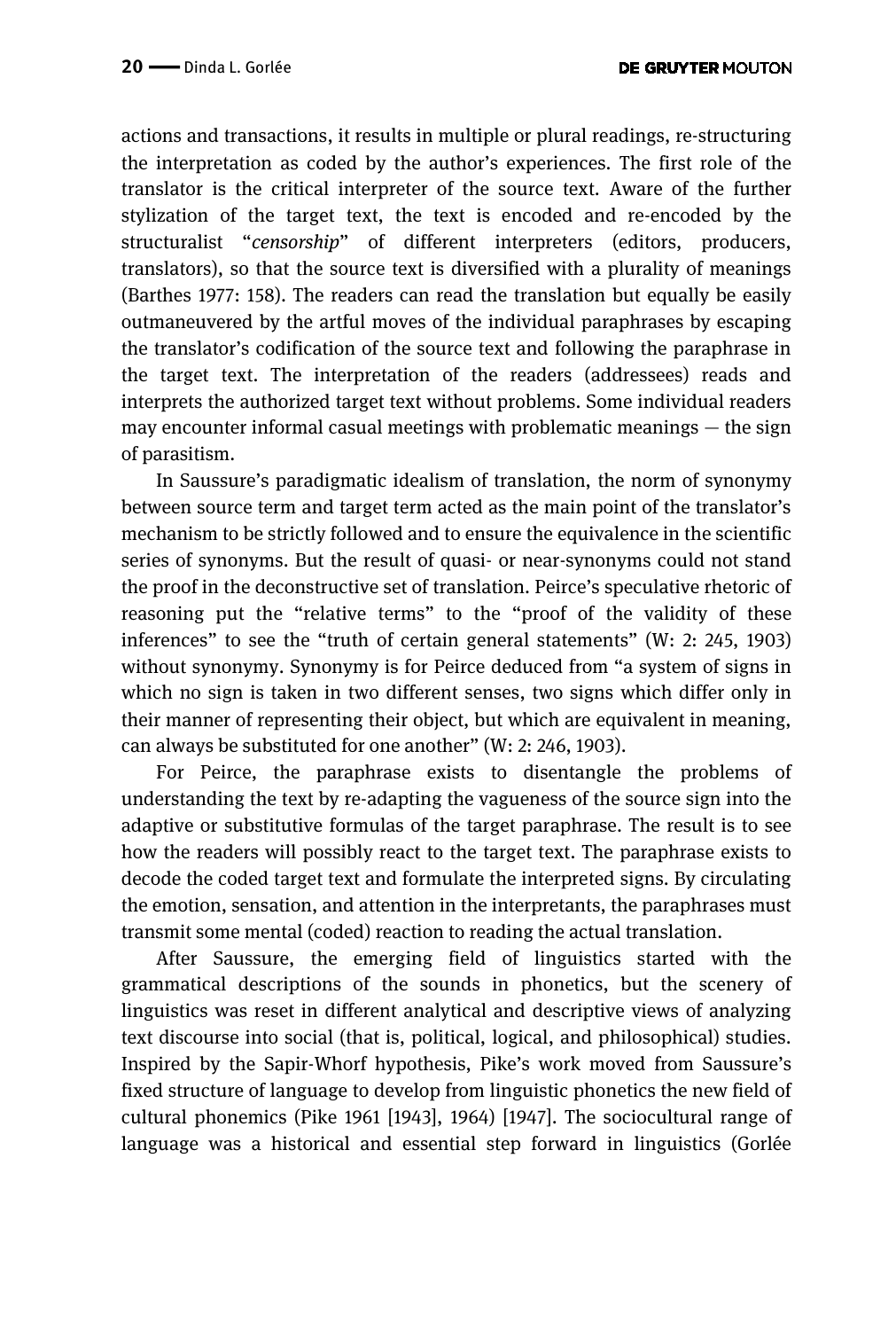actions and transactions, it results in multiple or plural readings, re-structuring the interpretation as coded by the author's experiences. The first role of the translator is the critical interpreter of the source text. Aware of the further stylization of the target text, the text is encoded and re-encoded by the structuralist "*censorship*" of different interpreters (editors, producers, translators), so that the source text is diversified with a plurality of meanings (Barthes 1977: 158). The readers can read the translation but equally be easily outmaneuvered by the artful moves of the individual paraphrases by escaping the translator's codification of the source text and following the paraphrase in the target text. The interpretation of the readers (addressees) reads and interprets the authorized target text without problems. Some individual readers may encounter informal casual meetings with problematic meanings — the sign of parasitism.

In Saussure's paradigmatic idealism of translation, the norm of synonymy between source term and target term acted as the main point of the translator's mechanism to be strictly followed and to ensure the equivalence in the scientific series of synonyms. But the result of quasi- or near-synonyms could not stand the proof in the deconstructive set of translation. Peirce's speculative rhetoric of reasoning put the "relative terms" to the "proof of the validity of these inferences" to see the "truth of certain general statements" (W: 2: 245, 1903) without synonymy. Synonymy is for Peirce deduced from "a system of signs in which no sign is taken in two different senses, two signs which differ only in their manner of representing their object, but which are equivalent in meaning, can always be substituted for one another" (W: 2: 246, 1903).

For Peirce, the paraphrase exists to disentangle the problems of understanding the text by re-adapting the vagueness of the source sign into the adaptive or substitutive formulas of the target paraphrase. The result is to see how the readers will possibly react to the target text. The paraphrase exists to decode the coded target text and formulate the interpreted signs. By circulating the emotion, sensation, and attention in the interpretants, the paraphrases must transmit some mental (coded) reaction to reading the actual translation.

After Saussure, the emerging field of linguistics started with the grammatical descriptions of the sounds in phonetics, but the scenery of linguistics was reset in different analytical and descriptive views of analyzing text discourse into social (that is, political, logical, and philosophical) studies. Inspired by the Sapir-Whorf hypothesis, Pike's work moved from Saussure's fixed structure of language to develop from linguistic phonetics the new field of cultural phonemics (Pike 1961 [1943], 1964) [1947]. The sociocultural range of language was a historical and essential step forward in linguistics (Gorlée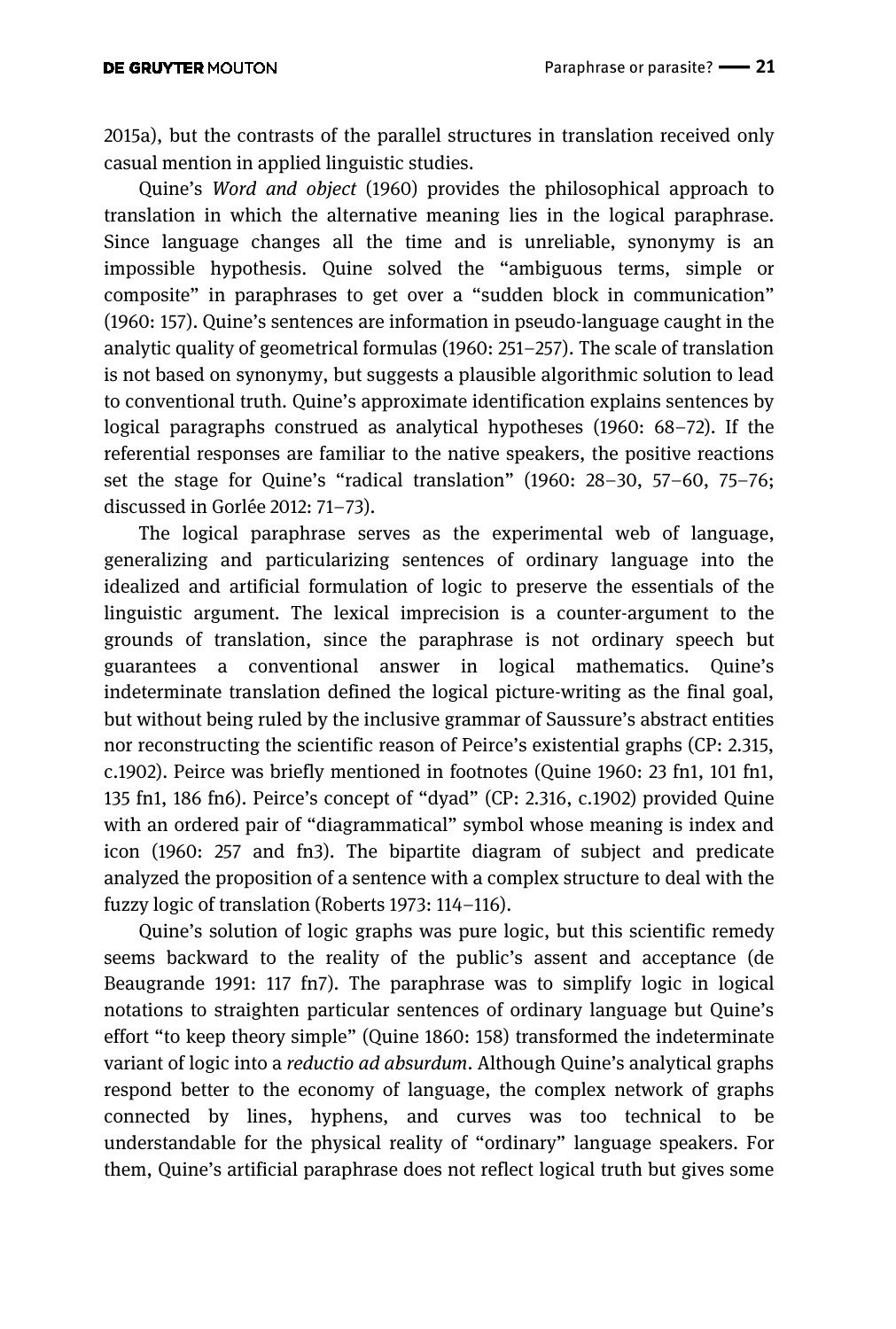2015a), but the contrasts of the parallel structures in translation received only casual mention in applied linguistic studies.

Quine's *Word and object* (1960) provides the philosophical approach to translation in which the alternative meaning lies in the logical paraphrase. Since language changes all the time and is unreliable, synonymy is an impossible hypothesis. Quine solved the "ambiguous terms, simple or composite" in paraphrases to get over a "sudden block in communication" (1960: 157). Quine's sentences are information in pseudo-language caught in the analytic quality of geometrical formulas (1960: 251–257). The scale of translation is not based on synonymy, but suggests a plausible algorithmic solution to lead to conventional truth. Quine's approximate identification explains sentences by logical paragraphs construed as analytical hypotheses (1960: 68–72). If the referential responses are familiar to the native speakers, the positive reactions set the stage for Quine's "radical translation" (1960: 28–30, 57–60, 75–76; discussed in Gorlée 2012: 71–73).

The logical paraphrase serves as the experimental web of language, generalizing and particularizing sentences of ordinary language into the idealized and artificial formulation of logic to preserve the essentials of the linguistic argument. The lexical imprecision is a counter-argument to the grounds of translation, since the paraphrase is not ordinary speech but guarantees a conventional answer in logical mathematics. Quine's indeterminate translation defined the logical picture-writing as the final goal, but without being ruled by the inclusive grammar of Saussure's abstract entities nor reconstructing the scientific reason of Peirce's existential graphs (CP: 2.315, c.1902). Peirce was briefly mentioned in footnotes (Quine 1960: 23 fn1, 101 fn1, 135 fn1, 186 fn6). Peirce's concept of "dyad" (CP: 2.316, c.1902) provided Quine with an ordered pair of "diagrammatical" symbol whose meaning is index and icon (1960: 257 and fn3). The bipartite diagram of subject and predicate analyzed the proposition of a sentence with a complex structure to deal with the fuzzy logic of translation (Roberts 1973: 114–116).

Quine's solution of logic graphs was pure logic, but this scientific remedy seems backward to the reality of the public's assent and acceptance (de Beaugrande 1991: 117 fn7). The paraphrase was to simplify logic in logical notations to straighten particular sentences of ordinary language but Quine's effort "to keep theory simple" (Quine 1860: 158) transformed the indeterminate variant of logic into a *reductio ad absurdum*. Although Quine's analytical graphs respond better to the economy of language, the complex network of graphs connected by lines, hyphens, and curves was too technical to be understandable for the physical reality of "ordinary" language speakers. For them, Quine's artificial paraphrase does not reflect logical truth but gives some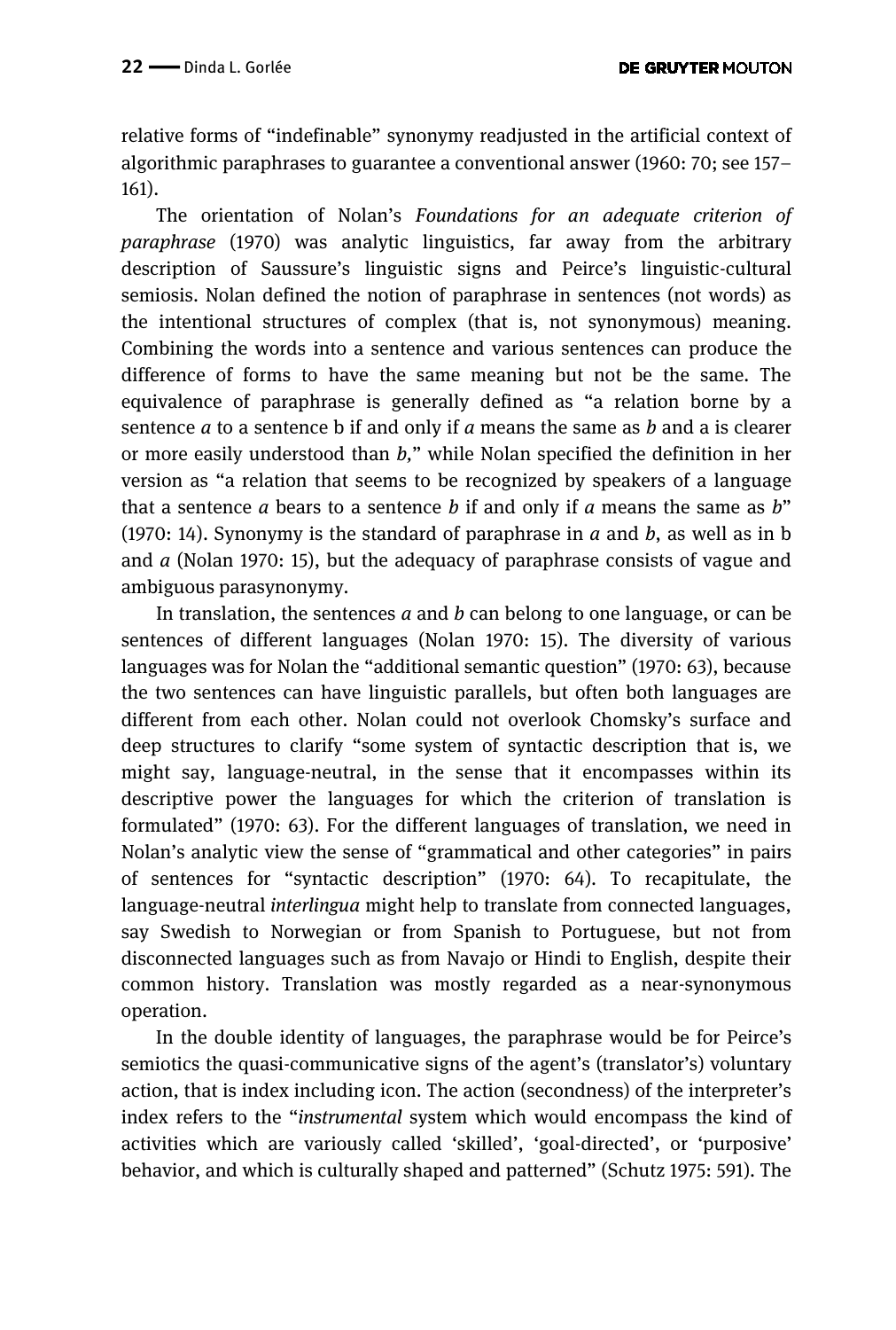relative forms of "indefinable" synonymy readjusted in the artificial context of algorithmic paraphrases to guarantee a conventional answer (1960: 70; see 157–161).

The orientation of Nolan's *Foundations for an adequate criterion of paraphrase* (1970) was analytic linguistics, far away from the arbitrary description of Saussure's linguistic signs and Peirce's linguistic-cultural semiosis. Nolan defined the notion of paraphrase in sentences (not words) as the intentional structures of complex (that is, not synonymous) meaning. Combining the words into a sentence and various sentences can produce the difference of forms to have the same meaning but not be the same. The equivalence of paraphrase is generally defined as "a relation borne by a sentence *a* to a sentence b if and only if *a* means the same as *b* and a is clearer or more easily understood than *b*," while Nolan specified the definition in her version as "a relation that seems to be recognized by speakers of a language that a sentence *a* bears to a sentence *b* if and only if *a* means the same as *b*" (1970: 14). Synonymy is the standard of paraphrase in *a* and *b*, as well as in b and *a* (Nolan 1970: 15), but the adequacy of paraphrase consists of vague and ambiguous parasynonymy.

In translation, the sentences *a* and *b* can belong to one language, or can be sentences of different languages (Nolan 1970: 15). The diversity of various languages was for Nolan the "additional semantic question" (1970: 63), because the two sentences can have linguistic parallels, but often both languages are different from each other. Nolan could not overlook Chomsky's surface and deep structures to clarify "some system of syntactic description that is, we might say, language-neutral, in the sense that it encompasses within its descriptive power the languages for which the criterion of translation is formulated" (1970: 63). For the different languages of translation, we need in Nolan's analytic view the sense of "grammatical and other categories" in pairs of sentences for "syntactic description" (1970: 64). To recapitulate, the language-neutral *interlingua* might help to translate from connected languages, say Swedish to Norwegian or from Spanish to Portuguese, but not from disconnected languages such as from Navajo or Hindi to English, despite their common history. Translation was mostly regarded as a near-synonymous operation.

In the double identity of languages, the paraphrase would be for Peirce's semiotics the quasi-communicative signs of the agent's (translator's) voluntary action, that is index including icon. The action (secondness) of the interpreter's index refers to the "*instrumental* system which would encompass the kind of activities which are variously called 'skilled', 'goal-directed', or 'purposive' behavior, and which is culturally shaped and patterned" (Schutz 1975: 591). The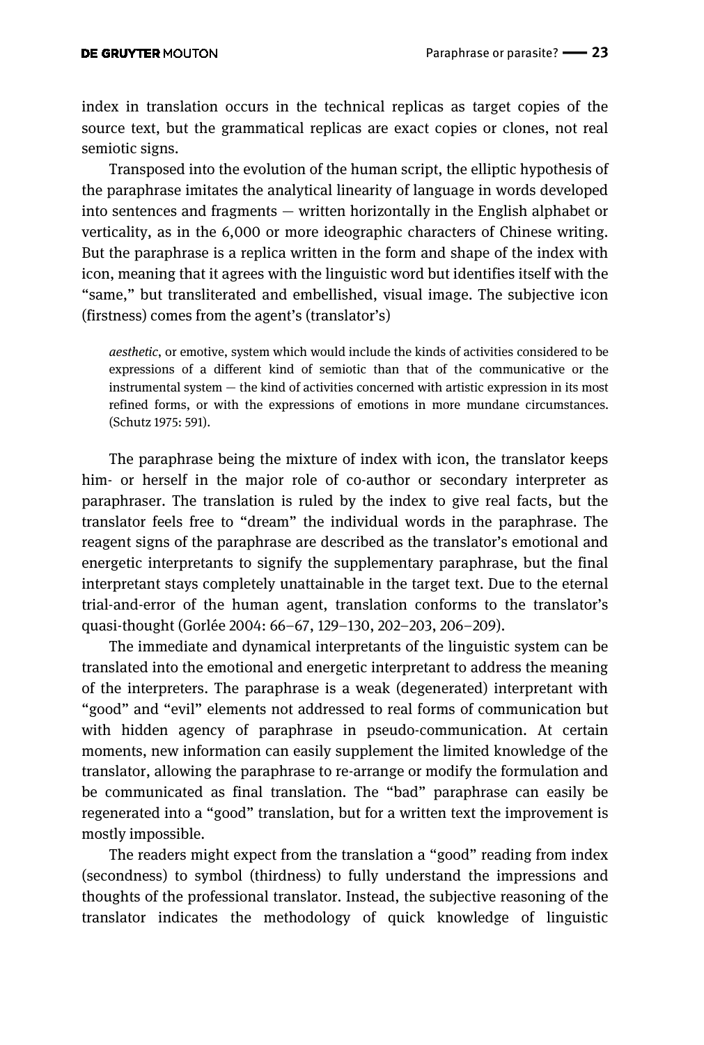index in translation occurs in the technical replicas as target copies of the source text, but the grammatical replicas are exact copies or clones, not real semiotic signs.

Transposed into the evolution of the human script, the elliptic hypothesis of the paraphrase imitates the analytical linearity of language in words developed into sentences and fragments — written horizontally in the English alphabet or verticality, as in the 6,000 or more ideographic characters of Chinese writing. But the paraphrase is a replica written in the form and shape of the index with icon, meaning that it agrees with the linguistic word but identifies itself with the "same," but transliterated and embellished, visual image. The subjective icon (firstness) comes from the agent's (translator's)

> *aesthetic*, or emotive, system which would include the kinds of activities considered to be expressions of a different kind of semiotic than that of the communicative or the instrumental system — the kind of activities concerned with artistic expression in its most refined forms, or with the expressions of emotions in more mundane circumstances. (Schutz 1975: 591).

The paraphrase being the mixture of index with icon, the translator keeps him- or herself in the major role of co-author or secondary interpreter as paraphraser. The translation is ruled by the index to give real facts, but the translator feels free to "dream" the individual words in the paraphrase. The reagent signs of the paraphrase are described as the translator's emotional and energetic interpretants to signify the supplementary paraphrase, but the final interpretant stays completely unattainable in the target text. Due to the eternal trial-and-error of the human agent, translation conforms to the translator's quasi-thought (Gorlée 2004: 66–67, 129–130, 202–203, 206–209).

The immediate and dynamical interpretants of the linguistic system can be translated into the emotional and energetic interpretant to address the meaning of the interpreters. The paraphrase is a weak (degenerated) interpretant with "good" and "evil" elements not addressed to real forms of communication but with hidden agency of paraphrase in pseudo-communication. At certain moments, new information can easily supplement the limited knowledge of the translator, allowing the paraphrase to re-arrange or modify the formulation and be communicated as final translation. The "bad" paraphrase can easily be regenerated into a "good" translation, but for a written text the improvement is mostly impossible.

The readers might expect from the translation a "good" reading from index (secondness) to symbol (thirdness) to fully understand the impressions and thoughts of the professional translator. Instead, the subjective reasoning of the translator indicates the methodology of quick knowledge of linguistic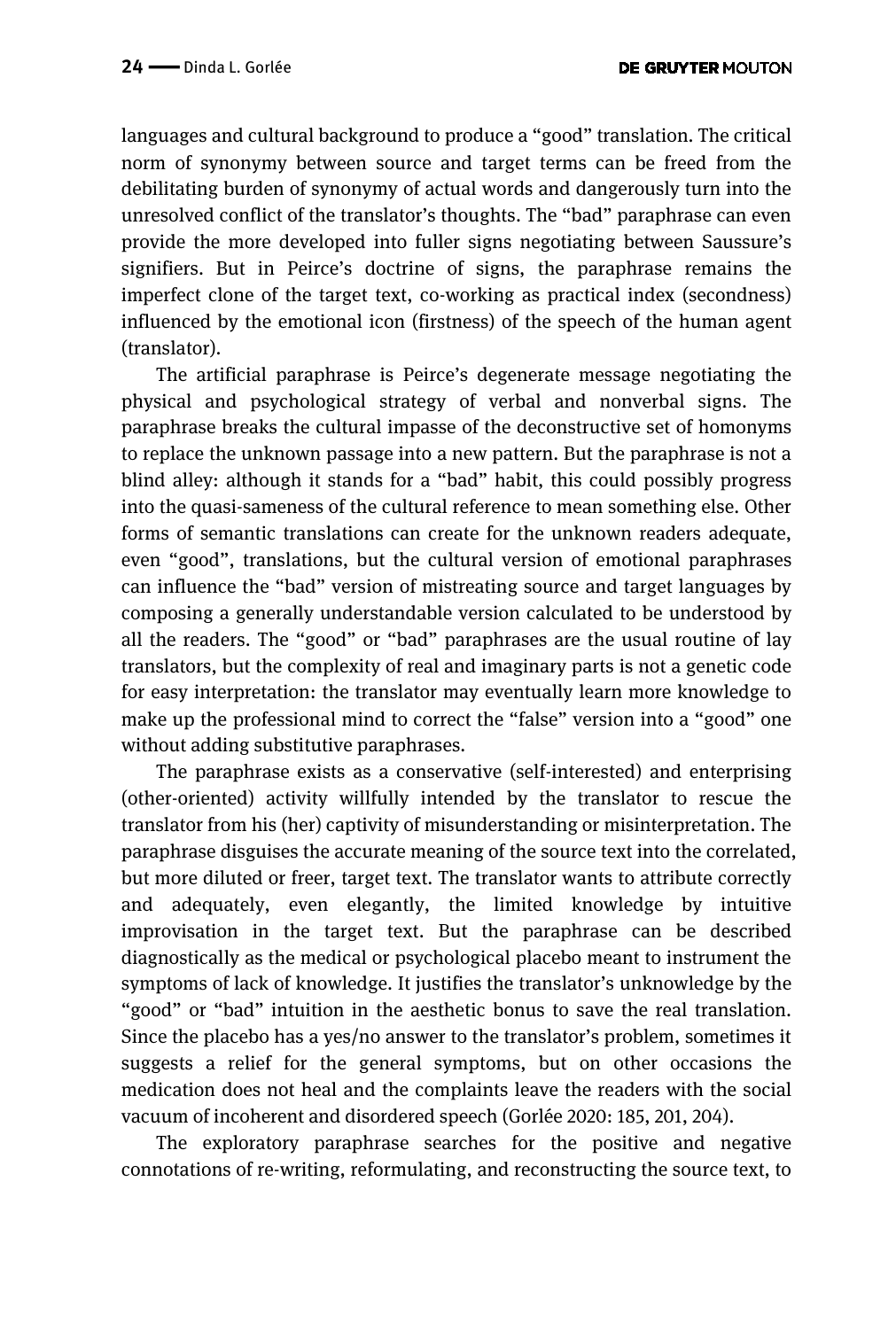languages and cultural background to produce a "good" translation. The critical norm of synonymy between source and target terms can be freed from the debilitating burden of synonymy of actual words and dangerously turn into the unresolved conflict of the translator's thoughts. The "bad" paraphrase can even provide the more developed into fuller signs negotiating between Saussure's signifiers. But in Peirce's doctrine of signs, the paraphrase remains the imperfect clone of the target text, co-working as practical index (secondness) influenced by the emotional icon (firstness) of the speech of the human agent (translator).

The artificial paraphrase is Peirce's degenerate message negotiating the physical and psychological strategy of verbal and nonverbal signs. The paraphrase breaks the cultural impasse of the deconstructive set of homonyms to replace the unknown passage into a new pattern. But the paraphrase is not a blind alley: although it stands for a "bad" habit, this could possibly progress into the quasi-sameness of the cultural reference to mean something else. Other forms of semantic translations can create for the unknown readers adequate, even "good", translations, but the cultural version of emotional paraphrases can influence the "bad" version of mistreating source and target languages by composing a generally understandable version calculated to be understood by all the readers. The "good" or "bad" paraphrases are the usual routine of lay translators, but the complexity of real and imaginary parts is not a genetic code for easy interpretation: the translator may eventually learn more knowledge to make up the professional mind to correct the "false" version into a "good" one without adding substitutive paraphrases.

The paraphrase exists as a conservative (self-interested) and enterprising (other-oriented) activity willfully intended by the translator to rescue the translator from his (her) captivity of misunderstanding or misinterpretation. The paraphrase disguises the accurate meaning of the source text into the correlated, but more diluted or freer, target text. The translator wants to attribute correctly and adequately, even elegantly, the limited knowledge by intuitive improvisation in the target text. But the paraphrase can be described diagnostically as the medical or psychological placebo meant to instrument the symptoms of lack of knowledge. It justifies the translator's unknowledge by the "good" or "bad" intuition in the aesthetic bonus to save the real translation. Since the placebo has a yes/no answer to the translator's problem, sometimes it suggests a relief for the general symptoms, but on other occasions the medication does not heal and the complaints leave the readers with the social vacuum of incoherent and disordered speech (Gorlée 2020: 185, 201, 204).

The exploratory paraphrase searches for the positive and negative connotations of re-writing, reformulating, and reconstructing the source text, to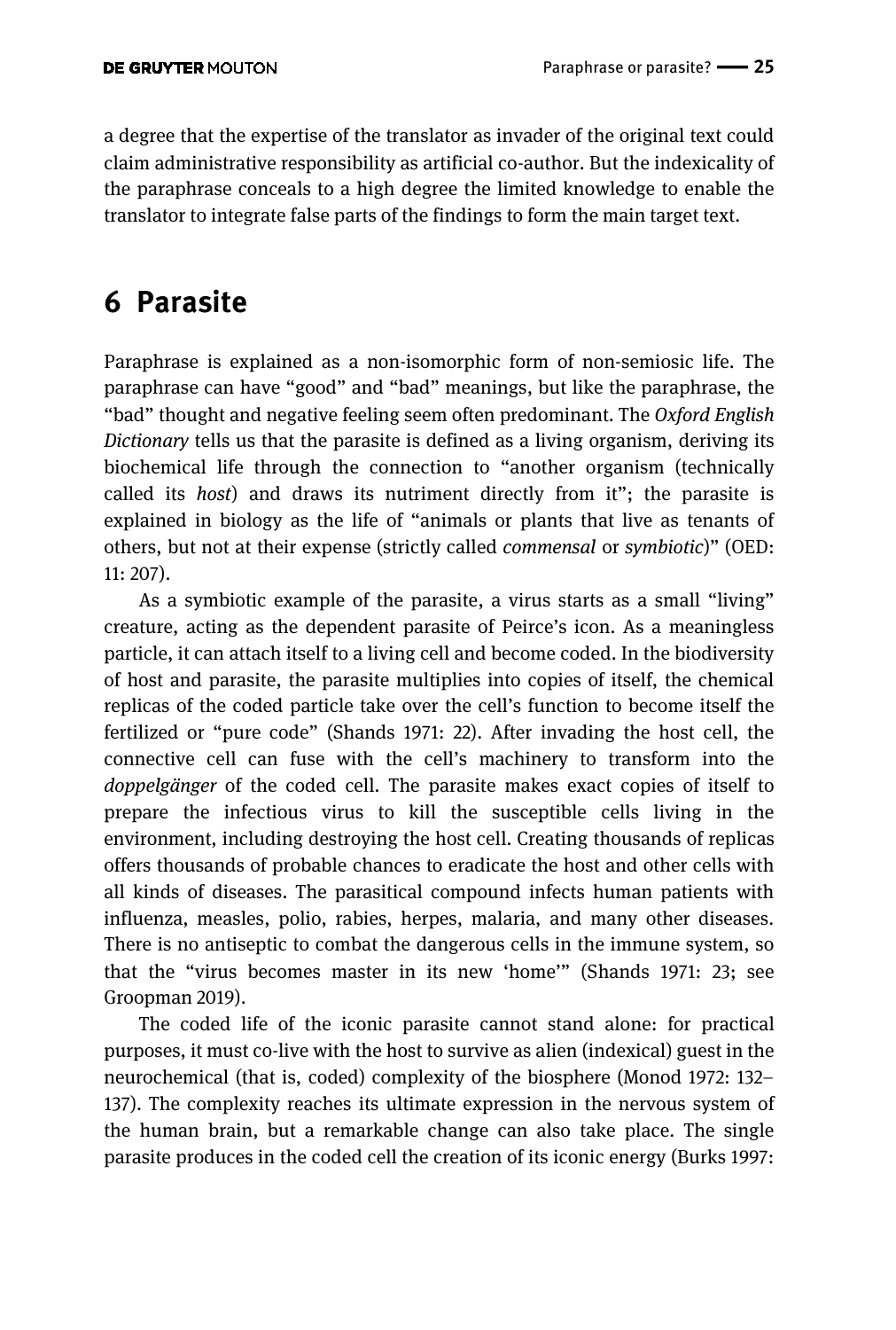a degree that the expertise of the translator as invader of the original text could claim administrative responsibility as artificial co-author. But the indexicality of the paraphrase conceals to a high degree the limited knowledge to enable the translator to integrate false parts of the findings to form the main target text.

## 6 Parasite

Paraphrase is explained as a non-isomorphic form of non-semiosic life. The paraphrase can have "good" and "bad" meanings, but like the paraphrase, the "bad" thought and negative feeling seem often predominant. The *Oxford English Dictionary* tells us that the parasite is defined as a living organism, deriving its biochemical life through the connection to "another organism (technically called its *host*) and draws its nutriment directly from it"; the parasite is explained in biology as the life of "animals or plants that live as tenants of others, but not at their expense (strictly called *commensal* or *symbiotic*)" (OED: 11: 207).

As a symbiotic example of the parasite, a virus starts as a small "living" creature, acting as the dependent parasite of Peirce's icon. As a meaningless particle, it can attach itself to a living cell and become coded. In the biodiversity of host and parasite, the parasite multiplies into copies of itself, the chemical replicas of the coded particle take over the cell's function to become itself the fertilized or "pure code" (Shands 1971: 22). After invading the host cell, the connective cell can fuse with the cell's machinery to transform into the *doppelgänger* of the coded cell. The parasite makes exact copies of itself to prepare the infectious virus to kill the susceptible cells living in the environment, including destroying the host cell. Creating thousands of replicas offers thousands of probable chances to eradicate the host and other cells with all kinds of diseases. The parasitical compound infects human patients with influenza, measles, polio, rabies, herpes, malaria, and many other diseases. There is no antiseptic to combat the dangerous cells in the immune system, so that the "virus becomes master in its new 'home'" (Shands 1971: 23; see Groopman 2019).

The coded life of the iconic parasite cannot stand alone: for practical purposes, it must co-live with the host to survive as alien (indexical) guest in the neurochemical (that is, coded) complexity of the biosphere (Monod 1972: 132–137). The complexity reaches its ultimate expression in the nervous system of the human brain, but a remarkable change can also take place. The single parasite produces in the coded cell the creation of its iconic energy (Burks 1997: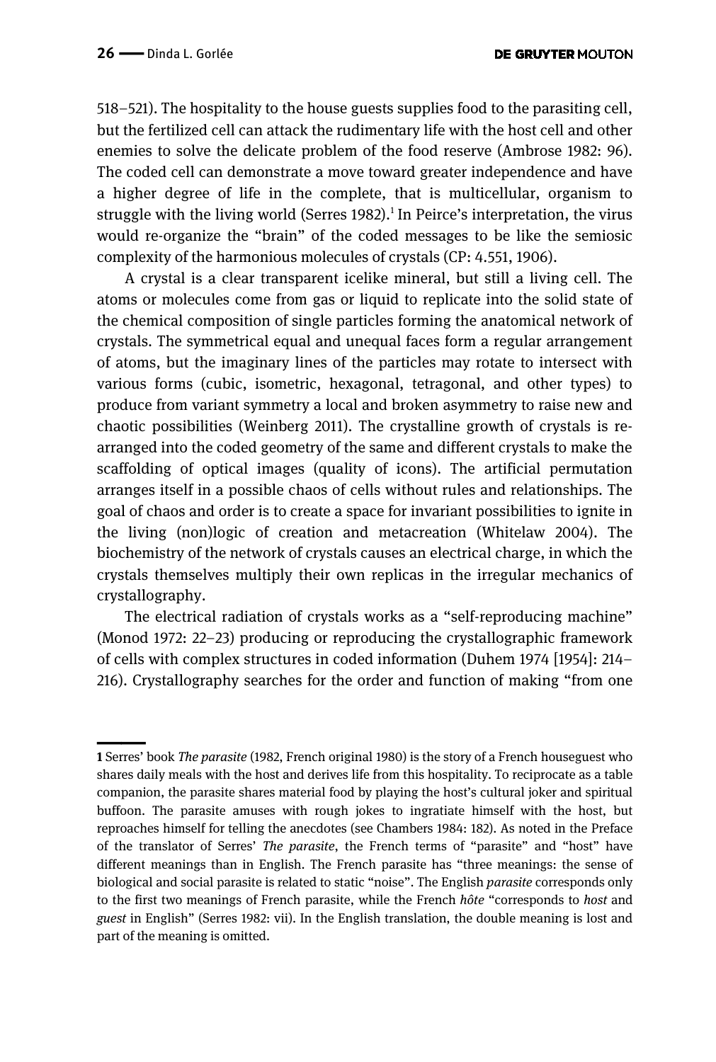518–521). The hospitality to the house guests supplies food to the parasiting cell, but the fertilized cell can attack the rudimentary life with the host cell and other enemies to solve the delicate problem of the food reserve (Ambrose 1982: 96). The coded cell can demonstrate a move toward greater independence and have a higher degree of life in the complete, that is multicellular, organism to struggle with the living world (Serres 1982).[1] In Peirce's interpretation, the virus would re-organize the "brain" of the coded messages to be like the semiosic complexity of the harmonious molecules of crystals (CP: 4.551, 1906).

A crystal is a clear transparent icelike mineral, but still a living cell. The atoms or molecules come from gas or liquid to replicate into the solid state of the chemical composition of single particles forming the anatomical network of crystals. The symmetrical equal and unequal faces form a regular arrangement of atoms, but the imaginary lines of the particles may rotate to intersect with various forms (cubic, isometric, hexagonal, tetragonal, and other types) to produce from variant symmetry a local and broken asymmetry to raise new and chaotic possibilities (Weinberg 2011). The crystalline growth of crystals is re-arranged into the coded geometry of the same and different crystals to make the scaffolding of optical images (quality of icons). The artificial permutation arranges itself in a possible chaos of cells without rules and relationships. The goal of chaos and order is to create a space for invariant possibilities to ignite in the living (non)logic of creation and metacreation (Whitelaw 2004). The biochemistry of the network of crystals causes an electrical charge, in which the crystals themselves multiply their own replicas in the irregular mechanics of crystallography.

The electrical radiation of crystals works as a "self-reproducing machine" (Monod 1972: 22–23) producing or reproducing the crystallographic framework of cells with complex structures in coded information (Duhem 1974 [1954]: 214–216). Crystallography searches for the order and function of making "from one

---

**1** Serres' book *The parasite* (1982, French original 1980) is the story of a French houseguest who shares daily meals with the host and derives life from this hospitality. To reciprocate as a table companion, the parasite shares material food by playing the host's cultural joker and spiritual buffoon. The parasite amuses with rough jokes to ingratiate himself with the host, but reproaches himself for telling the anecdotes (see Chambers 1984: 182). As noted in the Preface of the translator of Serres' *The parasite*, the French terms of "parasite" and "host" have different meanings than in English. The French parasite has "three meanings: the sense of biological and social parasite is related to static "noise". The English *parasite* corresponds only to the first two meanings of French parasite, while the French *hôte* "corresponds to *host* and *guest* in English" (Serres 1982: vii). In the English translation, the double meaning is lost and part of the meaning is omitted.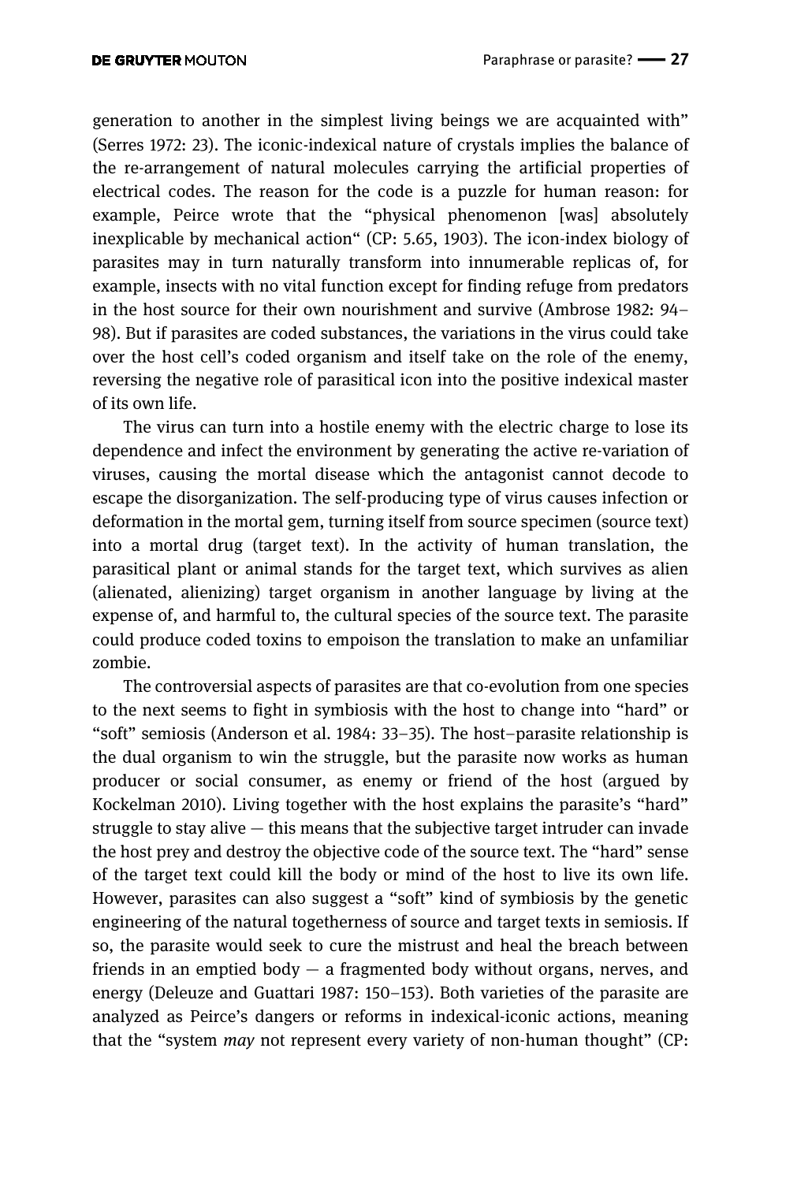generation to another in the simplest living beings we are acquainted with" (Serres 1972: 23). The iconic-indexical nature of crystals implies the balance of the re-arrangement of natural molecules carrying the artificial properties of electrical codes. The reason for the code is a puzzle for human reason: for example, Peirce wrote that the "physical phenomenon [was] absolutely inexplicable by mechanical action" (CP: 5.65, 1903). The icon-index biology of parasites may in turn naturally transform into innumerable replicas of, for example, insects with no vital function except for finding refuge from predators in the host source for their own nourishment and survive (Ambrose 1982: 94–98). But if parasites are coded substances, the variations in the virus could take over the host cell's coded organism and itself take on the role of the enemy, reversing the negative role of parasitical icon into the positive indexical master of its own life.

The virus can turn into a hostile enemy with the electric charge to lose its dependence and infect the environment by generating the active re-variation of viruses, causing the mortal disease which the antagonist cannot decode to escape the disorganization. The self-producing type of virus causes infection or deformation in the mortal gem, turning itself from source specimen (source text) into a mortal drug (target text). In the activity of human translation, the parasitical plant or animal stands for the target text, which survives as alien (alienated, alienizing) target organism in another language by living at the expense of, and harmful to, the cultural species of the source text. The parasite could produce coded toxins to empoison the translation to make an unfamiliar zombie.

The controversial aspects of parasites are that co-evolution from one species to the next seems to fight in symbiosis with the host to change into "hard" or "soft" semiosis (Anderson et al. 1984: 33–35). The host–parasite relationship is the dual organism to win the struggle, but the parasite now works as human producer or social consumer, as enemy or friend of the host (argued by Kockelman 2010). Living together with the host explains the parasite's "hard" struggle to stay alive — this means that the subjective target intruder can invade the host prey and destroy the objective code of the source text. The "hard" sense of the target text could kill the body or mind of the host to live its own life. However, parasites can also suggest a "soft" kind of symbiosis by the genetic engineering of the natural togetherness of source and target texts in semiosis. If so, the parasite would seek to cure the mistrust and heal the breach between friends in an emptied body — a fragmented body without organs, nerves, and energy (Deleuze and Guattari 1987: 150–153). Both varieties of the parasite are analyzed as Peirce's dangers or reforms in indexical-iconic actions, meaning that the "system *may* not represent every variety of non-human thought" (CP: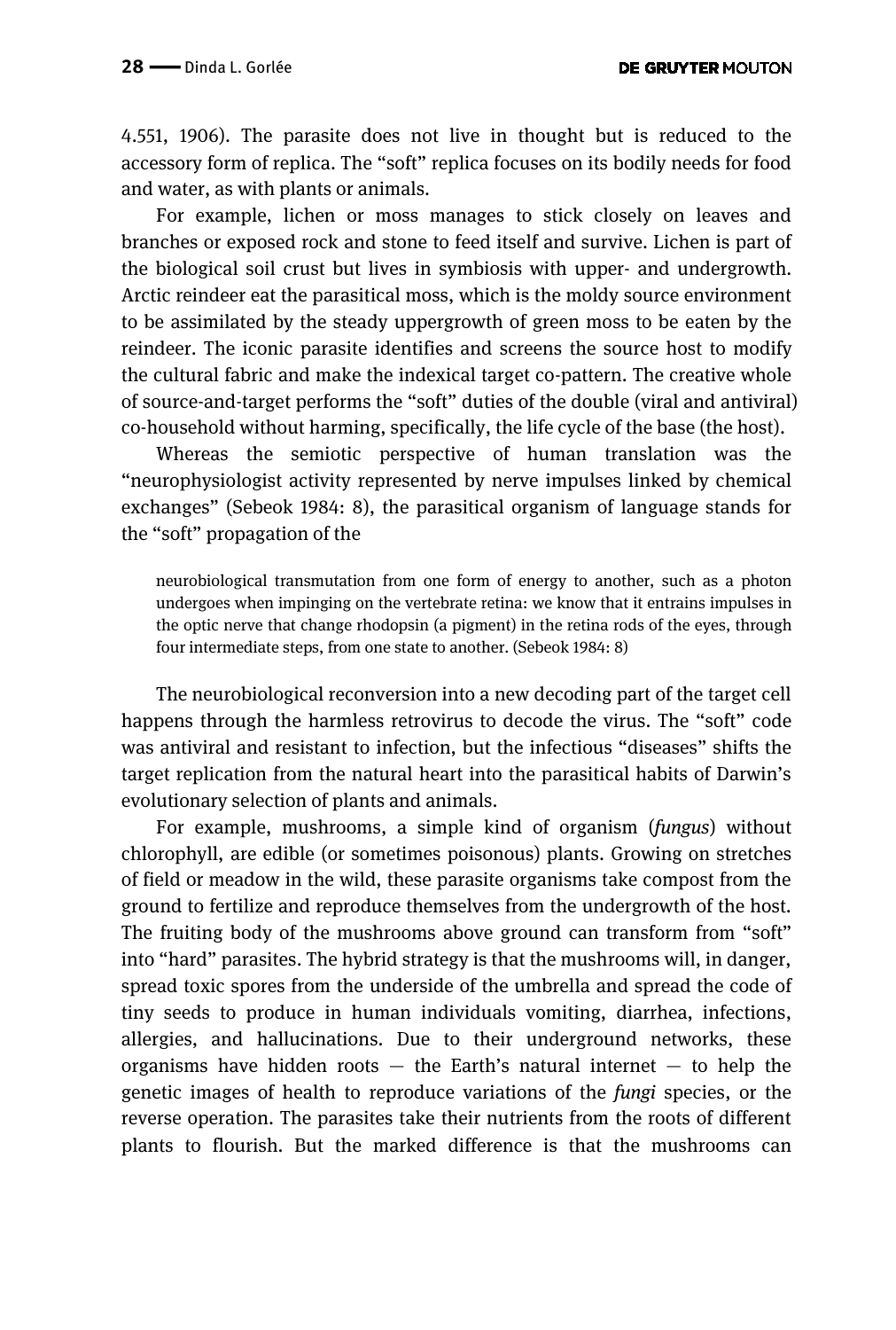4.551, 1906). The parasite does not live in thought but is reduced to the accessory form of replica. The "soft" replica focuses on its bodily needs for food and water, as with plants or animals.

For example, lichen or moss manages to stick closely on leaves and branches or exposed rock and stone to feed itself and survive. Lichen is part of the biological soil crust but lives in symbiosis with upper- and undergrowth. Arctic reindeer eat the parasitical moss, which is the moldy source environment to be assimilated by the steady uppergrowth of green moss to be eaten by the reindeer. The iconic parasite identifies and screens the source host to modify the cultural fabric and make the indexical target co-pattern. The creative whole of source-and-target performs the "soft" duties of the double (viral and antiviral) co-household without harming, specifically, the life cycle of the base (the host).

Whereas the semiotic perspective of human translation was the "neurophysiologist activity represented by nerve impulses linked by chemical exchanges" (Sebeok 1984: 8), the parasitical organism of language stands for the "soft" propagation of the

> neurobiological transmutation from one form of energy to another, such as a photon undergoes when impinging on the vertebrate retina: we know that it entrains impulses in the optic nerve that change rhodopsin (a pigment) in the retina rods of the eyes, through four intermediate steps, from one state to another. (Sebeok 1984: 8)

The neurobiological reconversion into a new decoding part of the target cell happens through the harmless retrovirus to decode the virus. The "soft" code was antiviral and resistant to infection, but the infectious "diseases" shifts the target replication from the natural heart into the parasitical habits of Darwin's evolutionary selection of plants and animals.

For example, mushrooms, a simple kind of organism (*fungus*) without chlorophyll, are edible (or sometimes poisonous) plants. Growing on stretches of field or meadow in the wild, these parasite organisms take compost from the ground to fertilize and reproduce themselves from the undergrowth of the host. The fruiting body of the mushrooms above ground can transform from "soft" into "hard" parasites. The hybrid strategy is that the mushrooms will, in danger, spread toxic spores from the underside of the umbrella and spread the code of tiny seeds to produce in human individuals vomiting, diarrhea, infections, allergies, and hallucinations. Due to their underground networks, these organisms have hidden roots — the Earth's natural internet — to help the genetic images of health to reproduce variations of the *fungi* species, or the reverse operation. The parasites take their nutrients from the roots of different plants to flourish. But the marked difference is that the mushrooms can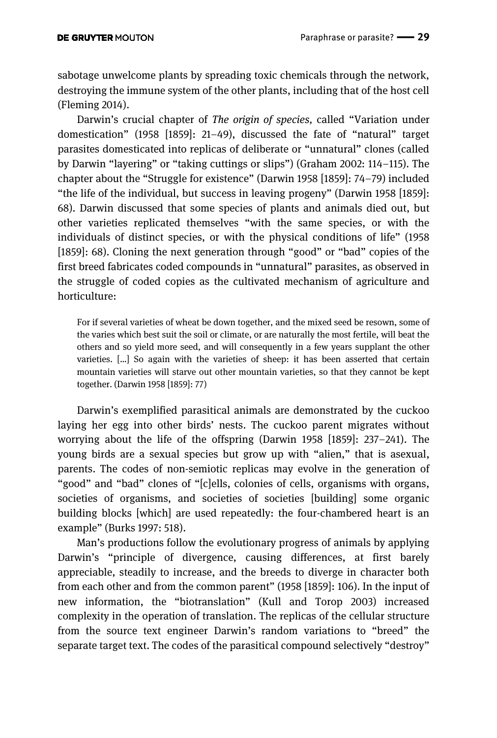sabotage unwelcome plants by spreading toxic chemicals through the network, destroying the immune system of the other plants, including that of the host cell (Fleming 2014).

Darwin's crucial chapter of *The origin of species*, called "Variation under domestication" (1958 [1859]: 21–49), discussed the fate of "natural" target parasites domesticated into replicas of deliberate or "unnatural" clones (called by Darwin "layering" or "taking cuttings or slips") (Graham 2002: 114–115). The chapter about the "Struggle for existence" (Darwin 1958 [1859]: 74–79) included "the life of the individual, but success in leaving progeny" (Darwin 1958 [1859]: 68). Darwin discussed that some species of plants and animals died out, but other varieties replicated themselves "with the same species, or with the individuals of distinct species, or with the physical conditions of life" (1958 [1859]: 68). Cloning the next generation through "good" or "bad" copies of the first breed fabricates coded compounds in "unnatural" parasites, as observed in the struggle of coded copies as the cultivated mechanism of agriculture and horticulture:

> For if several varieties of wheat be down together, and the mixed seed be resown, some of the varies which best suit the soil or climate, or are naturally the most fertile, will beat the others and so yield more seed, and will consequently in a few years supplant the other varieties. [...] So again with the varieties of sheep: it has been asserted that certain mountain varieties will starve out other mountain varieties, so that they cannot be kept together. (Darwin 1958 [1859]: 77)

Darwin's exemplified parasitical animals are demonstrated by the cuckoo laying her egg into other birds' nests. The cuckoo parent migrates without worrying about the life of the offspring (Darwin 1958 [1859]: 237–241). The young birds are a sexual species but grow up with "alien," that is asexual, parents. The codes of non-semiotic replicas may evolve in the generation of "good" and "bad" clones of "[c]ells, colonies of cells, organisms with organs, societies of organisms, and societies of societies [building] some organic building blocks [which] are used repeatedly: the four-chambered heart is an example" (Burks 1997: 518).

Man's productions follow the evolutionary progress of animals by applying Darwin's "principle of divergence, causing differences, at first barely appreciable, steadily to increase, and the breeds to diverge in character both from each other and from the common parent" (1958 [1859]: 106). In the input of new information, the "biotranslation" (Kull and Torop 2003) increased complexity in the operation of translation. The replicas of the cellular structure from the source text engineer Darwin's random variations to "breed" the separate target text. The codes of the parasitical compound selectively "destroy"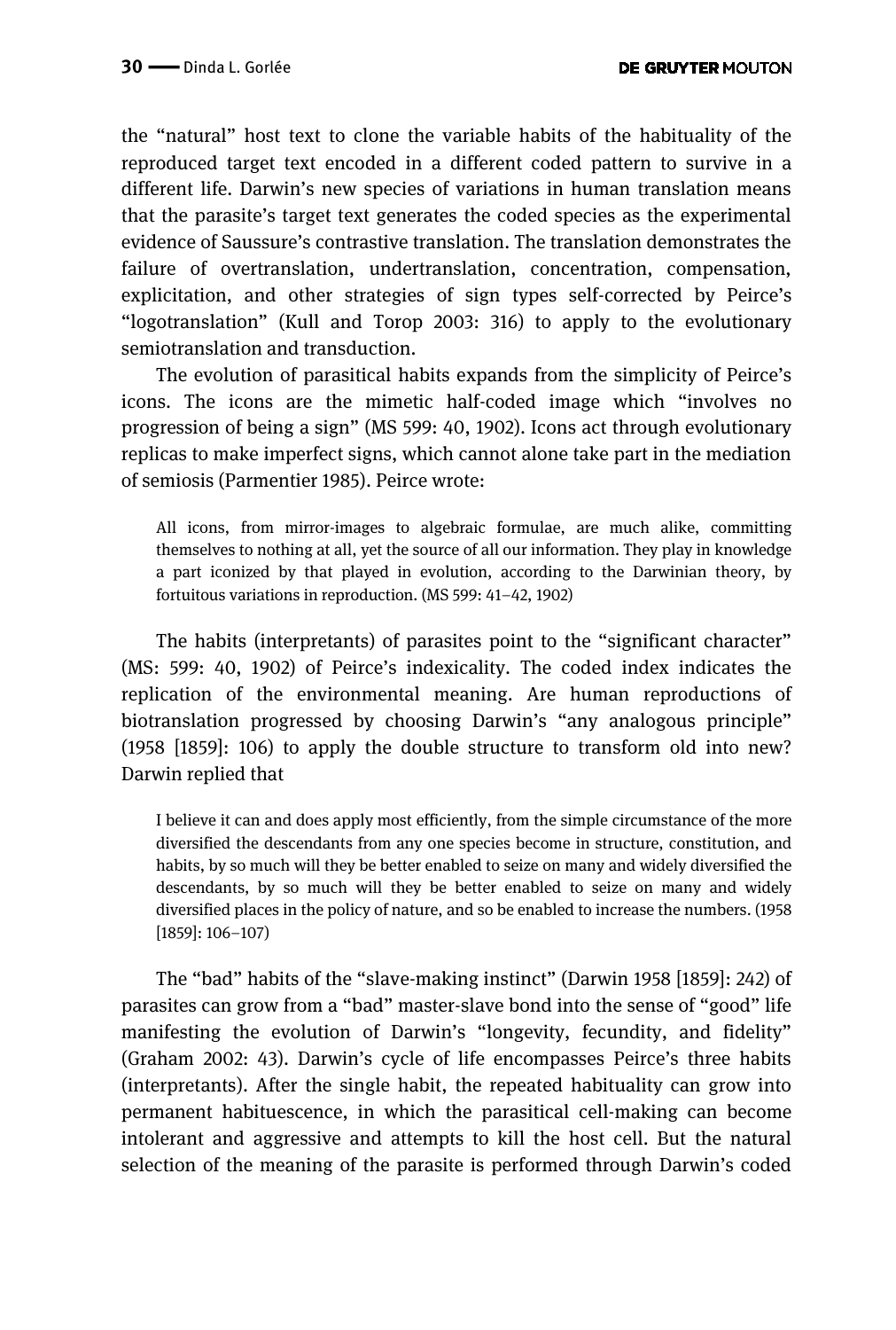the "natural" host text to clone the variable habits of the habituality of the reproduced target text encoded in a different coded pattern to survive in a different life. Darwin's new species of variations in human translation means that the parasite's target text generates the coded species as the experimental evidence of Saussure's contrastive translation. The translation demonstrates the failure of overtranslation, undertranslation, concentration, compensation, explicitation, and other strategies of sign types self-corrected by Peirce's "logotranslation" (Kull and Torop 2003: 316) to apply to the evolutionary semiotranslation and transduction.

The evolution of parasitical habits expands from the simplicity of Peirce's icons. The icons are the mimetic half-coded image which "involves no progression of being a sign" (MS 599: 40, 1902). Icons act through evolutionary replicas to make imperfect signs, which cannot alone take part in the mediation of semiosis (Parmentier 1985). Peirce wrote:

> All icons, from mirror-images to algebraic formulae, are much alike, committing themselves to nothing at all, yet the source of all our information. They play in knowledge a part iconized by that played in evolution, according to the Darwinian theory, by fortuitous variations in reproduction. (MS 599: 41–42, 1902)

The habits (interpretants) of parasites point to the "significant character" (MS: 599: 40, 1902) of Peirce's indexicality. The coded index indicates the replication of the environmental meaning. Are human reproductions of biotranslation progressed by choosing Darwin's "any analogous principle" (1958 [1859]: 106) to apply the double structure to transform old into new? Darwin replied that

> I believe it can and does apply most efficiently, from the simple circumstance of the more diversified the descendants from any one species become in structure, constitution, and habits, by so much will they be better enabled to seize on many and widely diversified the descendants, by so much will they be better enabled to seize on many and widely diversified places in the policy of nature, and so be enabled to increase the numbers. (1958 [1859]: 106–107)

The "bad" habits of the "slave-making instinct" (Darwin 1958 [1859]: 242) of parasites can grow from a "bad" master-slave bond into the sense of "good" life manifesting the evolution of Darwin's "longevity, fecundity, and fidelity" (Graham 2002: 43). Darwin's cycle of life encompasses Peirce's three habits (interpretants). After the single habit, the repeated habituality can grow into permanent habituescence, in which the parasitical cell-making can become intolerant and aggressive and attempts to kill the host cell. But the natural selection of the meaning of the parasite is performed through Darwin's coded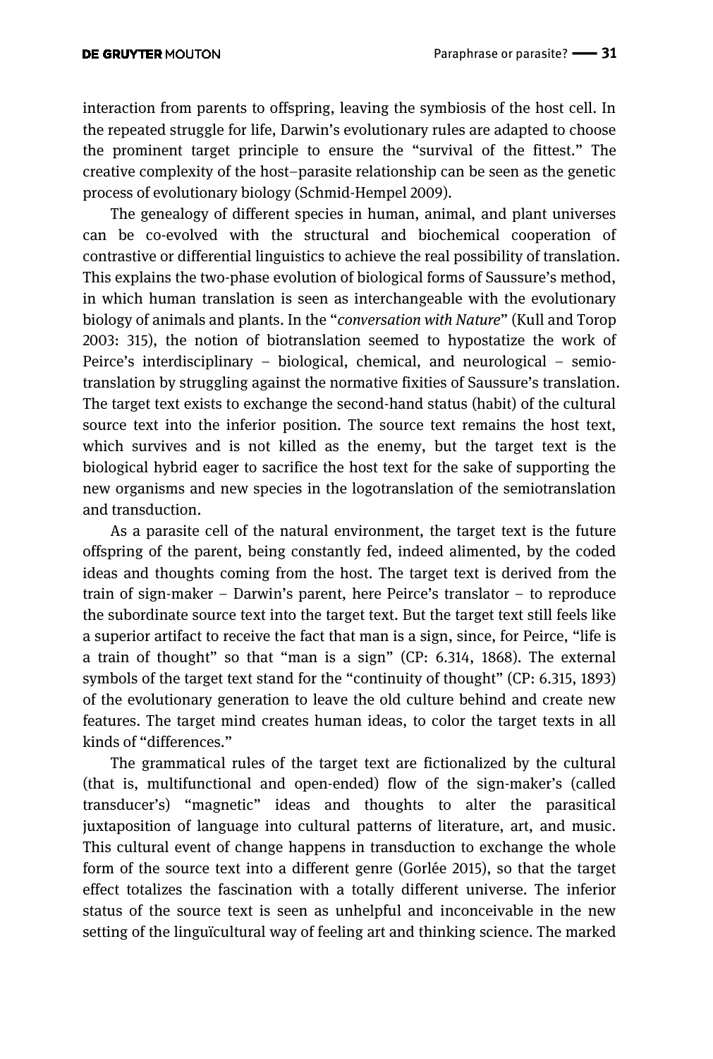interaction from parents to offspring, leaving the symbiosis of the host cell. In the repeated struggle for life, Darwin's evolutionary rules are adapted to choose the prominent target principle to ensure the "survival of the fittest." The creative complexity of the host–parasite relationship can be seen as the genetic process of evolutionary biology (Schmid-Hempel 2009).

The genealogy of different species in human, animal, and plant universes can be co-evolved with the structural and biochemical cooperation of contrastive or differential linguistics to achieve the real possibility of translation. This explains the two-phase evolution of biological forms of Saussure's method, in which human translation is seen as interchangeable with the evolutionary biology of animals and plants. In the "*conversation with Nature*" (Kull and Torop 2003: 315), the notion of biotranslation seemed to hypostatize the work of Peirce's interdisciplinary – biological, chemical, and neurological – semio-translation by struggling against the normative fixities of Saussure's translation. The target text exists to exchange the second-hand status (habit) of the cultural source text into the inferior position. The source text remains the host text, which survives and is not killed as the enemy, but the target text is the biological hybrid eager to sacrifice the host text for the sake of supporting the new organisms and new species in the logotranslation of the semiotranslation and transduction.

As a parasite cell of the natural environment, the target text is the future offspring of the parent, being constantly fed, indeed alimented, by the coded ideas and thoughts coming from the host. The target text is derived from the train of sign-maker – Darwin's parent, here Peirce's translator – to reproduce the subordinate source text into the target text. But the target text still feels like a superior artifact to receive the fact that man is a sign, since, for Peirce, "life is a train of thought" so that "man is a sign" (CP: 6.314, 1868). The external symbols of the target text stand for the "continuity of thought" (CP: 6.315, 1893) of the evolutionary generation to leave the old culture behind and create new features. The target mind creates human ideas, to color the target texts in all kinds of "differences."

The grammatical rules of the target text are fictionalized by the cultural (that is, multifunctional and open-ended) flow of the sign-maker's (called transducer's) "magnetic" ideas and thoughts to alter the parasitical juxtaposition of language into cultural patterns of literature, art, and music. This cultural event of change happens in transduction to exchange the whole form of the source text into a different genre (Gorlée 2015), so that the target effect totalizes the fascination with a totally different universe. The inferior status of the source text is seen as unhelpful and inconceivable in the new setting of the linguïcultural way of feeling art and thinking science. The marked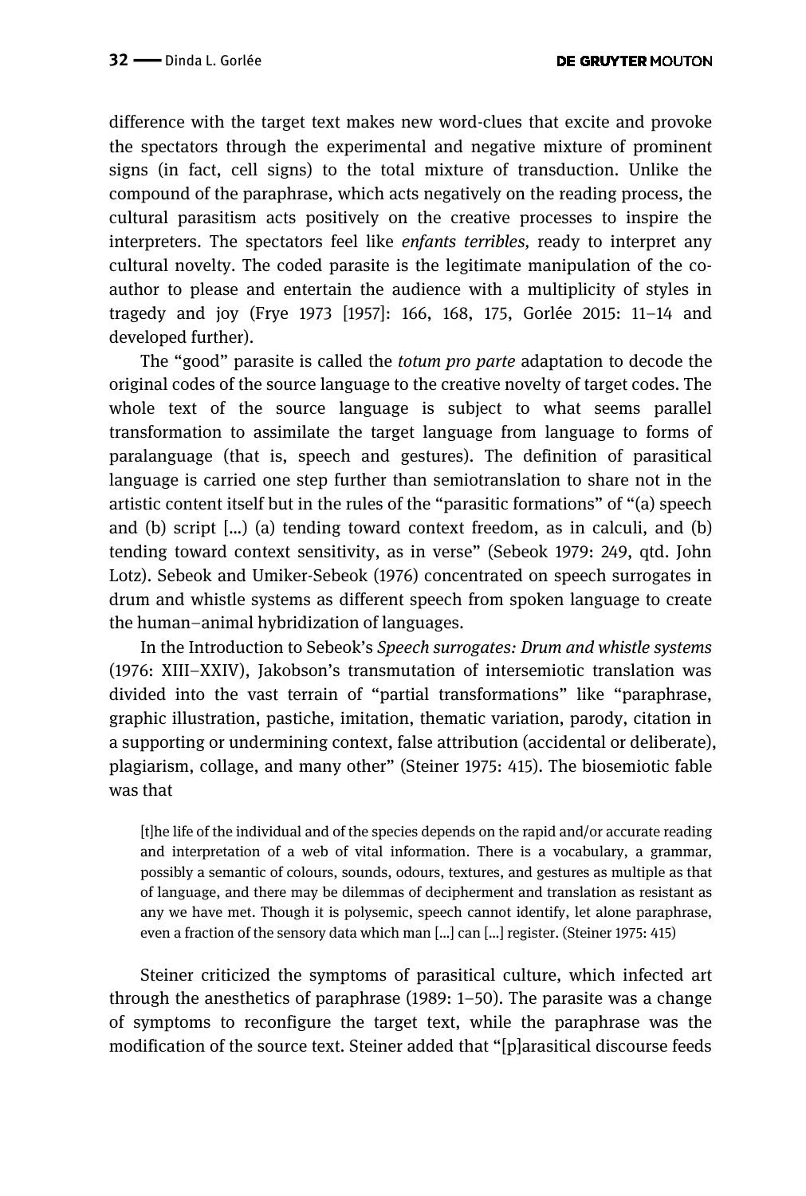difference with the target text makes new word-clues that excite and provoke the spectators through the experimental and negative mixture of prominent signs (in fact, cell signs) to the total mixture of transduction. Unlike the compound of the paraphrase, which acts negatively on the reading process, the cultural parasitism acts positively on the creative processes to inspire the interpreters. The spectators feel like *enfants terribles,* ready to interpret any cultural novelty. The coded parasite is the legitimate manipulation of the co-author to please and entertain the audience with a multiplicity of styles in tragedy and joy (Frye 1973 [1957]: 166, 168, 175, Gorlée 2015: 11–14 and developed further).

The "good" parasite is called the *totum pro parte* adaptation to decode the original codes of the source language to the creative novelty of target codes. The whole text of the source language is subject to what seems parallel transformation to assimilate the target language from language to forms of paralanguage (that is, speech and gestures). The definition of parasitical language is carried one step further than semiotranslation to share not in the artistic content itself but in the rules of the "parasitic formations" of "(a) speech and (b) script [...) (a) tending toward context freedom, as in calculi, and (b) tending toward context sensitivity, as in verse" (Sebeok 1979: 249, qtd. John Lotz). Sebeok and Umiker-Sebeok (1976) concentrated on speech surrogates in drum and whistle systems as different speech from spoken language to create the human–animal hybridization of languages.

In the Introduction to Sebeok's *Speech surrogates: Drum and whistle systems* (1976: XIII–XXIV), Jakobson's transmutation of intersemiotic translation was divided into the vast terrain of "partial transformations" like "paraphrase, graphic illustration, pastiche, imitation, thematic variation, parody, citation in a supporting or undermining context, false attribution (accidental or deliberate), plagiarism, collage, and many other" (Steiner 1975: 415). The biosemiotic fable was that

> [t]he life of the individual and of the species depends on the rapid and/or accurate reading and interpretation of a web of vital information. There is a vocabulary, a grammar, possibly a semantic of colours, sounds, odours, textures, and gestures as multiple as that of language, and there may be dilemmas of decipherment and translation as resistant as any we have met. Though it is polysemic, speech cannot identify, let alone paraphrase, even a fraction of the sensory data which man [...] can [...] register. (Steiner 1975: 415)

Steiner criticized the symptoms of parasitical culture, which infected art through the anesthetics of paraphrase (1989: 1–50). The parasite was a change of symptoms to reconfigure the target text, while the paraphrase was the modification of the source text. Steiner added that "[p]arasitical discourse feeds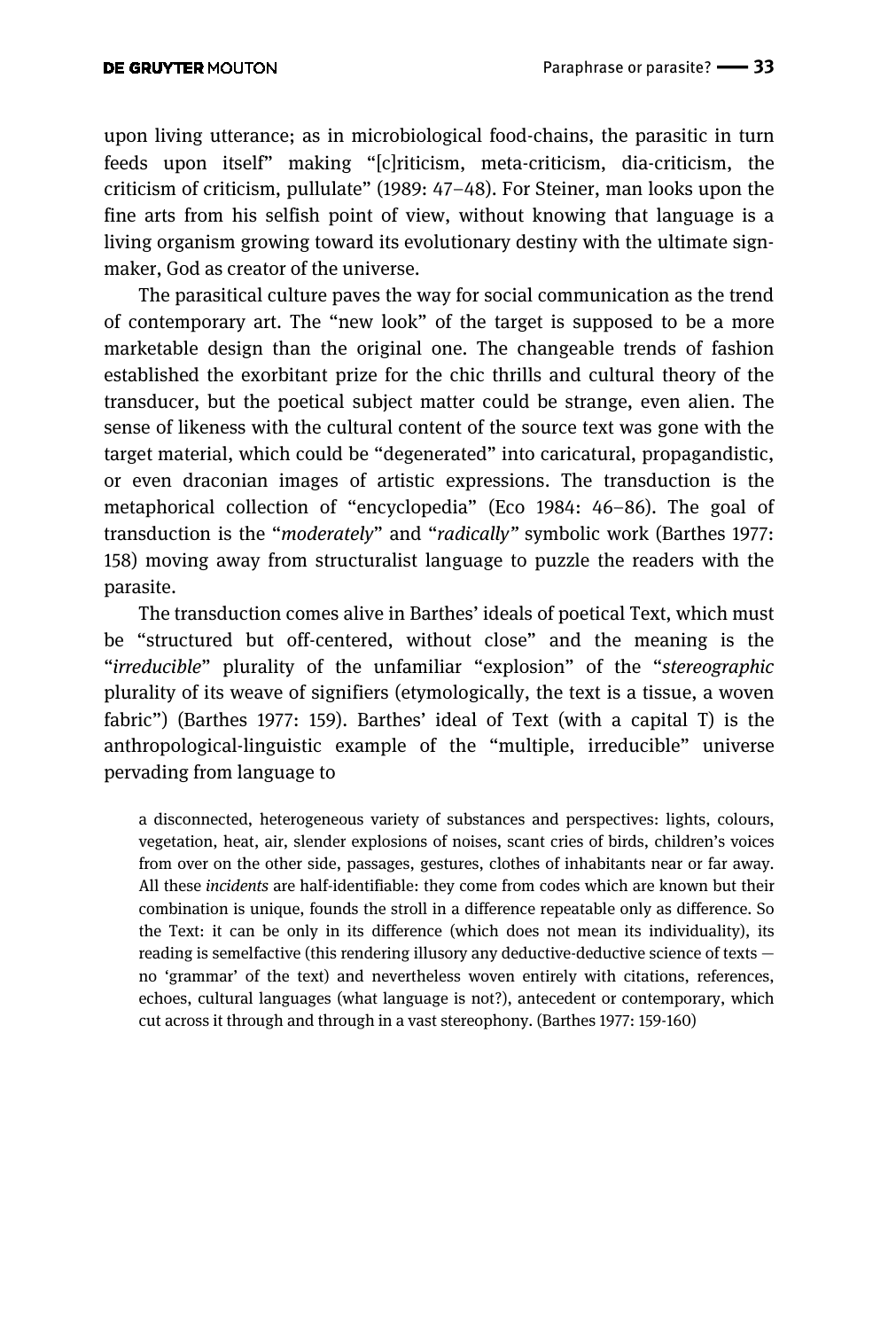upon living utterance; as in microbiological food-chains, the parasitic in turn feeds upon itself" making "[c]riticism, meta-criticism, dia-criticism, the criticism of criticism, pullulate" (1989: 47–48). For Steiner, man looks upon the fine arts from his selfish point of view, without knowing that language is a living organism growing toward its evolutionary destiny with the ultimate sign-maker, God as creator of the universe.

The parasitical culture paves the way for social communication as the trend of contemporary art. The "new look" of the target is supposed to be a more marketable design than the original one. The changeable trends of fashion established the exorbitant prize for the chic thrills and cultural theory of the transducer, but the poetical subject matter could be strange, even alien. The sense of likeness with the cultural content of the source text was gone with the target material, which could be "degenerated" into caricatural, propagandistic, or even draconian images of artistic expressions. The transduction is the metaphorical collection of "encyclopedia" (Eco 1984: 46–86). The goal of transduction is the "*moderately*" and "*radically"* symbolic work (Barthes 1977: 158) moving away from structuralist language to puzzle the readers with the parasite.

The transduction comes alive in Barthes' ideals of poetical Text, which must be "structured but off-centered, without close" and the meaning is the "*irreducible*" plurality of the unfamiliar "explosion" of the "*stereographic* plurality of its weave of signifiers (etymologically, the text is a tissue, a woven fabric") (Barthes 1977: 159). Barthes' ideal of Text (with a capital T) is the anthropological-linguistic example of the "multiple, irreducible" universe pervading from language to

> a disconnected, heterogeneous variety of substances and perspectives: lights, colours, vegetation, heat, air, slender explosions of noises, scant cries of birds, children's voices from over on the other side, passages, gestures, clothes of inhabitants near or far away. All these *incidents* are half-identifiable: they come from codes which are known but their combination is unique, founds the stroll in a difference repeatable only as difference. So the Text: it can be only in its difference (which does not mean its individuality), its reading is semelfactive (this rendering illusory any deductive-deductive science of texts — no 'grammar' of the text) and nevertheless woven entirely with citations, references, echoes, cultural languages (what language is not?), antecedent or contemporary, which cut across it through and through in a vast stereophony. (Barthes 1977: 159-160)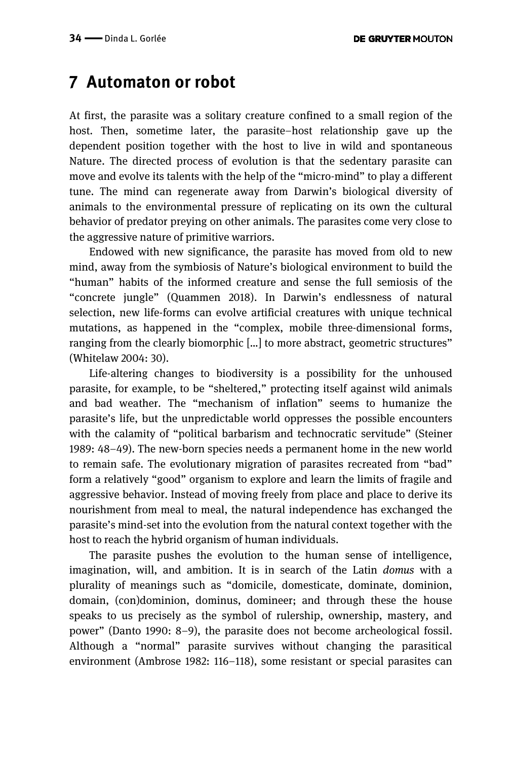## 7 Automaton or robot

At first, the parasite was a solitary creature confined to a small region of the host. Then, sometime later, the parasite–host relationship gave up the dependent position together with the host to live in wild and spontaneous Nature. The directed process of evolution is that the sedentary parasite can move and evolve its talents with the help of the "micro-mind" to play a different tune. The mind can regenerate away from Darwin's biological diversity of animals to the environmental pressure of replicating on its own the cultural behavior of predator preying on other animals. The parasites come very close to the aggressive nature of primitive warriors.

Endowed with new significance, the parasite has moved from old to new mind, away from the symbiosis of Nature's biological environment to build the "human" habits of the informed creature and sense the full semiosis of the "concrete jungle" (Quammen 2018). In Darwin's endlessness of natural selection, new life-forms can evolve artificial creatures with unique technical mutations, as happened in the "complex, mobile three-dimensional forms, ranging from the clearly biomorphic [...] to more abstract, geometric structures" (Whitelaw 2004: 30).

Life-altering changes to biodiversity is a possibility for the unhoused parasite, for example, to be "sheltered," protecting itself against wild animals and bad weather. The "mechanism of inflation" seems to humanize the parasite's life, but the unpredictable world oppresses the possible encounters with the calamity of "political barbarism and technocratic servitude" (Steiner 1989: 48–49). The new-born species needs a permanent home in the new world to remain safe. The evolutionary migration of parasites recreated from "bad" form a relatively "good" organism to explore and learn the limits of fragile and aggressive behavior. Instead of moving freely from place and place to derive its nourishment from meal to meal, the natural independence has exchanged the parasite's mind-set into the evolution from the natural context together with the host to reach the hybrid organism of human individuals.

The parasite pushes the evolution to the human sense of intelligence, imagination, will, and ambition. It is in search of the Latin *domus* with a plurality of meanings such as "domicile, domesticate, dominate, dominion, domain, (con)dominion, dominus, domineer; and through these the house speaks to us precisely as the symbol of rulership, ownership, mastery, and power" (Danto 1990: 8–9), the parasite does not become archeological fossil. Although a "normal" parasite survives without changing the parasitical environment (Ambrose 1982: 116–118), some resistant or special parasites can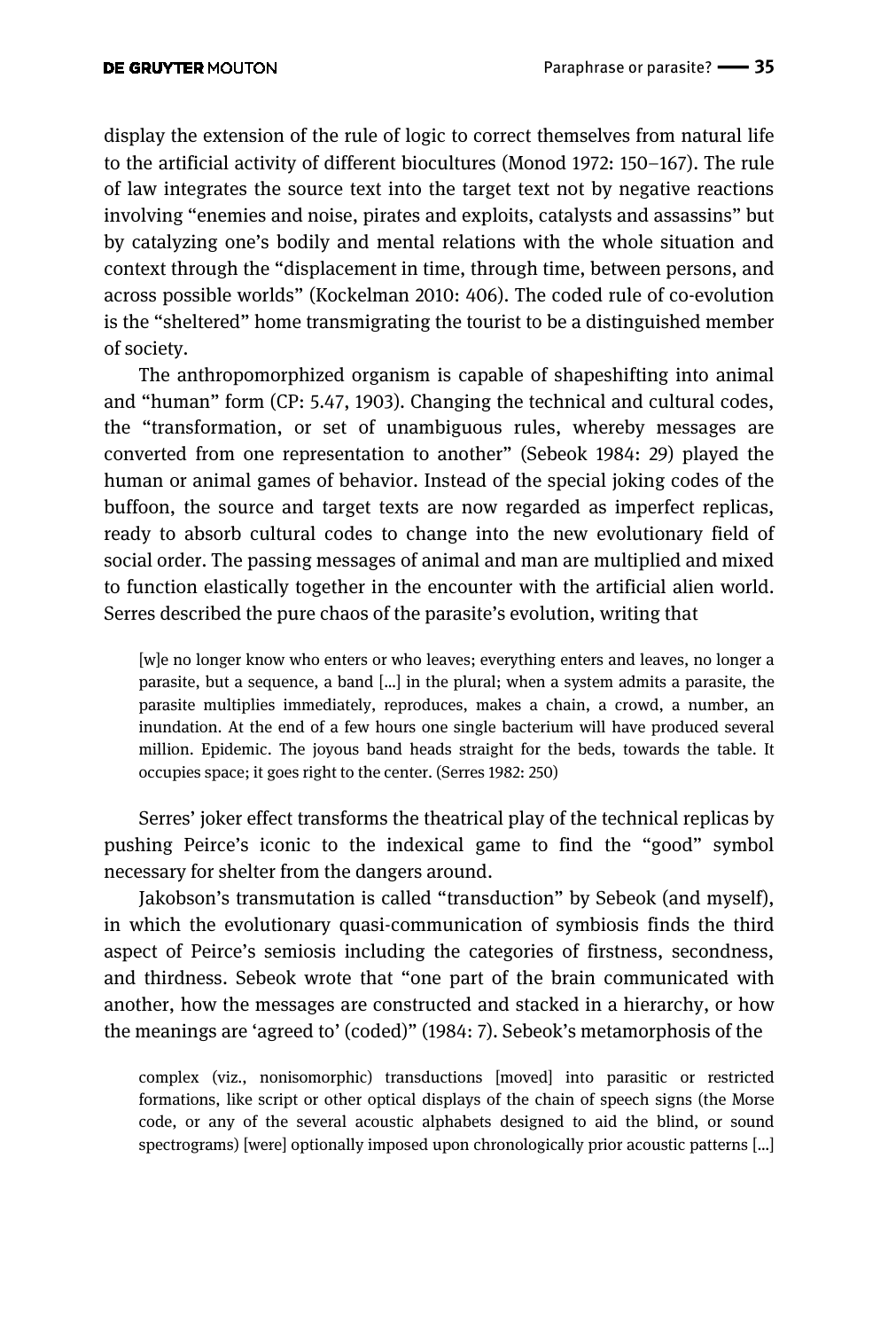display the extension of the rule of logic to correct themselves from natural life to the artificial activity of different biocultures (Monod 1972: 150–167). The rule of law integrates the source text into the target text not by negative reactions involving "enemies and noise, pirates and exploits, catalysts and assassins" but by catalyzing one's bodily and mental relations with the whole situation and context through the "displacement in time, through time, between persons, and across possible worlds" (Kockelman 2010: 406). The coded rule of co-evolution is the "sheltered" home transmigrating the tourist to be a distinguished member of society.

The anthropomorphized organism is capable of shapeshifting into animal and "human" form (CP: 5.47, 1903). Changing the technical and cultural codes, the "transformation, or set of unambiguous rules, whereby messages are converted from one representation to another" (Sebeok 1984: 29) played the human or animal games of behavior. Instead of the special joking codes of the buffoon, the source and target texts are now regarded as imperfect replicas, ready to absorb cultural codes to change into the new evolutionary field of social order. The passing messages of animal and man are multiplied and mixed to function elastically together in the encounter with the artificial alien world. Serres described the pure chaos of the parasite's evolution, writing that

> [w]e no longer know who enters or who leaves; everything enters and leaves, no longer a parasite, but a sequence, a band [...] in the plural; when a system admits a parasite, the parasite multiplies immediately, reproduces, makes a chain, a crowd, a number, an inundation. At the end of a few hours one single bacterium will have produced several million. Epidemic. The joyous band heads straight for the beds, towards the table. It occupies space; it goes right to the center. (Serres 1982: 250)

Serres' joker effect transforms the theatrical play of the technical replicas by pushing Peirce's iconic to the indexical game to find the "good" symbol necessary for shelter from the dangers around.

Jakobson's transmutation is called "transduction" by Sebeok (and myself), in which the evolutionary quasi-communication of symbiosis finds the third aspect of Peirce's semiosis including the categories of firstness, secondness, and thirdness. Sebeok wrote that "one part of the brain communicated with another, how the messages are constructed and stacked in a hierarchy, or how the meanings are 'agreed to' (coded)" (1984: 7). Sebeok's metamorphosis of the

> complex (viz., nonisomorphic) transductions [moved] into parasitic or restricted formations, like script or other optical displays of the chain of speech signs (the Morse code, or any of the several acoustic alphabets designed to aid the blind, or sound spectrograms) [were] optionally imposed upon chronologically prior acoustic patterns [...]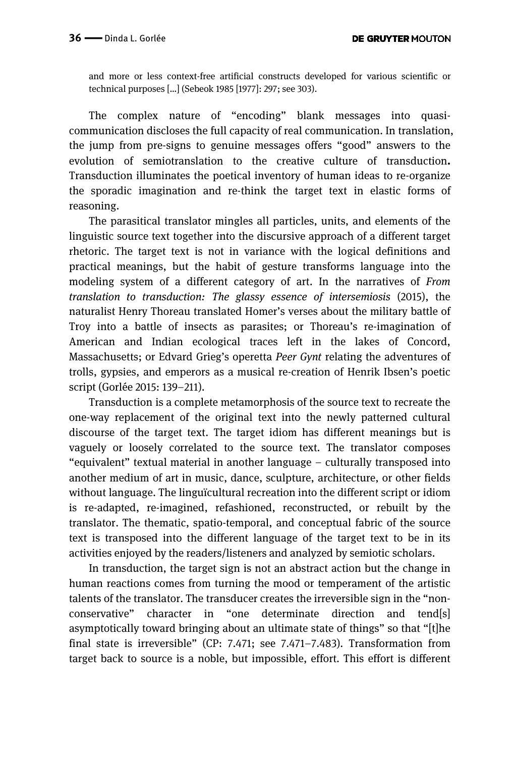> and more or less context-free artificial constructs developed for various scientific or technical purposes [...] (Sebeok 1985 [1977]: 297; see 303).

The complex nature of "encoding" blank messages into quasi-communication discloses the full capacity of real communication. In translation, the jump from pre-signs to genuine messages offers "good" answers to the evolution of semiotranslation to the creative culture of transduction**.** Transduction illuminates the poetical inventory of human ideas to re-organize the sporadic imagination and re-think the target text in elastic forms of reasoning.

The parasitical translator mingles all particles, units, and elements of the linguistic source text together into the discursive approach of a different target rhetoric. The target text is not in variance with the logical definitions and practical meanings, but the habit of gesture transforms language into the modeling system of a different category of art. In the narratives of *From translation to transduction: The glassy essence of intersemiosis* (2015), the naturalist Henry Thoreau translated Homer's verses about the military battle of Troy into a battle of insects as parasites; or Thoreau's re-imagination of American and Indian ecological traces left in the lakes of Concord, Massachusetts; or Edvard Grieg's operetta *Peer Gynt* relating the adventures of trolls, gypsies, and emperors as a musical re-creation of Henrik Ibsen's poetic script (Gorlée 2015: 139–211).

Transduction is a complete metamorphosis of the source text to recreate the one-way replacement of the original text into the newly patterned cultural discourse of the target text. The target idiom has different meanings but is vaguely or loosely correlated to the source text. The translator composes "equivalent" textual material in another language – culturally transposed into another medium of art in music, dance, sculpture, architecture, or other fields without language. The linguïcultural recreation into the different script or idiom is re-adapted, re-imagined, refashioned, reconstructed, or rebuilt by the translator. The thematic, spatio-temporal, and conceptual fabric of the source text is transposed into the different language of the target text to be in its activities enjoyed by the readers/listeners and analyzed by semiotic scholars.

In transduction, the target sign is not an abstract action but the change in human reactions comes from turning the mood or temperament of the artistic talents of the translator. The transducer creates the irreversible sign in the "non-conservative" character in "one determinate direction and tend[s] asymptotically toward bringing about an ultimate state of things" so that "[t]he final state is irreversible" (CP: 7.471; see 7.471–7.483). Transformation from target back to source is a noble, but impossible, effort. This effort is different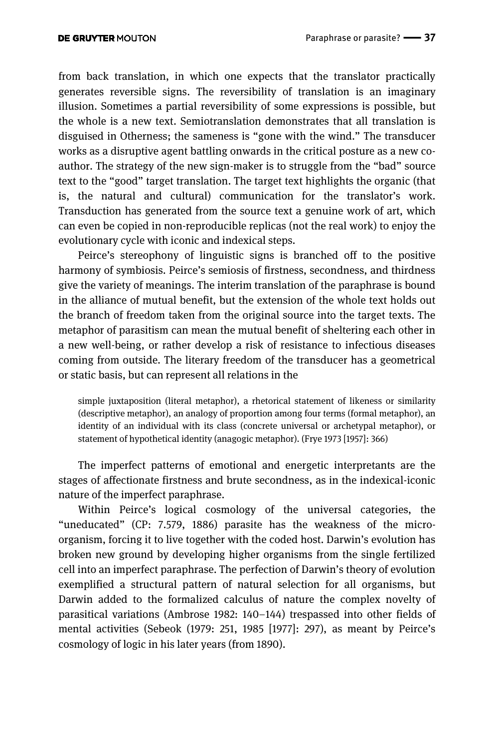from back translation, in which one expects that the translator practically generates reversible signs. The reversibility of translation is an imaginary illusion. Sometimes a partial reversibility of some expressions is possible, but the whole is a new text. Semiotranslation demonstrates that all translation is disguised in Otherness; the sameness is "gone with the wind." The transducer works as a disruptive agent battling onwards in the critical posture as a new co-author. The strategy of the new sign-maker is to struggle from the "bad" source text to the "good" target translation. The target text highlights the organic (that is, the natural and cultural) communication for the translator's work. Transduction has generated from the source text a genuine work of art, which can even be copied in non-reproducible replicas (not the real work) to enjoy the evolutionary cycle with iconic and indexical steps.

Peirce's stereophony of linguistic signs is branched off to the positive harmony of symbiosis. Peirce's semiosis of firstness, secondness, and thirdness give the variety of meanings. The interim translation of the paraphrase is bound in the alliance of mutual benefit, but the extension of the whole text holds out the branch of freedom taken from the original source into the target texts. The metaphor of parasitism can mean the mutual benefit of sheltering each other in a new well-being, or rather develop a risk of resistance to infectious diseases coming from outside. The literary freedom of the transducer has a geometrical or static basis, but can represent all relations in the

> simple juxtaposition (literal metaphor), a rhetorical statement of likeness or similarity (descriptive metaphor), an analogy of proportion among four terms (formal metaphor), an identity of an individual with its class (concrete universal or archetypal metaphor), or statement of hypothetical identity (anagogic metaphor). (Frye 1973 [1957]: 366)

The imperfect patterns of emotional and energetic interpretants are the stages of affectionate firstness and brute secondness, as in the indexical-iconic nature of the imperfect paraphrase.

Within Peirce's logical cosmology of the universal categories, the "uneducated" (CP: 7.579, 1886) parasite has the weakness of the micro-organism, forcing it to live together with the coded host. Darwin's evolution has broken new ground by developing higher organisms from the single fertilized cell into an imperfect paraphrase. The perfection of Darwin's theory of evolution exemplified a structural pattern of natural selection for all organisms, but Darwin added to the formalized calculus of nature the complex novelty of parasitical variations (Ambrose 1982: 140–144) trespassed into other fields of mental activities (Sebeok (1979: 251, 1985 [1977]: 297), as meant by Peirce's cosmology of logic in his later years (from 1890).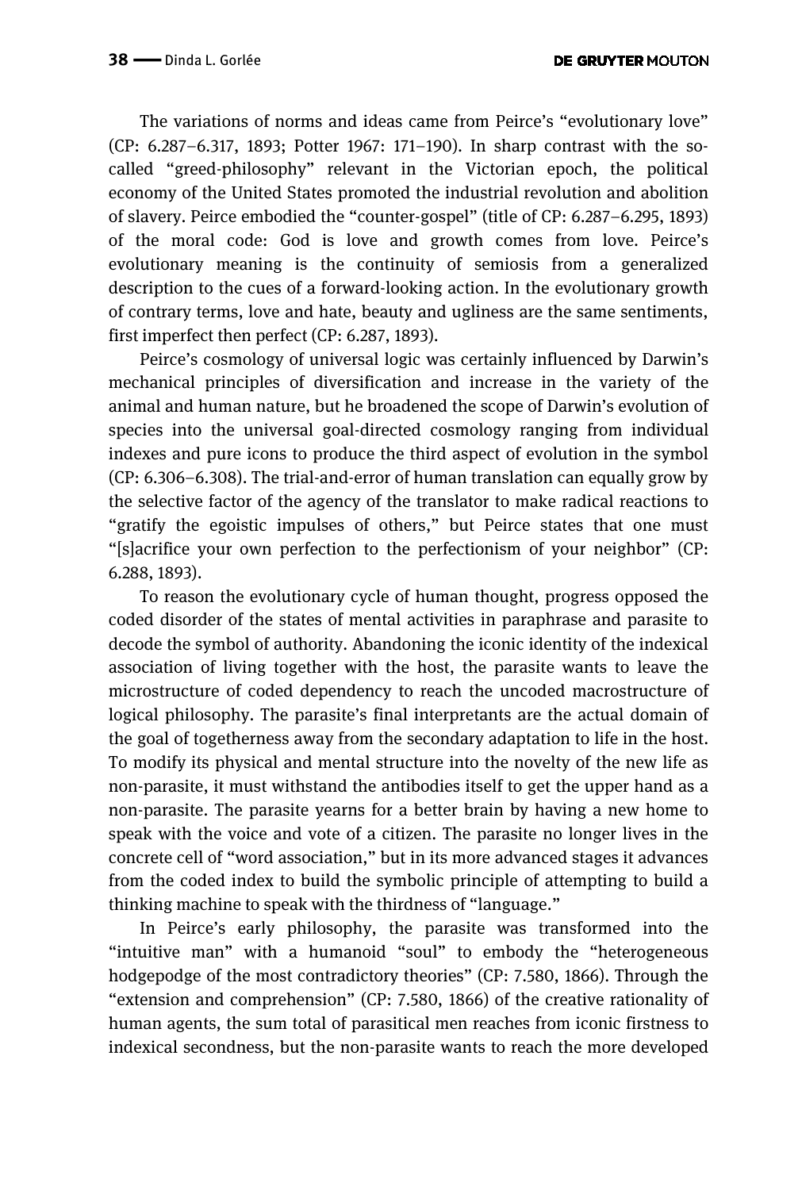The variations of norms and ideas came from Peirce's "evolutionary love" (CP: 6.287–6.317, 1893; Potter 1967: 171–190). In sharp contrast with the so-called "greed-philosophy" relevant in the Victorian epoch, the political economy of the United States promoted the industrial revolution and abolition of slavery. Peirce embodied the "counter-gospel" (title of CP: 6.287–6.295, 1893) of the moral code: God is love and growth comes from love. Peirce's evolutionary meaning is the continuity of semiosis from a generalized description to the cues of a forward-looking action. In the evolutionary growth of contrary terms, love and hate, beauty and ugliness are the same sentiments, first imperfect then perfect (CP: 6.287, 1893).

Peirce's cosmology of universal logic was certainly influenced by Darwin's mechanical principles of diversification and increase in the variety of the animal and human nature, but he broadened the scope of Darwin's evolution of species into the universal goal-directed cosmology ranging from individual indexes and pure icons to produce the third aspect of evolution in the symbol (CP: 6.306–6.308). The trial-and-error of human translation can equally grow by the selective factor of the agency of the translator to make radical reactions to "gratify the egoistic impulses of others," but Peirce states that one must "[s]acrifice your own perfection to the perfectionism of your neighbor" (CP: 6.288, 1893).

To reason the evolutionary cycle of human thought, progress opposed the coded disorder of the states of mental activities in paraphrase and parasite to decode the symbol of authority. Abandoning the iconic identity of the indexical association of living together with the host, the parasite wants to leave the microstructure of coded dependency to reach the uncoded macrostructure of logical philosophy. The parasite's final interpretants are the actual domain of the goal of togetherness away from the secondary adaptation to life in the host. To modify its physical and mental structure into the novelty of the new life as non-parasite, it must withstand the antibodies itself to get the upper hand as a non-parasite. The parasite yearns for a better brain by having a new home to speak with the voice and vote of a citizen. The parasite no longer lives in the concrete cell of "word association," but in its more advanced stages it advances from the coded index to build the symbolic principle of attempting to build a thinking machine to speak with the thirdness of "language."

In Peirce's early philosophy, the parasite was transformed into the "intuitive man" with a humanoid "soul" to embody the "heterogeneous hodgepodge of the most contradictory theories" (CP: 7.580, 1866). Through the "extension and comprehension" (CP: 7.580, 1866) of the creative rationality of human agents, the sum total of parasitical men reaches from iconic firstness to indexical secondness, but the non-parasite wants to reach the more developed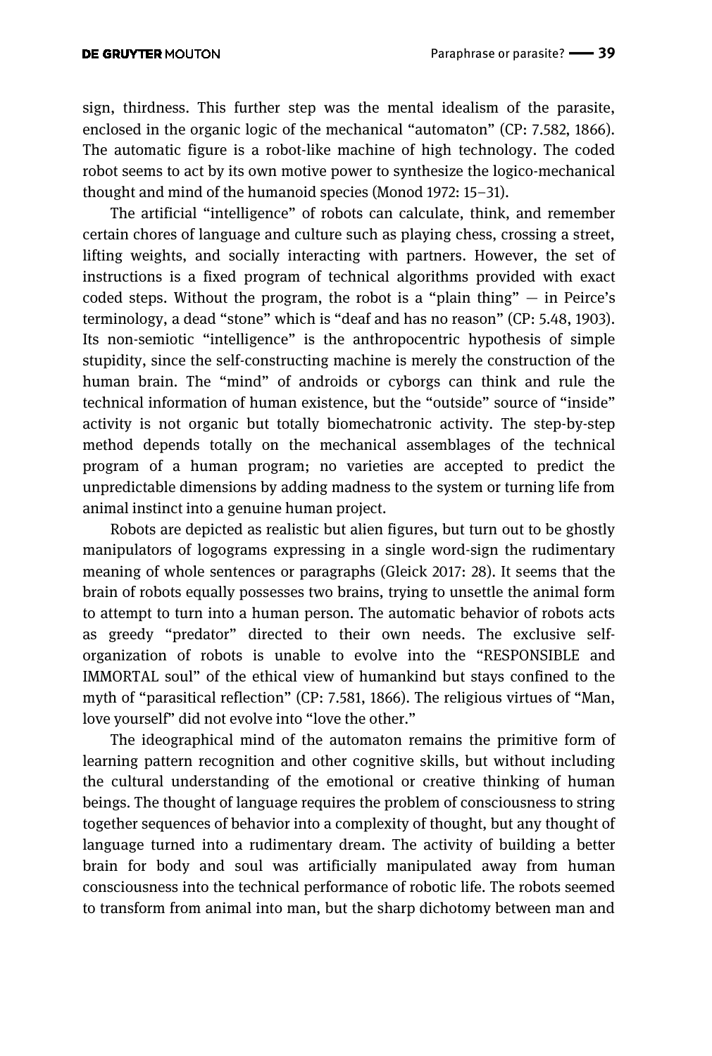sign, thirdness. This further step was the mental idealism of the parasite, enclosed in the organic logic of the mechanical "automaton" (CP: 7.582, 1866). The automatic figure is a robot-like machine of high technology. The coded robot seems to act by its own motive power to synthesize the logico-mechanical thought and mind of the humanoid species (Monod 1972: 15–31).

The artificial "intelligence" of robots can calculate, think, and remember certain chores of language and culture such as playing chess, crossing a street, lifting weights, and socially interacting with partners. However, the set of instructions is a fixed program of technical algorithms provided with exact coded steps. Without the program, the robot is a "plain thing" — in Peirce's terminology, a dead "stone" which is "deaf and has no reason" (CP: 5.48, 1903). Its non-semiotic "intelligence" is the anthropocentric hypothesis of simple stupidity, since the self-constructing machine is merely the construction of the human brain. The "mind" of androids or cyborgs can think and rule the technical information of human existence, but the "outside" source of "inside" activity is not organic but totally biomechatronic activity. The step-by-step method depends totally on the mechanical assemblages of the technical program of a human program; no varieties are accepted to predict the unpredictable dimensions by adding madness to the system or turning life from animal instinct into a genuine human project.

Robots are depicted as realistic but alien figures, but turn out to be ghostly manipulators of logograms expressing in a single word-sign the rudimentary meaning of whole sentences or paragraphs (Gleick 2017: 28). It seems that the brain of robots equally possesses two brains, trying to unsettle the animal form to attempt to turn into a human person. The automatic behavior of robots acts as greedy "predator" directed to their own needs. The exclusive self-organization of robots is unable to evolve into the "RESPONSIBLE and IMMORTAL soul" of the ethical view of humankind but stays confined to the myth of "parasitical reflection" (CP: 7.581, 1866). The religious virtues of "Man, love yourself" did not evolve into "love the other."

The ideographical mind of the automaton remains the primitive form of learning pattern recognition and other cognitive skills, but without including the cultural understanding of the emotional or creative thinking of human beings. The thought of language requires the problem of consciousness to string together sequences of behavior into a complexity of thought, but any thought of language turned into a rudimentary dream. The activity of building a better brain for body and soul was artificially manipulated away from human consciousness into the technical performance of robotic life. The robots seemed to transform from animal into man, but the sharp dichotomy between man and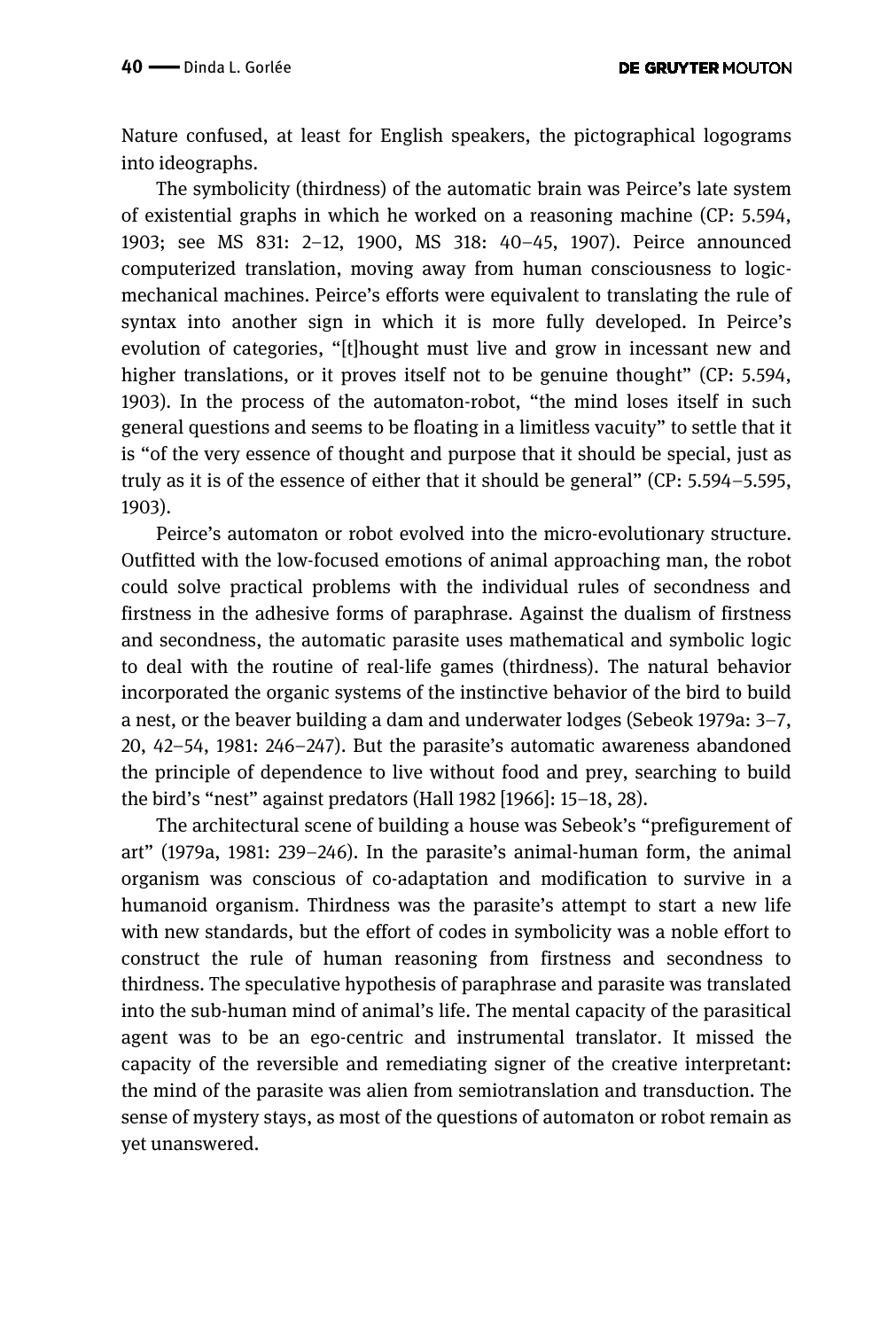Nature confused, at least for English speakers, the pictographical logograms into ideographs.

The symbolicity (thirdness) of the automatic brain was Peirce's late system of existential graphs in which he worked on a reasoning machine (CP: 5.594, 1903; see MS 831: 2–12, 1900, MS 318: 40–45, 1907). Peirce announced computerized translation, moving away from human consciousness to logic-mechanical machines. Peirce's efforts were equivalent to translating the rule of syntax into another sign in which it is more fully developed. In Peirce's evolution of categories, "[t]hought must live and grow in incessant new and higher translations, or it proves itself not to be genuine thought" (CP: 5.594, 1903). In the process of the automaton-robot, "the mind loses itself in such general questions and seems to be floating in a limitless vacuity" to settle that it is "of the very essence of thought and purpose that it should be special, just as truly as it is of the essence of either that it should be general" (CP: 5.594–5.595, 1903).

Peirce's automaton or robot evolved into the micro-evolutionary structure. Outfitted with the low-focused emotions of animal approaching man, the robot could solve practical problems with the individual rules of secondness and firstness in the adhesive forms of paraphrase. Against the dualism of firstness and secondness, the automatic parasite uses mathematical and symbolic logic to deal with the routine of real-life games (thirdness). The natural behavior incorporated the organic systems of the instinctive behavior of the bird to build a nest, or the beaver building a dam and underwater lodges (Sebeok 1979a: 3–7, 20, 42–54, 1981: 246–247). But the parasite's automatic awareness abandoned the principle of dependence to live without food and prey, searching to build the bird's "nest" against predators (Hall 1982 [1966]: 15–18, 28).

The architectural scene of building a house was Sebeok's "prefigurement of art" (1979a, 1981: 239–246). In the parasite's animal-human form, the animal organism was conscious of co-adaptation and modification to survive in a humanoid organism. Thirdness was the parasite's attempt to start a new life with new standards, but the effort of codes in symbolicity was a noble effort to construct the rule of human reasoning from firstness and secondness to thirdness. The speculative hypothesis of paraphrase and parasite was translated into the sub-human mind of animal's life. The mental capacity of the parasitical agent was to be an ego-centric and instrumental translator. It missed the capacity of the reversible and remediating signer of the creative interpretant: the mind of the parasite was alien from semiotranslation and transduction. The sense of mystery stays, as most of the questions of automaton or robot remain as yet unanswered.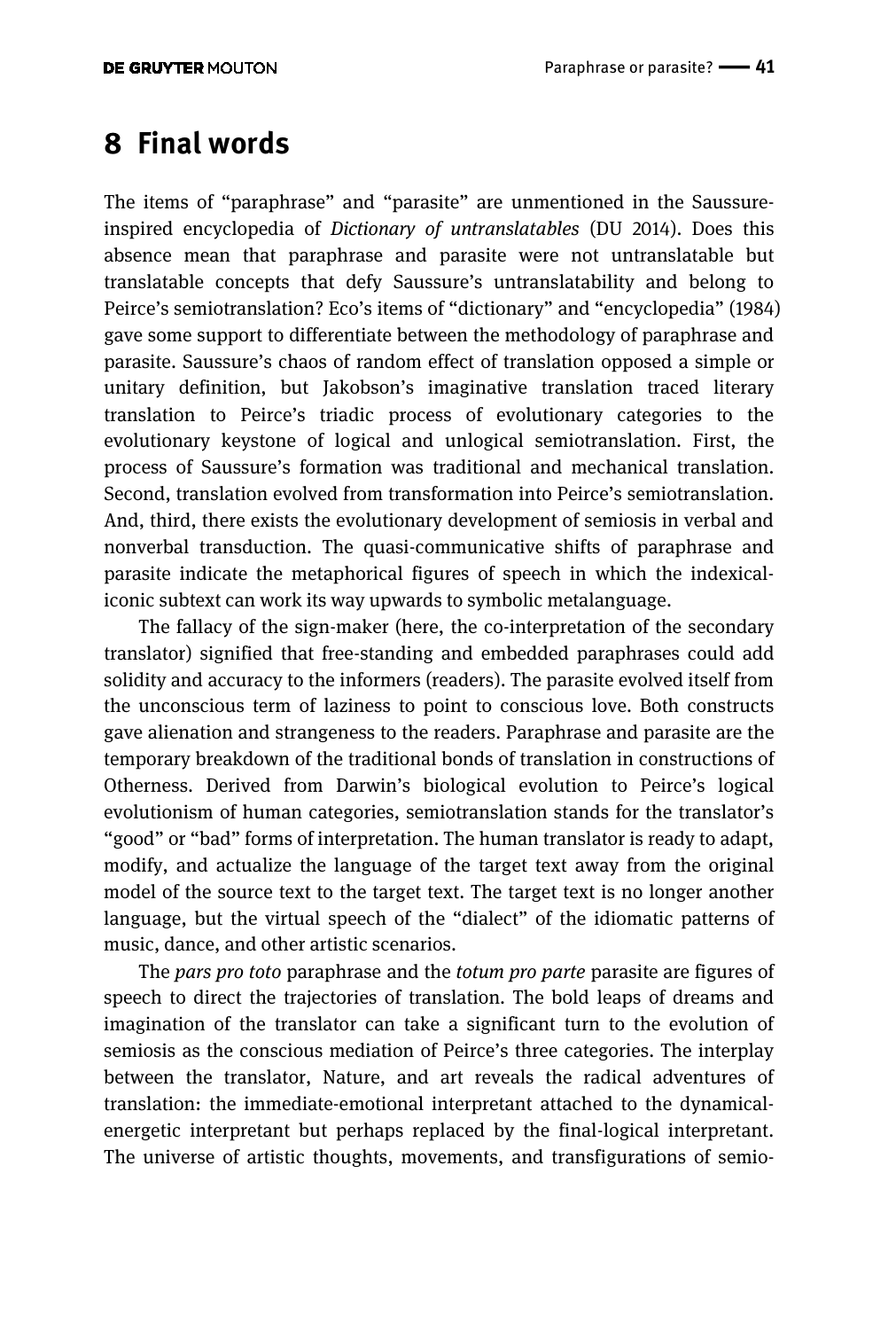# 8 Final words

The items of "paraphrase" and "parasite" are unmentioned in the Saussure-inspired encyclopedia of *Dictionary of untranslatables* (DU 2014). Does this absence mean that paraphrase and parasite were not untranslatable but translatable concepts that defy Saussure's untranslatability and belong to Peirce's semiotranslation? Eco's items of "dictionary" and "encyclopedia" (1984) gave some support to differentiate between the methodology of paraphrase and parasite. Saussure's chaos of random effect of translation opposed a simple or unitary definition, but Jakobson's imaginative translation traced literary translation to Peirce's triadic process of evolutionary categories to the evolutionary keystone of logical and unlogical semiotranslation. First, the process of Saussure's formation was traditional and mechanical translation. Second, translation evolved from transformation into Peirce's semiotranslation. And, third, there exists the evolutionary development of semiosis in verbal and nonverbal transduction. The quasi-communicative shifts of paraphrase and parasite indicate the metaphorical figures of speech in which the indexical-iconic subtext can work its way upwards to symbolic metalanguage.

The fallacy of the sign-maker (here, the co-interpretation of the secondary translator) signified that free-standing and embedded paraphrases could add solidity and accuracy to the informers (readers). The parasite evolved itself from the unconscious term of laziness to point to conscious love. Both constructs gave alienation and strangeness to the readers. Paraphrase and parasite are the temporary breakdown of the traditional bonds of translation in constructions of Otherness. Derived from Darwin's biological evolution to Peirce's logical evolutionism of human categories, semiotranslation stands for the translator's "good" or "bad" forms of interpretation. The human translator is ready to adapt, modify, and actualize the language of the target text away from the original model of the source text to the target text. The target text is no longer another language, but the virtual speech of the "dialect" of the idiomatic patterns of music, dance, and other artistic scenarios.

The *pars pro toto* paraphrase and the *totum pro parte* parasite are figures of speech to direct the trajectories of translation. The bold leaps of dreams and imagination of the translator can take a significant turn to the evolution of semiosis as the conscious mediation of Peirce's three categories. The interplay between the translator, Nature, and art reveals the radical adventures of translation: the immediate-emotional interpretant attached to the dynamical-energetic interpretant but perhaps replaced by the final-logical interpretant. The universe of artistic thoughts, movements, and transfigurations of semio-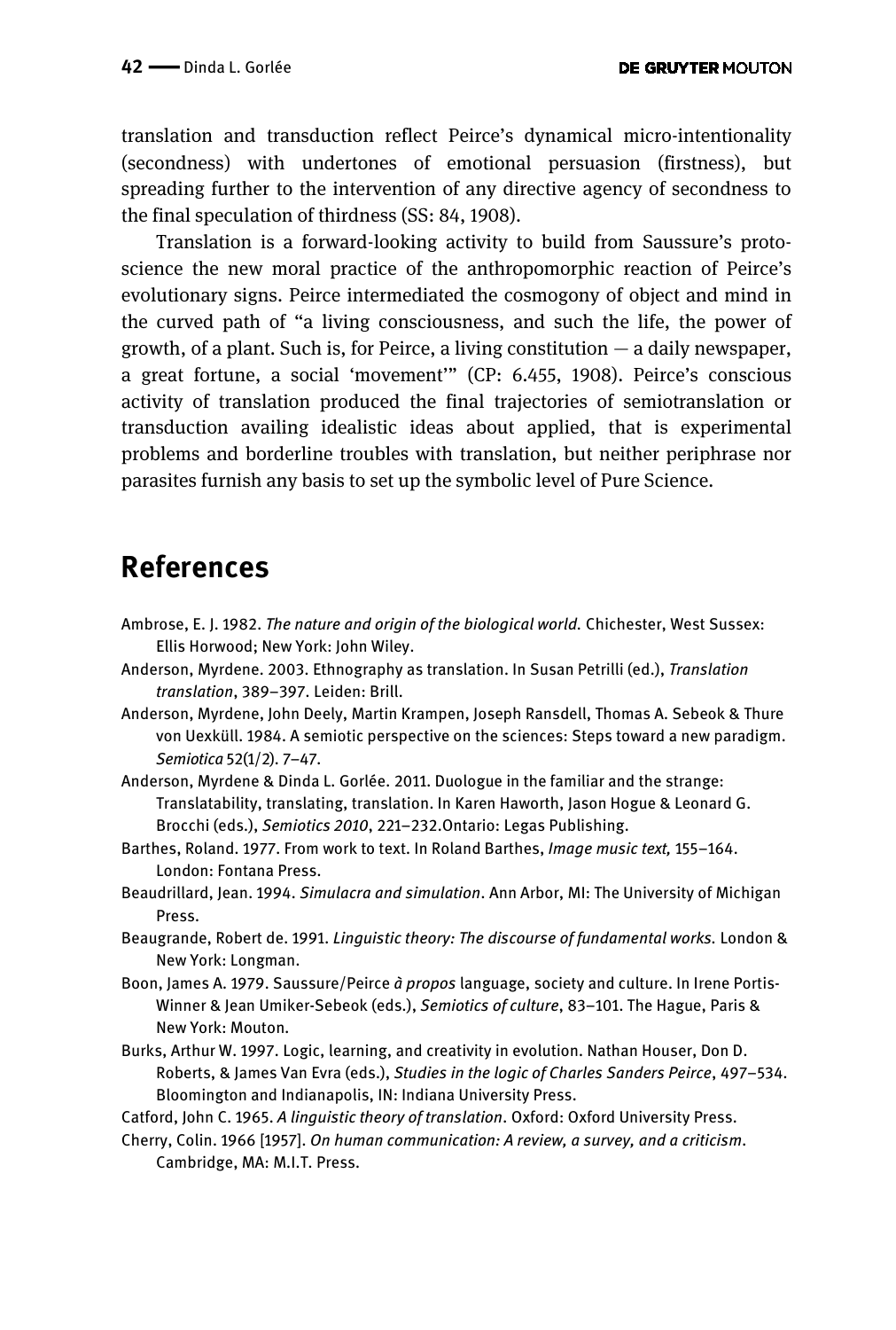translation and transduction reflect Peirce's dynamical micro-intentionality (secondness) with undertones of emotional persuasion (firstness), but spreading further to the intervention of any directive agency of secondness to the final speculation of thirdness (SS: 84, 1908).

Translation is a forward-looking activity to build from Saussure's proto-science the new moral practice of the anthropomorphic reaction of Peirce's evolutionary signs. Peirce intermediated the cosmogony of object and mind in the curved path of "a living consciousness, and such the life, the power of growth, of a plant. Such is, for Peirce, a living constitution — a daily newspaper, a great fortune, a social 'movement'" (CP: 6.455, 1908). Peirce's conscious activity of translation produced the final trajectories of semiotranslation or transduction availing idealistic ideas about applied, that is experimental problems and borderline troubles with translation, but neither periphrase nor parasites furnish any basis to set up the symbolic level of Pure Science.

## References

Ambrose, E. J. 1982. *The nature and origin of the biological world.* Chichester, West Sussex: Ellis Horwood; New York: John Wiley.

Anderson, Myrdene. 2003. Ethnography as translation. In Susan Petrilli (ed.), *Translation translation*, 389–397. Leiden: Brill.

Anderson, Myrdene, John Deely, Martin Krampen, Joseph Ransdell, Thomas A. Sebeok & Thure von Uexküll. 1984. A semiotic perspective on the sciences: Steps toward a new paradigm. *Semiotica* 52(1/2). 7–47.

Anderson, Myrdene & Dinda L. Gorlée. 2011. Duologue in the familiar and the strange: Translatability, translating, translation. In Karen Haworth, Jason Hogue & Leonard G. Brocchi (eds.), *Semiotics 2010*, 221–232.Ontario: Legas Publishing.

Barthes, Roland. 1977. From work to text. In Roland Barthes, *Image music text,* 155–164. London: Fontana Press.

Beaudrillard, Jean. 1994. *Simulacra and simulation*. Ann Arbor, MI: The University of Michigan Press.

Beaugrande, Robert de. 1991. *Linguistic theory: The discourse of fundamental works.* London & New York: Longman.

Boon, James A. 1979. Saussure/Peirce *à propos* language, society and culture. In Irene Portis-Winner & Jean Umiker-Sebeok (eds.), *Semiotics of culture*, 83–101. The Hague, Paris & New York: Mouton.

Burks, Arthur W. 1997. Logic, learning, and creativity in evolution. Nathan Houser, Don D. Roberts, & James Van Evra (eds.), *Studies in the logic of Charles Sanders Peirce*, 497–534. Bloomington and Indianapolis, IN: Indiana University Press.

Catford, John C. 1965. *A linguistic theory of translation*. Oxford: Oxford University Press.

Cherry, Colin. 1966 [1957]. *On human communication: A review, a survey, and a criticism*. Cambridge, MA: M.I.T. Press.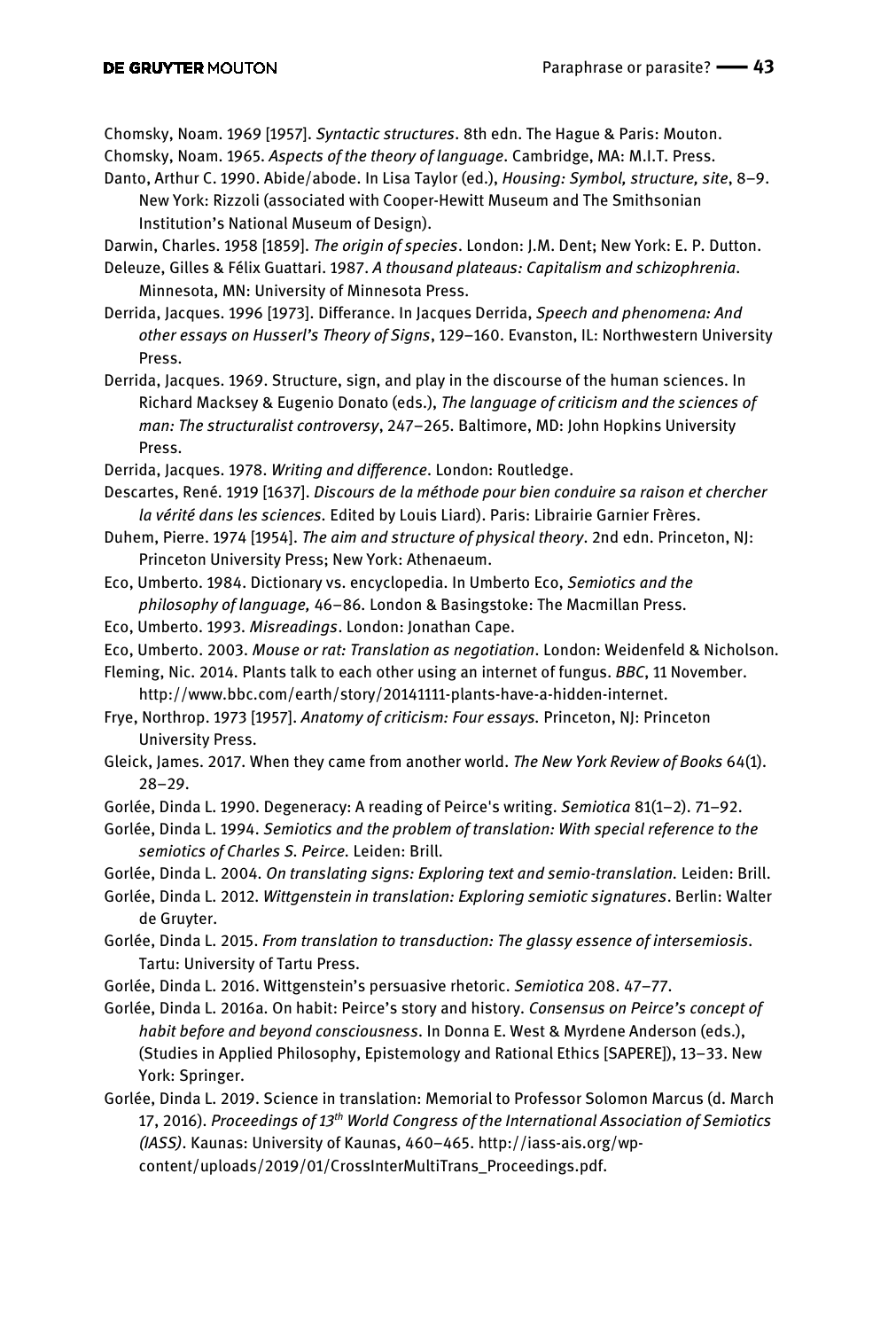Chomsky, Noam. 1969 [1957]. *Syntactic structures*. 8th edn. The Hague & Paris: Mouton.

Chomsky, Noam. 1965. *Aspects of the theory of language*. Cambridge, MA: M.I.T. Press.

Danto, Arthur C. 1990. Abide/abode. In Lisa Taylor (ed.), *Housing: Symbol, structure, site*, 8–9. New York: Rizzoli (associated with Cooper-Hewitt Museum and The Smithsonian Institution's National Museum of Design).

Darwin, Charles. 1958 [1859]. *The origin of species*. London: J.M. Dent; New York: E. P. Dutton.

Deleuze, Gilles & Félix Guattari. 1987. *A thousand plateaus: Capitalism and schizophrenia*. Minnesota, MN: University of Minnesota Press.

Derrida, Jacques. 1996 [1973]. Differance. In Jacques Derrida, *Speech and phenomena: And other essays on Husserl's Theory of Signs*, 129–160. Evanston, IL: Northwestern University Press.

Derrida, Jacques. 1969. Structure, sign, and play in the discourse of the human sciences. In Richard Macksey & Eugenio Donato (eds.), *The language of criticism and the sciences of man: The structuralist controversy*, 247–265. Baltimore, MD: John Hopkins University Press.

Derrida, Jacques. 1978. *Writing and difference*. London: Routledge.

Descartes, René. 1919 [1637]. *Discours de la méthode pour bien conduire sa raison et chercher la vérité dans les sciences.* Edited by Louis Liard). Paris: Librairie Garnier Frères.

Duhem, Pierre. 1974 [1954]. *The aim and structure of physical theory*. 2nd edn. Princeton, NJ: Princeton University Press; New York: Athenaeum.

Eco, Umberto. 1984. Dictionary vs. encyclopedia. In Umberto Eco, *Semiotics and the philosophy of language,* 46–86. London & Basingstoke: The Macmillan Press.

Eco, Umberto. 1993. *Misreadings*. London: Jonathan Cape.

Eco, Umberto. 2003. *Mouse or rat: Translation as negotiation*. London: Weidenfeld & Nicholson.

Fleming, Nic. 2014. Plants talk to each other using an internet of fungus. *BBC*, 11 November. http://www.bbc.com/earth/story/20141111-plants-have-a-hidden-internet.

Frye, Northrop. 1973 [1957]. *Anatomy of criticism: Four essays.* Princeton, NJ: Princeton University Press.

Gleick, James. 2017. When they came from another world. *The New York Review of Books* 64(1). 28–29.

Gorlée, Dinda L. 1990. Degeneracy: A reading of Peirce's writing. *Semiotica* 81(1–2). 71–92.

Gorlée, Dinda L. 1994. *Semiotics and the problem of translation: With special reference to the semiotics of Charles S. Peirce.* Leiden: Brill.

Gorlée, Dinda L. 2004. *On translating signs: Exploring text and semio-translation.* Leiden: Brill.

Gorlée, Dinda L. 2012. *Wittgenstein in translation: Exploring semiotic signatures*. Berlin: Walter de Gruyter.

Gorlée, Dinda L. 2015. *From translation to transduction: The glassy essence of intersemiosis*. Tartu: University of Tartu Press.

Gorlée, Dinda L. 2016. Wittgenstein's persuasive rhetoric. *Semiotica* 208. 47–77.

Gorlée, Dinda L. 2016a. On habit: Peirce's story and history. *Consensus on Peirce's concept of habit before and beyond consciousness*. In Donna E. West & Myrdene Anderson (eds.), (Studies in Applied Philosophy, Epistemology and Rational Ethics [SAPERE]), 13–33. New York: Springer.

Gorlée, Dinda L. 2019. Science in translation: Memorial to Professor Solomon Marcus (d. March 17, 2016). *Proceedings of 13th World Congress of the International Association of Semiotics (IASS)*. Kaunas: University of Kaunas, 460–465. http://iass-ais.org/wp-content/uploads/2019/01/CrossInterMultiTrans_Proceedings.pdf.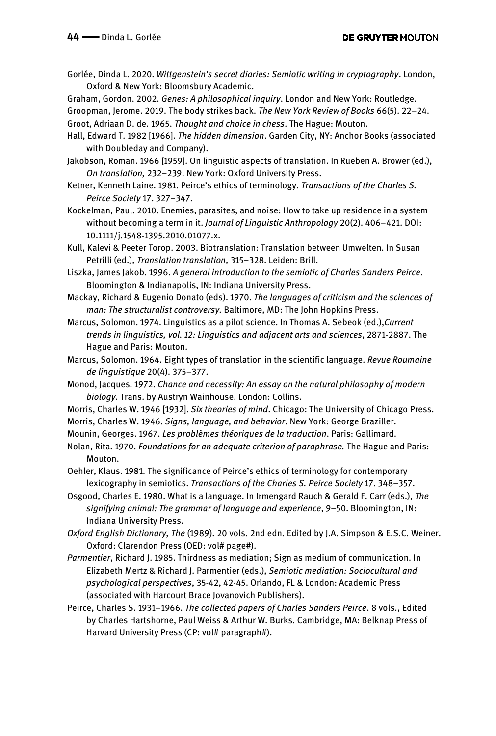Gorlée, Dinda L. 2020. *Wittgenstein's secret diaries: Semiotic writing in cryptography*. London, Oxford & New York: Bloomsbury Academic.

Graham, Gordon. 2002. *Genes: A philosophical inquiry*. London and New York: Routledge.

Groopman, Jerome. 2019. The body strikes back. *The New York Review of Books* 66(5). 22–24.

Groot, Adriaan D. de. 1965. *Thought and choice in chess*. The Hague: Mouton.

Hall, Edward T. 1982 [1966]. *The hidden dimension*. Garden City, NY: Anchor Books (associated with Doubleday and Company).

Jakobson, Roman. 1966 [1959]. On linguistic aspects of translation. In Rueben A. Brower (ed.), *On translation,* 232–239. New York: Oxford University Press.

Ketner, Kenneth Laine. 1981. Peirce's ethics of terminology. *Transactions of the Charles S. Peirce Society* 17. 327–347.

Kockelman, Paul. 2010. Enemies, parasites, and noise: How to take up residence in a system without becoming a term in it. *Journal of Linguistic Anthropology* 20(2). 406–421. DOI: 10.1111/j.1548-1395.2010.01077.x.

Kull, Kalevi & Peeter Torop. 2003. Biotranslation: Translation between Umwelten. In Susan Petrilli (ed.), *Translation translation*, 315–328. Leiden: Brill.

Liszka, James Jakob. 1996. *A general introduction to the semiotic of Charles Sanders Peirce*. Bloomington & Indianapolis, IN: Indiana University Press.

Mackay, Richard & Eugenio Donato (eds). 1970. *The languages of criticism and the sciences of man: The structuralist controversy.* Baltimore, MD: The John Hopkins Press.

Marcus, Solomon. 1974. Linguistics as a pilot science. In Thomas A. Sebeok (ed.),*Current trends in linguistics, vol. 12: Linguistics and adjacent arts and sciences*, 2871-2887. The Hague and Paris: Mouton.

Marcus, Solomon. 1964. Eight types of translation in the scientific language. *Revue Roumaine de linguistique* 20(4). 375–377.

Monod, Jacques. 1972. *Chance and necessity: An essay on the natural philosophy of modern biology.* Trans. by Austryn Wainhouse. London: Collins.

Morris, Charles W. 1946 [1932]. *Six theories of mind*. Chicago: The University of Chicago Press.

Morris, Charles W. 1946. *Signs, language, and behavior*. New York: George Braziller.

Mounin, Georges. 1967. *Les problèmes théoriques de la traduction*. Paris: Gallimard.

Nolan, Rita. 1970. *Foundations for an adequate criterion of paraphrase.* The Hague and Paris: Mouton.

Oehler, Klaus. 1981. The significance of Peirce's ethics of terminology for contemporary lexicography in semiotics. *Transactions of the Charles S. Peirce Society* 17. 348–357.

Osgood, Charles E. 1980. What is a language. In Irmengard Rauch & Gerald F. Carr (eds.), *The signifying animal: The grammar of language and experience*, 9–50. Bloomington, IN: Indiana University Press.

*Oxford English Dictionary, The* (1989). 20 vols. 2nd edn. Edited by J.A. Simpson & E.S.C. Weiner. Oxford: Clarendon Press (OED: vol# page#).

*Parmentier*, Richard J. 1985. Thirdness as mediation; Sign as medium of communication. In Elizabeth Mertz & Richard J. Parmentier (eds.), *Semiotic mediation: Sociocultural and psychological perspectives*, 35-42, 42-45. Orlando, FL & London: Academic Press (associated with Harcourt Brace Jovanovich Publishers).

Peirce, Charles S. 1931–1966. *The collected papers of Charles Sanders Peirce*. 8 vols., Edited by Charles Hartshorne, Paul Weiss & Arthur W. Burks. Cambridge, MA: Belknap Press of Harvard University Press (CP: vol# paragraph#).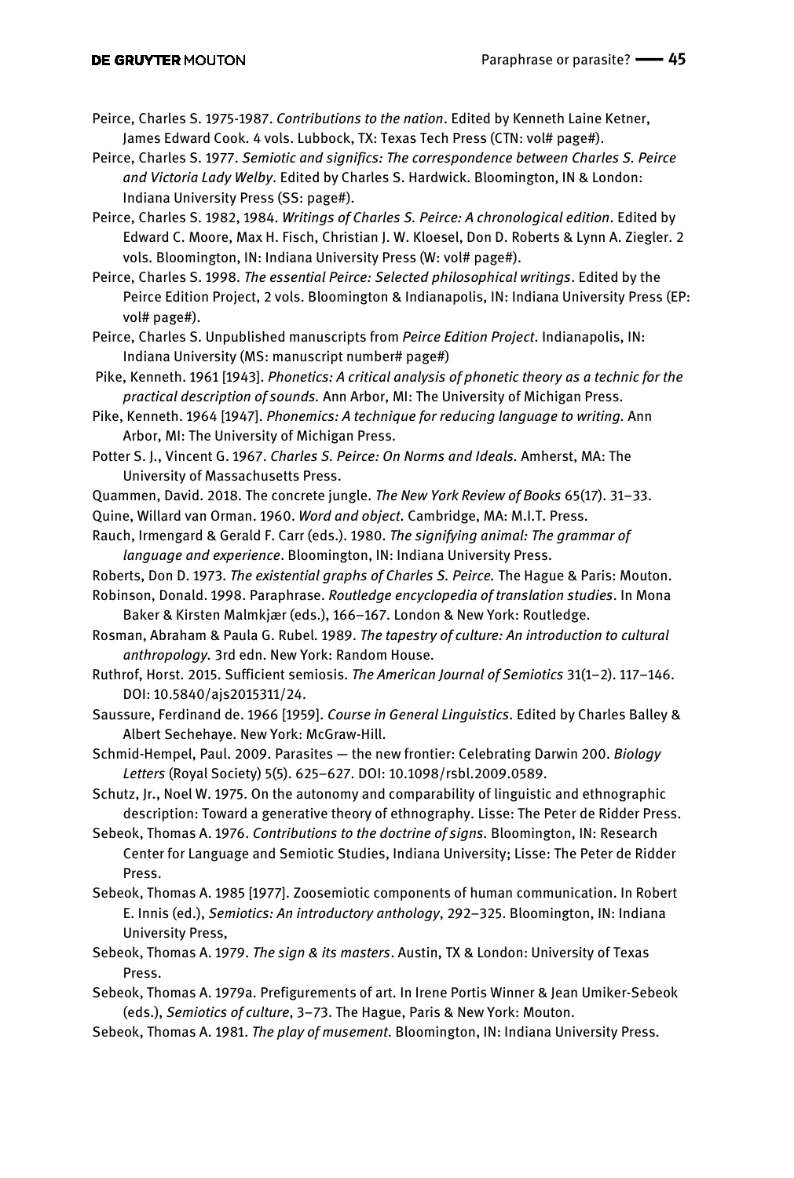Peirce, Charles S. 1975-1987. *Contributions to the nation*. Edited by Kenneth Laine Ketner, James Edward Cook. 4 vols. Lubbock, TX: Texas Tech Press (CTN: vol# page#).

Peirce, Charles S. 1977. *Semiotic and significs: The correspondence between Charles S. Peirce and Victoria Lady Welby*. Edited by Charles S. Hardwick. Bloomington, IN & London: Indiana University Press (SS: page#).

Peirce, Charles S. 1982, 1984. *Writings of Charles S. Peirce: A chronological edition*. Edited by Edward C. Moore, Max H. Fisch, Christian J. W. Kloesel, Don D. Roberts & Lynn A. Ziegler. 2 vols. Bloomington, IN: Indiana University Press (W: vol# page#).

Peirce, Charles S. 1998. *The essential Peirce: Selected philosophical writings*. Edited by the Peirce Edition Project, 2 vols. Bloomington & Indianapolis, IN: Indiana University Press (EP: vol# page#).

Peirce, Charles S. Unpublished manuscripts from *Peirce Edition Project*. Indianapolis, IN: Indiana University (MS: manuscript number# page#)

Pike, Kenneth. 1961 [1943]. *Phonetics: A critical analysis of phonetic theory as a technic for the practical description of sounds.* Ann Arbor, MI: The University of Michigan Press.

Pike, Kenneth. 1964 [1947]. *Phonemics: A technique for reducing language to writing.* Ann Arbor, MI: The University of Michigan Press.

Potter S. J., Vincent G. 1967. *Charles S. Peirce: On Norms and Ideals.* Amherst, MA: The University of Massachusetts Press.

Quammen, David. 2018. The concrete jungle. *The New York Review of Books* 65(17). 31–33.

Quine, Willard van Orman. 1960. *Word and object.* Cambridge, MA: M.I.T. Press.

Rauch, Irmengard & Gerald F. Carr (eds.). 1980. *The signifying animal: The grammar of language and experience*. Bloomington, IN: Indiana University Press.

Roberts, Don D. 1973. *The existential graphs of Charles S. Peirce.* The Hague & Paris: Mouton.

Robinson, Donald. 1998. Paraphrase. *Routledge encyclopedia of translation studies*. In Mona Baker & Kirsten Malmkjær (eds.), 166–167. London & New York: Routledge.

Rosman, Abraham & Paula G. Rubel. 1989. *The tapestry of culture: An introduction to cultural anthropology.* 3rd edn. New York: Random House.

Ruthrof, Horst. 2015. Sufficient semiosis. *The American Journal of Semiotics* 31(1–2). 117–146. DOI: 10.5840/ajs2015311/24.

Saussure, Ferdinand de. 1966 [1959]. *Course in General Linguistics*. Edited by Charles Balley & Albert Sechehaye. New York: McGraw-Hill.

Schmid-Hempel, Paul. 2009. Parasites — the new frontier: Celebrating Darwin 200. *Biology Letters* (Royal Society) 5(5). 625–627. DOI: 10.1098/rsbl.2009.0589.

Schutz, Jr., Noel W. 1975. On the autonomy and comparability of linguistic and ethnographic description: Toward a generative theory of ethnography. Lisse: The Peter de Ridder Press.

Sebeok, Thomas A. 1976. *Contributions to the doctrine of signs.* Bloomington, IN: Research Center for Language and Semiotic Studies, Indiana University; Lisse: The Peter de Ridder Press.

Sebeok, Thomas A. 1985 [1977]. Zoosemiotic components of human communication. In Robert E. Innis (ed.), *Semiotics: An introductory anthology*, 292–325. Bloomington, IN: Indiana University Press,

Sebeok, Thomas A. 1979. *The sign & its masters*. Austin, TX & London: University of Texas Press.

Sebeok, Thomas A. 1979a. Prefigurements of art. In Irene Portis Winner & Jean Umiker-Sebeok (eds.), *Semiotics of culture*, 3–73. The Hague, Paris & New York: Mouton.

Sebeok, Thomas A. 1981. *The play of musement.* Bloomington, IN: Indiana University Press.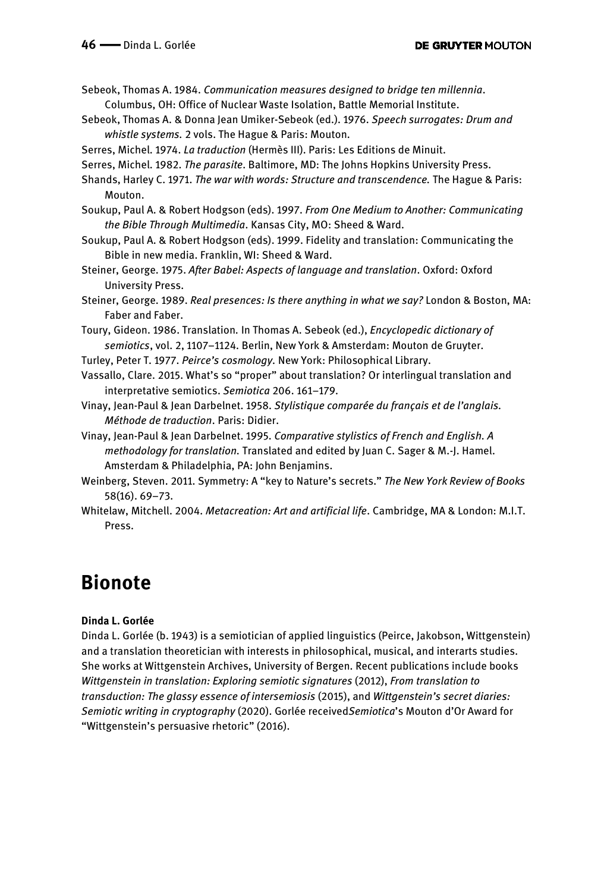Sebeok, Thomas A. 1984. *Communication measures designed to bridge ten millennia*. Columbus, OH: Office of Nuclear Waste Isolation, Battle Memorial Institute.

Sebeok, Thomas A. & Donna Jean Umiker-Sebeok (ed.). 1976. *Speech surrogates: Drum and whistle systems.* 2 vols. The Hague & Paris: Mouton.

Serres, Michel. 1974. *La traduction* (Hermès III). Paris: Les Editions de Minuit.

Serres, Michel. 1982. *The parasite*. Baltimore, MD: The Johns Hopkins University Press.

Shands, Harley C. 1971. *The war with words: Structure and transcendence.* The Hague & Paris: Mouton.

Soukup, Paul A. & Robert Hodgson (eds). 1997. *From One Medium to Another: Communicating the Bible Through Multimedia*. Kansas City, MO: Sheed & Ward.

Soukup, Paul A. & Robert Hodgson (eds). 1999. Fidelity and translation: Communicating the Bible in new media. Franklin, WI: Sheed & Ward.

Steiner, George. 1975. *After Babel: Aspects of language and translation*. Oxford: Oxford University Press.

Steiner, George. 1989. *Real presences: Is there anything in what we say?* London & Boston, MA: Faber and Faber.

Toury, Gideon. 1986. Translation. In Thomas A. Sebeok (ed.), *Encyclopedic dictionary of semiotics*, vol. 2, 1107–1124. Berlin, New York & Amsterdam: Mouton de Gruyter.

Turley, Peter T. 1977. *Peirce's cosmology*. New York: Philosophical Library.

Vassallo, Clare. 2015. What's so "proper" about translation? Or interlingual translation and interpretative semiotics. *Semiotica* 206. 161–179.

Vinay, Jean-Paul & Jean Darbelnet. 1958. *Stylistique comparée du français et de l'anglais. Méthode de traduction*. Paris: Didier.

Vinay, Jean-Paul & Jean Darbelnet. 1995. *Comparative stylistics of French and English. A methodology for translation.* Translated and edited by Juan C. Sager & M.-J. Hamel. Amsterdam & Philadelphia, PA: John Benjamins.

Weinberg, Steven. 2011. Symmetry: A "key to Nature's secrets." *The New York Review of Books* 58(16). 69–73.

Whitelaw, Mitchell. 2004. *Metacreation: Art and artificial life*. Cambridge, MA & London: M.I.T. Press.

# Bionote

**Dinda L. Gorlée**

Dinda L. Gorlée (b. 1943) is a semiotician of applied linguistics (Peirce, Jakobson, Wittgenstein) and a translation theoretician with interests in philosophical, musical, and interarts studies. She works at Wittgenstein Archives, University of Bergen. Recent publications include books *Wittgenstein in translation: Exploring semiotic signatures* (2012), *From translation to transduction: The glassy essence of intersemiosis* (2015), and *Wittgenstein's secret diaries: Semiotic writing in cryptography* (2020). Gorlée received*Semiotica*'s Mouton d'Or Award for "Wittgenstein's persuasive rhetoric" (2016).